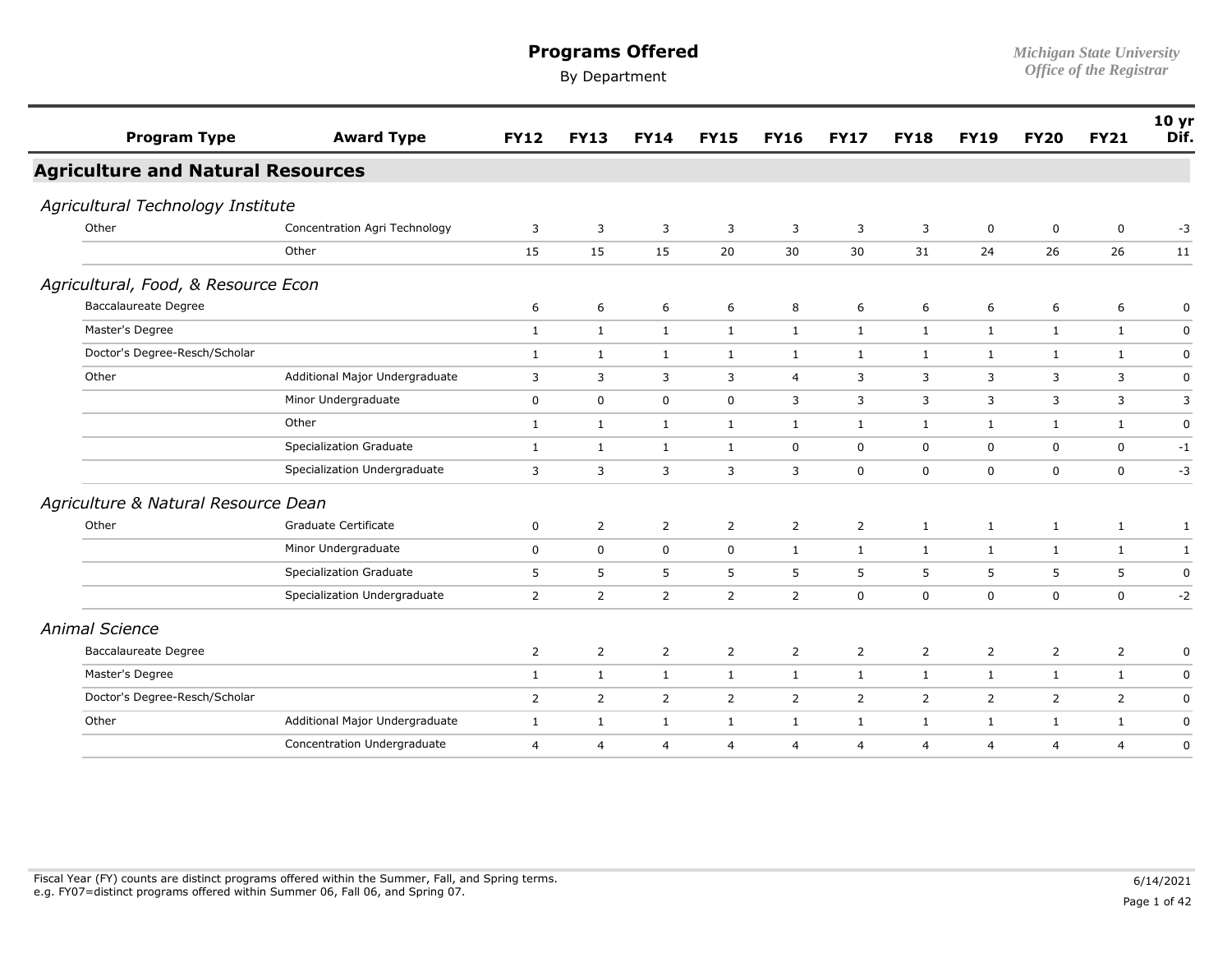# Programs Offered

By Department

Michigan State University
Office of the Registrar

| Program Type | Award Type | FY12 | FY13 | FY14 | FY15 | FY16 | FY17 | FY18 | FY19 | FY20 | FY21 | 10 yr Dif. |
|---|---|---|---|---|---|---|---|---|---|---|---|---|
| **Agriculture and Natural Resources** | | | | | | | | | | | | |
| *Agricultural Technology Institute* | | | | | | | | | | | | |
| Other | Concentration Agri Technology | 3 | 3 | 3 | 3 | 3 | 3 | 3 | 0 | 0 | 0 | -3 |
| | Other | 15 | 15 | 15 | 20 | 30 | 30 | 31 | 24 | 26 | 26 | 11 |
| *Agricultural, Food, & Resource Econ* | | | | | | | | | | | | |
| Baccalaureate Degree | | 6 | 6 | 6 | 6 | 8 | 6 | 6 | 6 | 6 | 6 | 0 |
| Master's Degree | | 1 | 1 | 1 | 1 | 1 | 1 | 1 | 1 | 1 | 1 | 0 |
| Doctor's Degree-Resch/Scholar | | 1 | 1 | 1 | 1 | 1 | 1 | 1 | 1 | 1 | 1 | 0 |
| Other | Additional Major Undergraduate | 3 | 3 | 3 | 3 | 4 | 3 | 3 | 3 | 3 | 3 | 0 |
| | Minor Undergraduate | 0 | 0 | 0 | 0 | 3 | 3 | 3 | 3 | 3 | 3 | 3 |
| | Other | 1 | 1 | 1 | 1 | 1 | 1 | 1 | 1 | 1 | 1 | 0 |
| | Specialization Graduate | 1 | 1 | 1 | 1 | 0 | 0 | 0 | 0 | 0 | 0 | -1 |
| | Specialization Undergraduate | 3 | 3 | 3 | 3 | 3 | 0 | 0 | 0 | 0 | 0 | -3 |
| *Agriculture & Natural Resource Dean* | | | | | | | | | | | | |
| Other | Graduate Certificate | 0 | 2 | 2 | 2 | 2 | 2 | 1 | 1 | 1 | 1 | 1 |
| | Minor Undergraduate | 0 | 0 | 0 | 0 | 1 | 1 | 1 | 1 | 1 | 1 | 1 |
| | Specialization Graduate | 5 | 5 | 5 | 5 | 5 | 5 | 5 | 5 | 5 | 5 | 0 |
| | Specialization Undergraduate | 2 | 2 | 2 | 2 | 2 | 0 | 0 | 0 | 0 | 0 | -2 |
| *Animal Science* | | | | | | | | | | | | |
| Baccalaureate Degree | | 2 | 2 | 2 | 2 | 2 | 2 | 2 | 2 | 2 | 2 | 0 |
| Master's Degree | | 1 | 1 | 1 | 1 | 1 | 1 | 1 | 1 | 1 | 1 | 0 |
| Doctor's Degree-Resch/Scholar | | 2 | 2 | 2 | 2 | 2 | 2 | 2 | 2 | 2 | 2 | 0 |
| Other | Additional Major Undergraduate | 1 | 1 | 1 | 1 | 1 | 1 | 1 | 1 | 1 | 1 | 0 |
| | Concentration Undergraduate | 4 | 4 | 4 | 4 | 4 | 4 | 4 | 4 | 4 | 4 | 0 |

Fiscal Year (FY) counts are distinct programs offered within the Summer, Fall, and Spring terms.
e.g. FY07=distinct programs offered within Summer 06, Fall 06, and Spring 07.

6/14/2021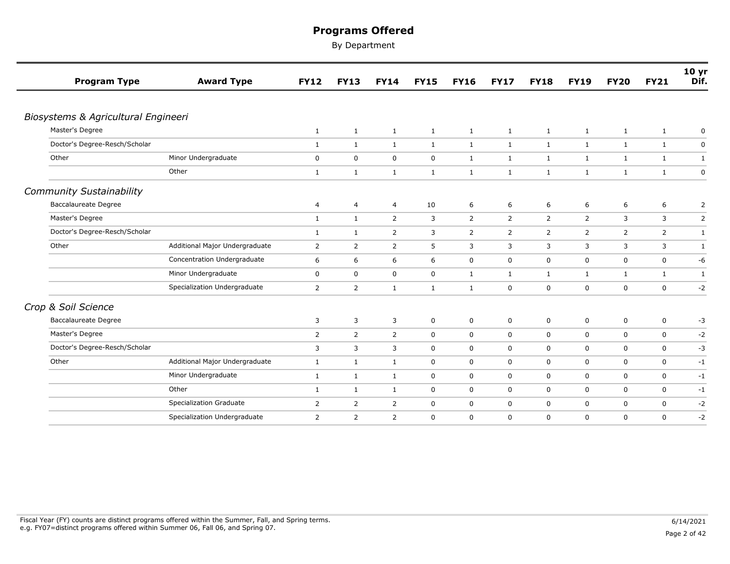# Programs Offered

By Department

| Program Type | Award Type | FY12 | FY13 | FY14 | FY15 | FY16 | FY17 | FY18 | FY19 | FY20 | FY21 | 10 yr Dif. |
|---|---|---|---|---|---|---|---|---|---|---|---|---|
| *Biosystems & Agricultural Engineeri* | | | | | | | | | | | | |
| Master's Degree | | 1 | 1 | 1 | 1 | 1 | 1 | 1 | 1 | 1 | 1 | 0 |
| Doctor's Degree-Resch/Scholar | | 1 | 1 | 1 | 1 | 1 | 1 | 1 | 1 | 1 | 1 | 0 |
| Other | Minor Undergraduate | 0 | 0 | 0 | 0 | 1 | 1 | 1 | 1 | 1 | 1 | 1 |
| | Other | 1 | 1 | 1 | 1 | 1 | 1 | 1 | 1 | 1 | 1 | 0 |
| *Community Sustainability* | | | | | | | | | | | | |
| Baccalaureate Degree | | 4 | 4 | 4 | 10 | 6 | 6 | 6 | 6 | 6 | 6 | 2 |
| Master's Degree | | 1 | 1 | 2 | 3 | 2 | 2 | 2 | 2 | 3 | 3 | 2 |
| Doctor's Degree-Resch/Scholar | | 1 | 1 | 2 | 3 | 2 | 2 | 2 | 2 | 2 | 2 | 1 |
| Other | Additional Major Undergraduate | 2 | 2 | 2 | 5 | 3 | 3 | 3 | 3 | 3 | 3 | 1 |
| | Concentration Undergraduate | 6 | 6 | 6 | 6 | 0 | 0 | 0 | 0 | 0 | 0 | -6 |
| | Minor Undergraduate | 0 | 0 | 0 | 0 | 1 | 1 | 1 | 1 | 1 | 1 | 1 |
| | Specialization Undergraduate | 2 | 2 | 1 | 1 | 1 | 0 | 0 | 0 | 0 | 0 | -2 |
| *Crop & Soil Science* | | | | | | | | | | | | |
| Baccalaureate Degree | | 3 | 3 | 3 | 0 | 0 | 0 | 0 | 0 | 0 | 0 | -3 |
| Master's Degree | | 2 | 2 | 2 | 0 | 0 | 0 | 0 | 0 | 0 | 0 | -2 |
| Doctor's Degree-Resch/Scholar | | 3 | 3 | 3 | 0 | 0 | 0 | 0 | 0 | 0 | 0 | -3 |
| Other | Additional Major Undergraduate | 1 | 1 | 1 | 0 | 0 | 0 | 0 | 0 | 0 | 0 | -1 |
| | Minor Undergraduate | 1 | 1 | 1 | 0 | 0 | 0 | 0 | 0 | 0 | 0 | -1 |
| | Other | 1 | 1 | 1 | 0 | 0 | 0 | 0 | 0 | 0 | 0 | -1 |
| | Specialization Graduate | 2 | 2 | 2 | 0 | 0 | 0 | 0 | 0 | 0 | 0 | -2 |
| | Specialization Undergraduate | 2 | 2 | 2 | 0 | 0 | 0 | 0 | 0 | 0 | 0 | -2 |

Fiscal Year (FY) counts are distinct programs offered within the Summer, Fall, and Spring terms.
e.g. FY07=distinct programs offered within Summer 06, Fall 06, and Spring 07.

6/14/2021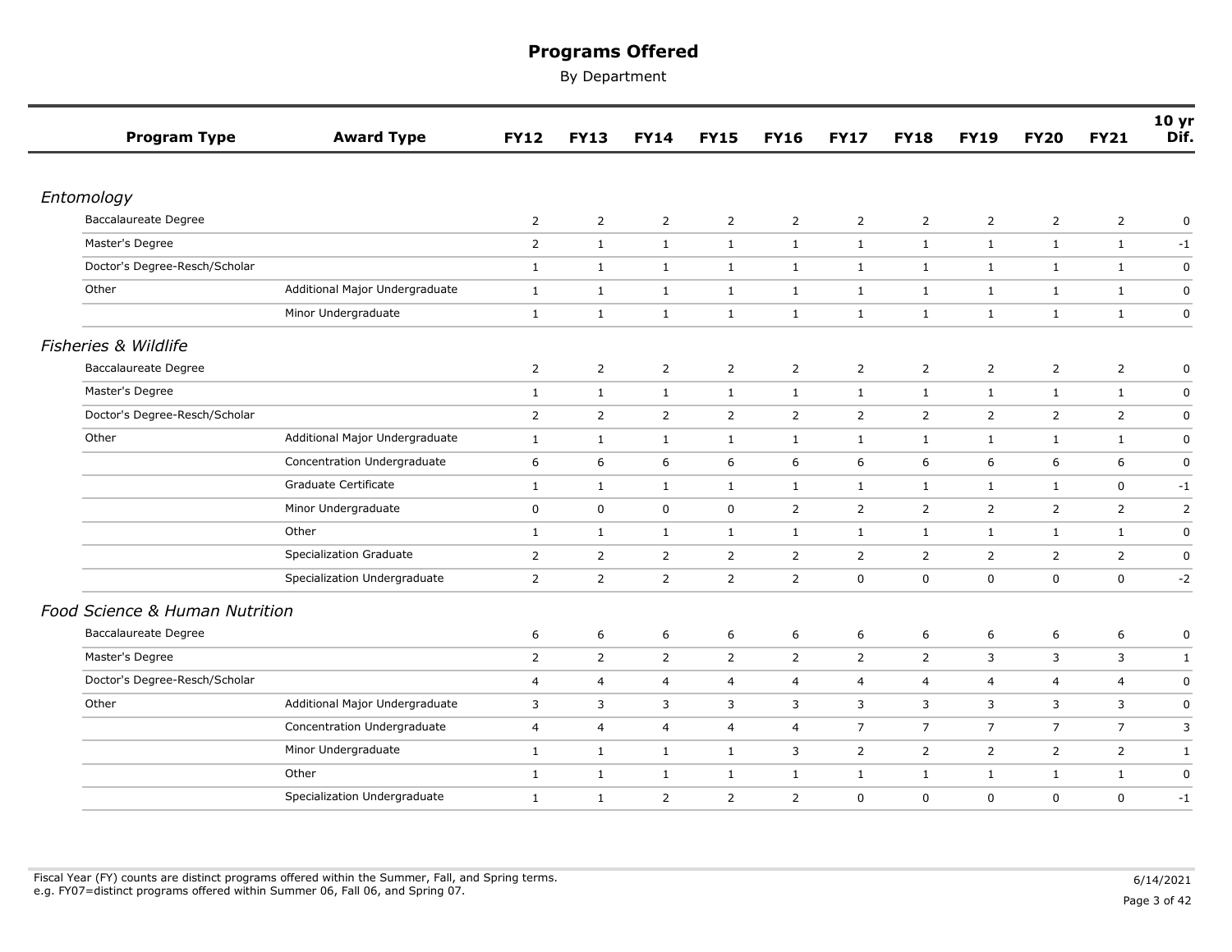# Programs Offered

By Department

| Program Type | Award Type | FY12 | FY13 | FY14 | FY15 | FY16 | FY17 | FY18 | FY19 | FY20 | FY21 | 10 yr Dif. |
|---|---|---|---|---|---|---|---|---|---|---|---|---|
| ***Entomology*** | | | | | | | | | | | | |
| Baccalaureate Degree | | 2 | 2 | 2 | 2 | 2 | 2 | 2 | 2 | 2 | 2 | 0 |
| Master's Degree | | 2 | 1 | 1 | 1 | 1 | 1 | 1 | 1 | 1 | 1 | -1 |
| Doctor's Degree-Resch/Scholar | | 1 | 1 | 1 | 1 | 1 | 1 | 1 | 1 | 1 | 1 | 0 |
| Other | Additional Major Undergraduate | 1 | 1 | 1 | 1 | 1 | 1 | 1 | 1 | 1 | 1 | 0 |
| | Minor Undergraduate | 1 | 1 | 1 | 1 | 1 | 1 | 1 | 1 | 1 | 1 | 0 |
| ***Fisheries & Wildlife*** | | | | | | | | | | | | |
| Baccalaureate Degree | | 2 | 2 | 2 | 2 | 2 | 2 | 2 | 2 | 2 | 2 | 0 |
| Master's Degree | | 1 | 1 | 1 | 1 | 1 | 1 | 1 | 1 | 1 | 1 | 0 |
| Doctor's Degree-Resch/Scholar | | 2 | 2 | 2 | 2 | 2 | 2 | 2 | 2 | 2 | 2 | 0 |
| Other | Additional Major Undergraduate | 1 | 1 | 1 | 1 | 1 | 1 | 1 | 1 | 1 | 1 | 0 |
| | Concentration Undergraduate | 6 | 6 | 6 | 6 | 6 | 6 | 6 | 6 | 6 | 6 | 0 |
| | Graduate Certificate | 1 | 1 | 1 | 1 | 1 | 1 | 1 | 1 | 1 | 0 | -1 |
| | Minor Undergraduate | 0 | 0 | 0 | 0 | 2 | 2 | 2 | 2 | 2 | 2 | 2 |
| | Other | 1 | 1 | 1 | 1 | 1 | 1 | 1 | 1 | 1 | 1 | 0 |
| | Specialization Graduate | 2 | 2 | 2 | 2 | 2 | 2 | 2 | 2 | 2 | 2 | 0 |
| | Specialization Undergraduate | 2 | 2 | 2 | 2 | 2 | 0 | 0 | 0 | 0 | 0 | -2 |
| ***Food Science & Human Nutrition*** | | | | | | | | | | | | |
| Baccalaureate Degree | | 6 | 6 | 6 | 6 | 6 | 6 | 6 | 6 | 6 | 6 | 0 |
| Master's Degree | | 2 | 2 | 2 | 2 | 2 | 2 | 2 | 3 | 3 | 3 | 1 |
| Doctor's Degree-Resch/Scholar | | 4 | 4 | 4 | 4 | 4 | 4 | 4 | 4 | 4 | 4 | 0 |
| Other | Additional Major Undergraduate | 3 | 3 | 3 | 3 | 3 | 3 | 3 | 3 | 3 | 3 | 0 |
| | Concentration Undergraduate | 4 | 4 | 4 | 4 | 4 | 7 | 7 | 7 | 7 | 7 | 3 |
| | Minor Undergraduate | 1 | 1 | 1 | 1 | 3 | 2 | 2 | 2 | 2 | 2 | 1 |
| | Other | 1 | 1 | 1 | 1 | 1 | 1 | 1 | 1 | 1 | 1 | 0 |
| | Specialization Undergraduate | 1 | 1 | 2 | 2 | 2 | 0 | 0 | 0 | 0 | 0 | -1 |

Fiscal Year (FY) counts are distinct programs offered within the Summer, Fall, and Spring terms.
e.g. FY07=distinct programs offered within Summer 06, Fall 06, and Spring 07.

6/14/2021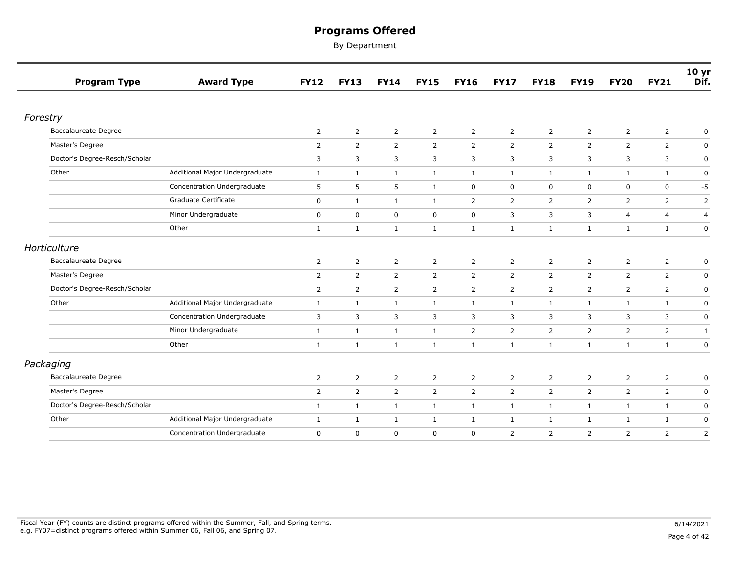# Programs Offered

By Department

| Program Type | Award Type | FY12 | FY13 | FY14 | FY15 | FY16 | FY17 | FY18 | FY19 | FY20 | FY21 | 10 yr Dif. |
|---|---|---|---|---|---|---|---|---|---|---|---|---|
| *Forestry* | | | | | | | | | | | | |
| Baccalaureate Degree | | 2 | 2 | 2 | 2 | 2 | 2 | 2 | 2 | 2 | 2 | 0 |
| Master's Degree | | 2 | 2 | 2 | 2 | 2 | 2 | 2 | 2 | 2 | 2 | 0 |
| Doctor's Degree-Resch/Scholar | | 3 | 3 | 3 | 3 | 3 | 3 | 3 | 3 | 3 | 3 | 0 |
| Other | Additional Major Undergraduate | 1 | 1 | 1 | 1 | 1 | 1 | 1 | 1 | 1 | 1 | 0 |
| | Concentration Undergraduate | 5 | 5 | 5 | 1 | 0 | 0 | 0 | 0 | 0 | 0 | -5 |
| | Graduate Certificate | 0 | 1 | 1 | 1 | 2 | 2 | 2 | 2 | 2 | 2 | 2 |
| | Minor Undergraduate | 0 | 0 | 0 | 0 | 0 | 3 | 3 | 3 | 4 | 4 | 4 |
| | Other | 1 | 1 | 1 | 1 | 1 | 1 | 1 | 1 | 1 | 1 | 0 |
| *Horticulture* | | | | | | | | | | | | |
| Baccalaureate Degree | | 2 | 2 | 2 | 2 | 2 | 2 | 2 | 2 | 2 | 2 | 0 |
| Master's Degree | | 2 | 2 | 2 | 2 | 2 | 2 | 2 | 2 | 2 | 2 | 0 |
| Doctor's Degree-Resch/Scholar | | 2 | 2 | 2 | 2 | 2 | 2 | 2 | 2 | 2 | 2 | 0 |
| Other | Additional Major Undergraduate | 1 | 1 | 1 | 1 | 1 | 1 | 1 | 1 | 1 | 1 | 0 |
| | Concentration Undergraduate | 3 | 3 | 3 | 3 | 3 | 3 | 3 | 3 | 3 | 3 | 0 |
| | Minor Undergraduate | 1 | 1 | 1 | 1 | 2 | 2 | 2 | 2 | 2 | 2 | 1 |
| | Other | 1 | 1 | 1 | 1 | 1 | 1 | 1 | 1 | 1 | 1 | 0 |
| *Packaging* | | | | | | | | | | | | |
| Baccalaureate Degree | | 2 | 2 | 2 | 2 | 2 | 2 | 2 | 2 | 2 | 2 | 0 |
| Master's Degree | | 2 | 2 | 2 | 2 | 2 | 2 | 2 | 2 | 2 | 2 | 0 |
| Doctor's Degree-Resch/Scholar | | 1 | 1 | 1 | 1 | 1 | 1 | 1 | 1 | 1 | 1 | 0 |
| Other | Additional Major Undergraduate | 1 | 1 | 1 | 1 | 1 | 1 | 1 | 1 | 1 | 1 | 0 |
| | Concentration Undergraduate | 0 | 0 | 0 | 0 | 0 | 2 | 2 | 2 | 2 | 2 | 2 |

Fiscal Year (FY) counts are distinct programs offered within the Summer, Fall, and Spring terms.
e.g. FY07=distinct programs offered within Summer 06, Fall 06, and Spring 07.

6/14/2021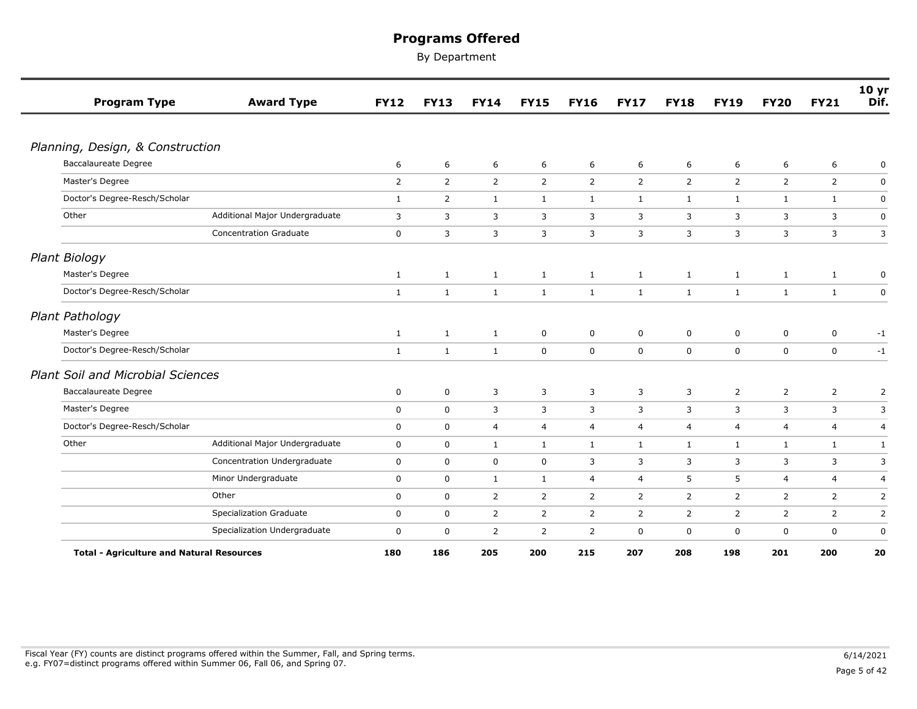# Programs Offered

By Department

| Program Type | Award Type | FY12 | FY13 | FY14 | FY15 | FY16 | FY17 | FY18 | FY19 | FY20 | FY21 | 10 yr Dif. |
|---|---|---|---|---|---|---|---|---|---|---|---|---|
| *Planning, Design, & Construction* | | | | | | | | | | | | |
| Baccalaureate Degree | | 6 | 6 | 6 | 6 | 6 | 6 | 6 | 6 | 6 | 6 | 0 |
| Master's Degree | | 2 | 2 | 2 | 2 | 2 | 2 | 2 | 2 | 2 | 2 | 0 |
| Doctor's Degree-Resch/Scholar | | 1 | 2 | 1 | 1 | 1 | 1 | 1 | 1 | 1 | 1 | 0 |
| Other | Additional Major Undergraduate | 3 | 3 | 3 | 3 | 3 | 3 | 3 | 3 | 3 | 3 | 0 |
| | Concentration Graduate | 0 | 3 | 3 | 3 | 3 | 3 | 3 | 3 | 3 | 3 | 3 |
| *Plant Biology* | | | | | | | | | | | | |
| Master's Degree | | 1 | 1 | 1 | 1 | 1 | 1 | 1 | 1 | 1 | 1 | 0 |
| Doctor's Degree-Resch/Scholar | | 1 | 1 | 1 | 1 | 1 | 1 | 1 | 1 | 1 | 1 | 0 |
| *Plant Pathology* | | | | | | | | | | | | |
| Master's Degree | | 1 | 1 | 1 | 0 | 0 | 0 | 0 | 0 | 0 | 0 | -1 |
| Doctor's Degree-Resch/Scholar | | 1 | 1 | 1 | 0 | 0 | 0 | 0 | 0 | 0 | 0 | -1 |
| *Plant Soil and Microbial Sciences* | | | | | | | | | | | | |
| Baccalaureate Degree | | 0 | 0 | 3 | 3 | 3 | 3 | 3 | 2 | 2 | 2 | 2 |
| Master's Degree | | 0 | 0 | 3 | 3 | 3 | 3 | 3 | 3 | 3 | 3 | 3 |
| Doctor's Degree-Resch/Scholar | | 0 | 0 | 4 | 4 | 4 | 4 | 4 | 4 | 4 | 4 | 4 |
| Other | Additional Major Undergraduate | 0 | 0 | 1 | 1 | 1 | 1 | 1 | 1 | 1 | 1 | 1 |
| | Concentration Undergraduate | 0 | 0 | 0 | 0 | 3 | 3 | 3 | 3 | 3 | 3 | 3 |
| | Minor Undergraduate | 0 | 0 | 1 | 1 | 4 | 4 | 5 | 5 | 4 | 4 | 4 |
| | Other | 0 | 0 | 2 | 2 | 2 | 2 | 2 | 2 | 2 | 2 | 2 |
| | Specialization Graduate | 0 | 0 | 2 | 2 | 2 | 2 | 2 | 2 | 2 | 2 | 2 |
| | Specialization Undergraduate | 0 | 0 | 2 | 2 | 2 | 0 | 0 | 0 | 0 | 0 | 0 |
| **Total - Agriculture and Natural Resources** | | **180** | **186** | **205** | **200** | **215** | **207** | **208** | **198** | **201** | **200** | **20** |

Fiscal Year (FY) counts are distinct programs offered within the Summer, Fall, and Spring terms.
e.g. FY07=distinct programs offered within Summer 06, Fall 06, and Spring 07.

6/14/2021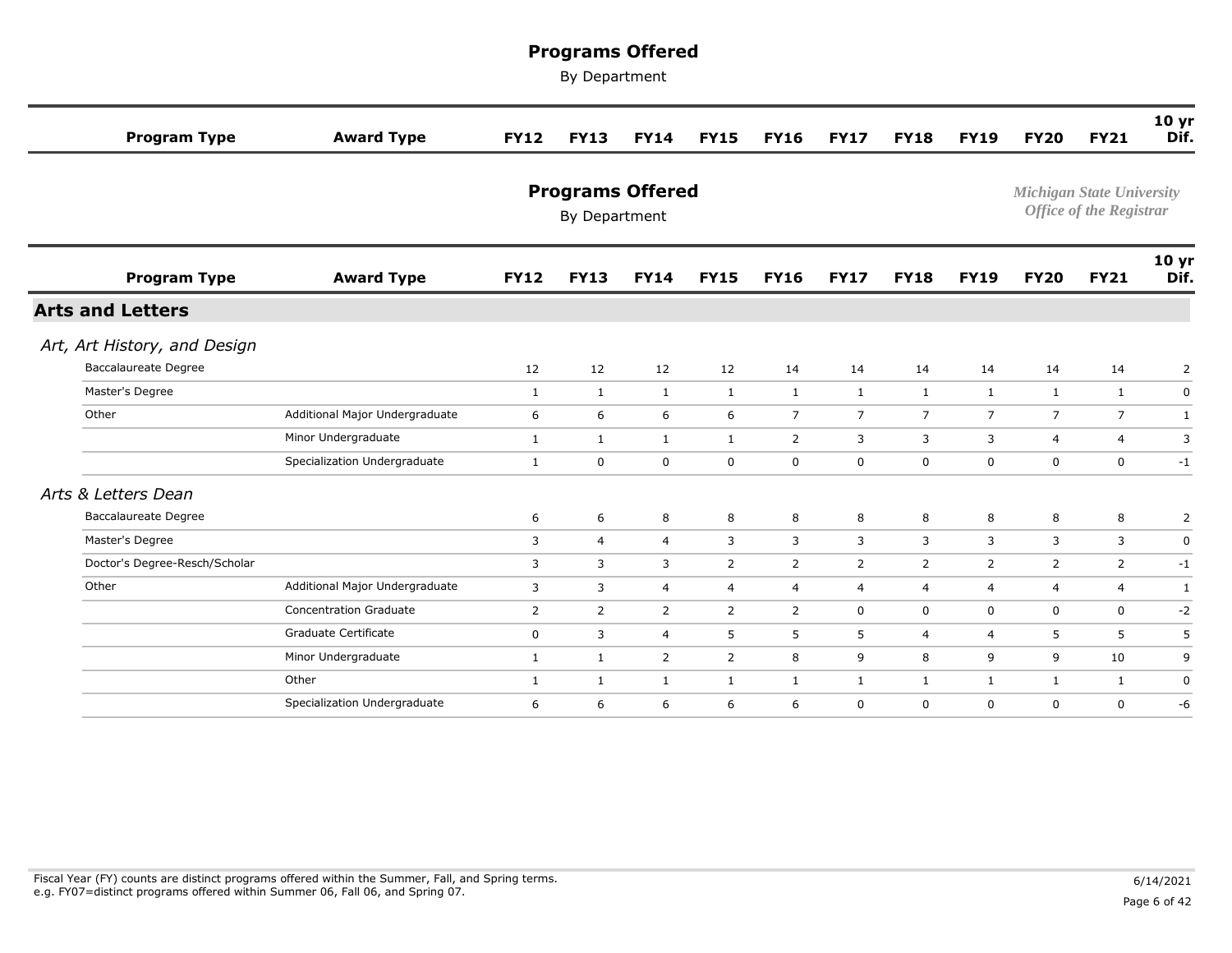# Programs Offered

By Department

*Michigan State University*
*Office of the Registrar*

| Program Type | Award Type | FY12 | FY13 | FY14 | FY15 | FY16 | FY17 | FY18 | FY19 | FY20 | FY21 | 10 yr Dif. |
|---|---|---|---|---|---|---|---|---|---|---|---|---|
| **Arts and Letters** | | | | | | | | | | | | |
| *Art, Art History, and Design* | | | | | | | | | | | | |
| Baccalaureate Degree | | 12 | 12 | 12 | 12 | 14 | 14 | 14 | 14 | 14 | 14 | 2 |
| Master's Degree | | 1 | 1 | 1 | 1 | 1 | 1 | 1 | 1 | 1 | 1 | 0 |
| Other | Additional Major Undergraduate | 6 | 6 | 6 | 6 | 7 | 7 | 7 | 7 | 7 | 7 | 1 |
| | Minor Undergraduate | 1 | 1 | 1 | 1 | 2 | 3 | 3 | 3 | 4 | 4 | 3 |
| | Specialization Undergraduate | 1 | 0 | 0 | 0 | 0 | 0 | 0 | 0 | 0 | 0 | -1 |
| *Arts & Letters Dean* | | | | | | | | | | | | |
| Baccalaureate Degree | | 6 | 6 | 8 | 8 | 8 | 8 | 8 | 8 | 8 | 8 | 2 |
| Master's Degree | | 3 | 4 | 4 | 3 | 3 | 3 | 3 | 3 | 3 | 3 | 0 |
| Doctor's Degree-Resch/Scholar | | 3 | 3 | 3 | 2 | 2 | 2 | 2 | 2 | 2 | 2 | -1 |
| Other | Additional Major Undergraduate | 3 | 3 | 4 | 4 | 4 | 4 | 4 | 4 | 4 | 4 | 1 |
| | Concentration Graduate | 2 | 2 | 2 | 2 | 2 | 0 | 0 | 0 | 0 | 0 | -2 |
| | Graduate Certificate | 0 | 3 | 4 | 5 | 5 | 5 | 4 | 4 | 5 | 5 | 5 |
| | Minor Undergraduate | 1 | 1 | 2 | 2 | 8 | 9 | 8 | 9 | 9 | 10 | 9 |
| | Other | 1 | 1 | 1 | 1 | 1 | 1 | 1 | 1 | 1 | 1 | 0 |
| | Specialization Undergraduate | 6 | 6 | 6 | 6 | 6 | 0 | 0 | 0 | 0 | 0 | -6 |

Fiscal Year (FY) counts are distinct programs offered within the Summer, Fall, and Spring terms.
e.g. FY07=distinct programs offered within Summer 06, Fall 06, and Spring 07.

6/14/2021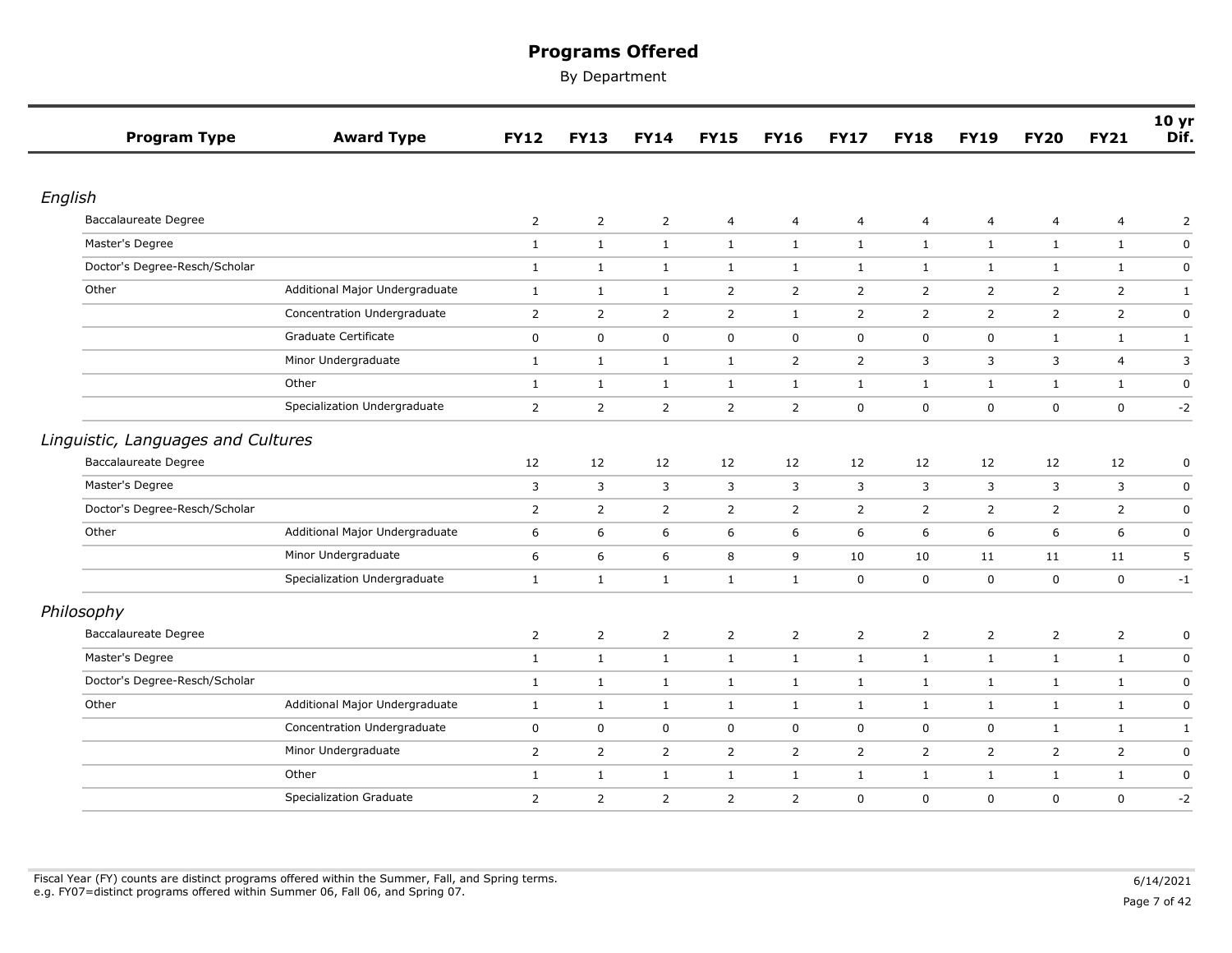# Programs Offered

By Department

| Program Type | Award Type | FY12 | FY13 | FY14 | FY15 | FY16 | FY17 | FY18 | FY19 | FY20 | FY21 | 10 yr Dif. |
|---|---|---|---|---|---|---|---|---|---|---|---|---|
| ***English*** | | | | | | | | | | | | |
| Baccalaureate Degree | | 2 | 2 | 2 | 4 | 4 | 4 | 4 | 4 | 4 | 4 | 2 |
| Master's Degree | | 1 | 1 | 1 | 1 | 1 | 1 | 1 | 1 | 1 | 1 | 0 |
| Doctor's Degree-Resch/Scholar | | 1 | 1 | 1 | 1 | 1 | 1 | 1 | 1 | 1 | 1 | 0 |
| Other | Additional Major Undergraduate | 1 | 1 | 1 | 2 | 2 | 2 | 2 | 2 | 2 | 2 | 1 |
| | Concentration Undergraduate | 2 | 2 | 2 | 2 | 1 | 2 | 2 | 2 | 2 | 2 | 0 |
| | Graduate Certificate | 0 | 0 | 0 | 0 | 0 | 0 | 0 | 0 | 1 | 1 | 1 |
| | Minor Undergraduate | 1 | 1 | 1 | 1 | 2 | 2 | 3 | 3 | 3 | 4 | 3 |
| | Other | 1 | 1 | 1 | 1 | 1 | 1 | 1 | 1 | 1 | 1 | 0 |
| | Specialization Undergraduate | 2 | 2 | 2 | 2 | 2 | 0 | 0 | 0 | 0 | 0 | -2 |
| ***Linguistic, Languages and Cultures*** | | | | | | | | | | | | |
| Baccalaureate Degree | | 12 | 12 | 12 | 12 | 12 | 12 | 12 | 12 | 12 | 12 | 0 |
| Master's Degree | | 3 | 3 | 3 | 3 | 3 | 3 | 3 | 3 | 3 | 3 | 0 |
| Doctor's Degree-Resch/Scholar | | 2 | 2 | 2 | 2 | 2 | 2 | 2 | 2 | 2 | 2 | 0 |
| Other | Additional Major Undergraduate | 6 | 6 | 6 | 6 | 6 | 6 | 6 | 6 | 6 | 6 | 0 |
| | Minor Undergraduate | 6 | 6 | 6 | 8 | 9 | 10 | 10 | 11 | 11 | 11 | 5 |
| | Specialization Undergraduate | 1 | 1 | 1 | 1 | 1 | 0 | 0 | 0 | 0 | 0 | -1 |
| ***Philosophy*** | | | | | | | | | | | | |
| Baccalaureate Degree | | 2 | 2 | 2 | 2 | 2 | 2 | 2 | 2 | 2 | 2 | 0 |
| Master's Degree | | 1 | 1 | 1 | 1 | 1 | 1 | 1 | 1 | 1 | 1 | 0 |
| Doctor's Degree-Resch/Scholar | | 1 | 1 | 1 | 1 | 1 | 1 | 1 | 1 | 1 | 1 | 0 |
| Other | Additional Major Undergraduate | 1 | 1 | 1 | 1 | 1 | 1 | 1 | 1 | 1 | 1 | 0 |
| | Concentration Undergraduate | 0 | 0 | 0 | 0 | 0 | 0 | 0 | 0 | 1 | 1 | 1 |
| | Minor Undergraduate | 2 | 2 | 2 | 2 | 2 | 2 | 2 | 2 | 2 | 2 | 0 |
| | Other | 1 | 1 | 1 | 1 | 1 | 1 | 1 | 1 | 1 | 1 | 0 |
| | Specialization Graduate | 2 | 2 | 2 | 2 | 2 | 0 | 0 | 0 | 0 | 0 | -2 |

Fiscal Year (FY) counts are distinct programs offered within the Summer, Fall, and Spring terms.
e.g. FY07=distinct programs offered within Summer 06, Fall 06, and Spring 07.

6/14/2021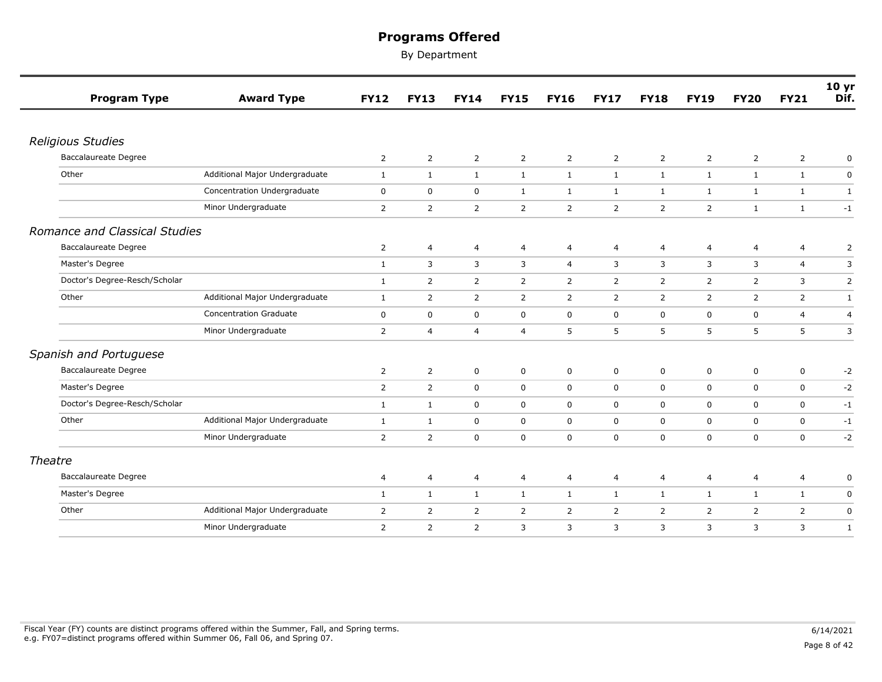# Programs Offered

By Department

| Program Type | Award Type | FY12 | FY13 | FY14 | FY15 | FY16 | FY17 | FY18 | FY19 | FY20 | FY21 | 10 yr Dif. |
|---|---|---|---|---|---|---|---|---|---|---|---|---|
| ***Religious Studies*** | | | | | | | | | | | | |
| Baccalaureate Degree | | 2 | 2 | 2 | 2 | 2 | 2 | 2 | 2 | 2 | 2 | 0 |
| Other | Additional Major Undergraduate | 1 | 1 | 1 | 1 | 1 | 1 | 1 | 1 | 1 | 1 | 0 |
| | Concentration Undergraduate | 0 | 0 | 0 | 1 | 1 | 1 | 1 | 1 | 1 | 1 | 1 |
| | Minor Undergraduate | 2 | 2 | 2 | 2 | 2 | 2 | 2 | 2 | 1 | 1 | -1 |
| ***Romance and Classical Studies*** | | | | | | | | | | | | |
| Baccalaureate Degree | | 2 | 4 | 4 | 4 | 4 | 4 | 4 | 4 | 4 | 4 | 2 |
| Master's Degree | | 1 | 3 | 3 | 3 | 4 | 3 | 3 | 3 | 3 | 4 | 3 |
| Doctor's Degree-Resch/Scholar | | 1 | 2 | 2 | 2 | 2 | 2 | 2 | 2 | 2 | 3 | 2 |
| Other | Additional Major Undergraduate | 1 | 2 | 2 | 2 | 2 | 2 | 2 | 2 | 2 | 2 | 1 |
| | Concentration Graduate | 0 | 0 | 0 | 0 | 0 | 0 | 0 | 0 | 0 | 4 | 4 |
| | Minor Undergraduate | 2 | 4 | 4 | 4 | 5 | 5 | 5 | 5 | 5 | 5 | 3 |
| ***Spanish and Portuguese*** | | | | | | | | | | | | |
| Baccalaureate Degree | | 2 | 2 | 0 | 0 | 0 | 0 | 0 | 0 | 0 | 0 | -2 |
| Master's Degree | | 2 | 2 | 0 | 0 | 0 | 0 | 0 | 0 | 0 | 0 | -2 |
| Doctor's Degree-Resch/Scholar | | 1 | 1 | 0 | 0 | 0 | 0 | 0 | 0 | 0 | 0 | -1 |
| Other | Additional Major Undergraduate | 1 | 1 | 0 | 0 | 0 | 0 | 0 | 0 | 0 | 0 | -1 |
| | Minor Undergraduate | 2 | 2 | 0 | 0 | 0 | 0 | 0 | 0 | 0 | 0 | -2 |
| ***Theatre*** | | | | | | | | | | | | |
| Baccalaureate Degree | | 4 | 4 | 4 | 4 | 4 | 4 | 4 | 4 | 4 | 4 | 0 |
| Master's Degree | | 1 | 1 | 1 | 1 | 1 | 1 | 1 | 1 | 1 | 1 | 0 |
| Other | Additional Major Undergraduate | 2 | 2 | 2 | 2 | 2 | 2 | 2 | 2 | 2 | 2 | 0 |
| | Minor Undergraduate | 2 | 2 | 2 | 3 | 3 | 3 | 3 | 3 | 3 | 3 | 1 |

Fiscal Year (FY) counts are distinct programs offered within the Summer, Fall, and Spring terms.
e.g. FY07=distinct programs offered within Summer 06, Fall 06, and Spring 07.

6/14/2021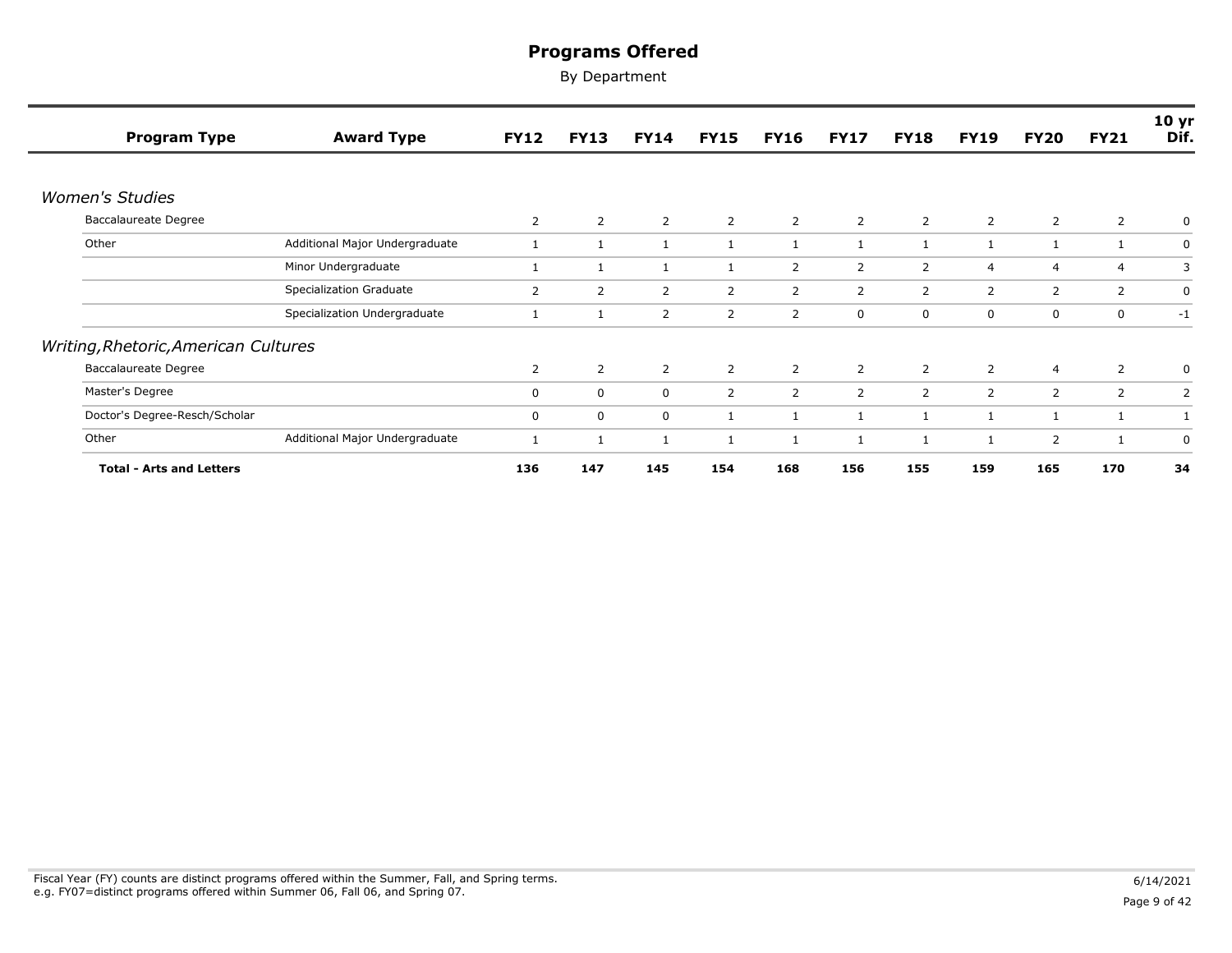# Programs Offered

By Department

| Program Type | Award Type | FY12 | FY13 | FY14 | FY15 | FY16 | FY17 | FY18 | FY19 | FY20 | FY21 | 10 yr Dif. |
|---|---|---|---|---|---|---|---|---|---|---|---|---|
| *Women's Studies* | | | | | | | | | | | | |
| Baccalaureate Degree | | 2 | 2 | 2 | 2 | 2 | 2 | 2 | 2 | 2 | 2 | 0 |
| Other | Additional Major Undergraduate | 1 | 1 | 1 | 1 | 1 | 1 | 1 | 1 | 1 | 1 | 0 |
| | Minor Undergraduate | 1 | 1 | 1 | 1 | 2 | 2 | 2 | 4 | 4 | 4 | 3 |
| | Specialization Graduate | 2 | 2 | 2 | 2 | 2 | 2 | 2 | 2 | 2 | 2 | 0 |
| | Specialization Undergraduate | 1 | 1 | 2 | 2 | 2 | 0 | 0 | 0 | 0 | 0 | -1 |
| *Writing,Rhetoric,American Cultures* | | | | | | | | | | | | |
| Baccalaureate Degree | | 2 | 2 | 2 | 2 | 2 | 2 | 2 | 2 | 4 | 2 | 0 |
| Master's Degree | | 0 | 0 | 0 | 2 | 2 | 2 | 2 | 2 | 2 | 2 | 2 |
| Doctor's Degree-Resch/Scholar | | 0 | 0 | 0 | 1 | 1 | 1 | 1 | 1 | 1 | 1 | 1 |
| Other | Additional Major Undergraduate | 1 | 1 | 1 | 1 | 1 | 1 | 1 | 1 | 2 | 1 | 0 |
| **Total - Arts and Letters** | | **136** | **147** | **145** | **154** | **168** | **156** | **155** | **159** | **165** | **170** | **34** |

Fiscal Year (FY) counts are distinct programs offered within the Summer, Fall, and Spring terms.
e.g. FY07=distinct programs offered within Summer 06, Fall 06, and Spring 07.

6/14/2021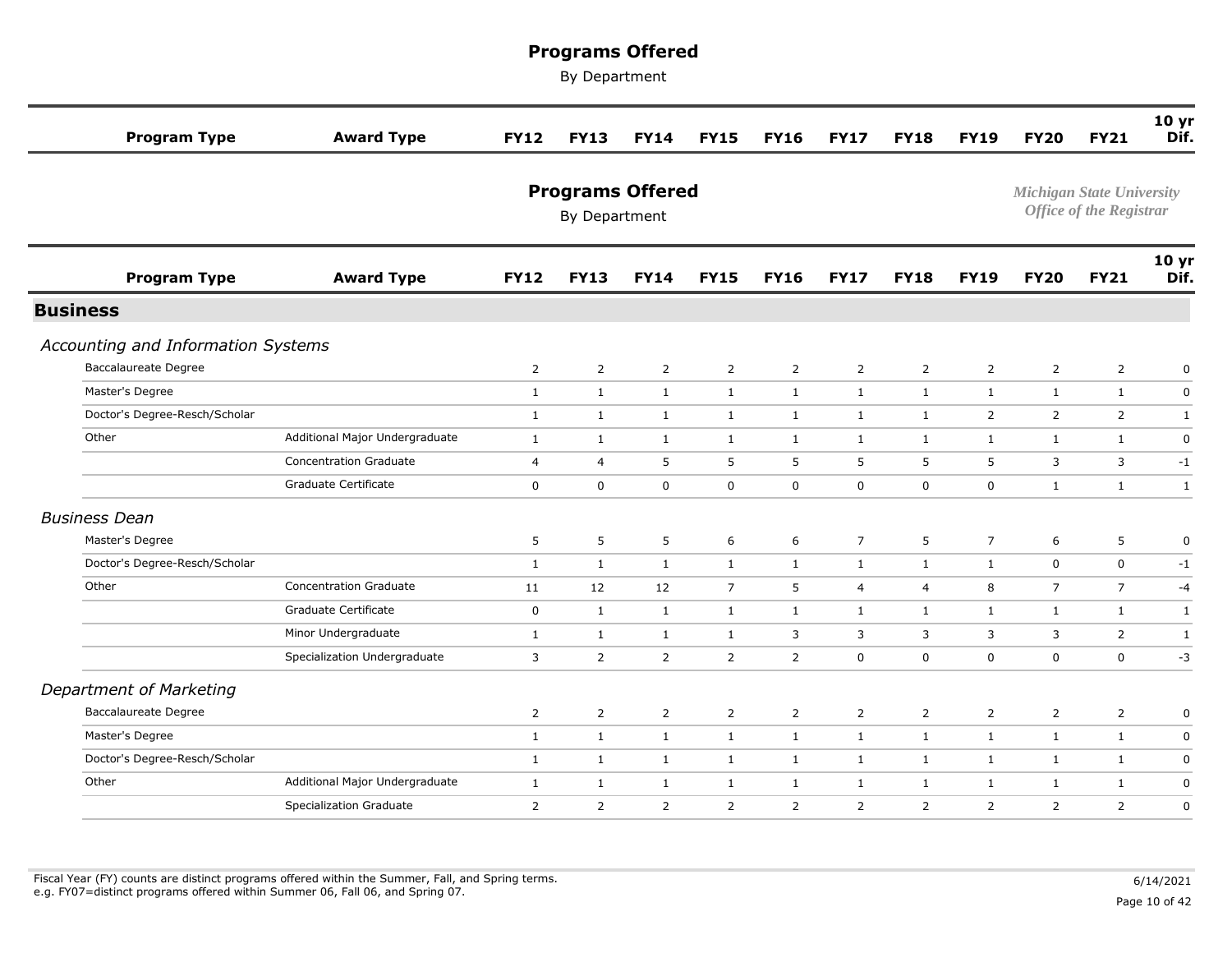# Programs Offered

By Department

*Michigan State University*
*Office of the Registrar*

| Program Type | Award Type | FY12 | FY13 | FY14 | FY15 | FY16 | FY17 | FY18 | FY19 | FY20 | FY21 | 10 yr Dif. |
|---|---|---|---|---|---|---|---|---|---|---|---|---|
| **Business** | | | | | | | | | | | | |
| *Accounting and Information Systems* | | | | | | | | | | | | |
| Baccalaureate Degree | | 2 | 2 | 2 | 2 | 2 | 2 | 2 | 2 | 2 | 2 | 0 |
| Master's Degree | | 1 | 1 | 1 | 1 | 1 | 1 | 1 | 1 | 1 | 1 | 0 |
| Doctor's Degree-Resch/Scholar | | 1 | 1 | 1 | 1 | 1 | 1 | 1 | 2 | 2 | 2 | 1 |
| Other | Additional Major Undergraduate | 1 | 1 | 1 | 1 | 1 | 1 | 1 | 1 | 1 | 1 | 0 |
| | Concentration Graduate | 4 | 4 | 5 | 5 | 5 | 5 | 5 | 5 | 3 | 3 | -1 |
| | Graduate Certificate | 0 | 0 | 0 | 0 | 0 | 0 | 0 | 0 | 1 | 1 | 1 |
| *Business Dean* | | | | | | | | | | | | |
| Master's Degree | | 5 | 5 | 5 | 6 | 6 | 7 | 5 | 7 | 6 | 5 | 0 |
| Doctor's Degree-Resch/Scholar | | 1 | 1 | 1 | 1 | 1 | 1 | 1 | 1 | 0 | 0 | -1 |
| Other | Concentration Graduate | 11 | 12 | 12 | 7 | 5 | 4 | 4 | 8 | 7 | 7 | -4 |
| | Graduate Certificate | 0 | 1 | 1 | 1 | 1 | 1 | 1 | 1 | 1 | 1 | 1 |
| | Minor Undergraduate | 1 | 1 | 1 | 1 | 3 | 3 | 3 | 3 | 3 | 2 | 1 |
| | Specialization Undergraduate | 3 | 2 | 2 | 2 | 2 | 0 | 0 | 0 | 0 | 0 | -3 |
| *Department of Marketing* | | | | | | | | | | | | |
| Baccalaureate Degree | | 2 | 2 | 2 | 2 | 2 | 2 | 2 | 2 | 2 | 2 | 0 |
| Master's Degree | | 1 | 1 | 1 | 1 | 1 | 1 | 1 | 1 | 1 | 1 | 0 |
| Doctor's Degree-Resch/Scholar | | 1 | 1 | 1 | 1 | 1 | 1 | 1 | 1 | 1 | 1 | 0 |
| Other | Additional Major Undergraduate | 1 | 1 | 1 | 1 | 1 | 1 | 1 | 1 | 1 | 1 | 0 |
| | Specialization Graduate | 2 | 2 | 2 | 2 | 2 | 2 | 2 | 2 | 2 | 2 | 0 |

Fiscal Year (FY) counts are distinct programs offered within the Summer, Fall, and Spring terms.
e.g. FY07=distinct programs offered within Summer 06, Fall 06, and Spring 07.

6/14/2021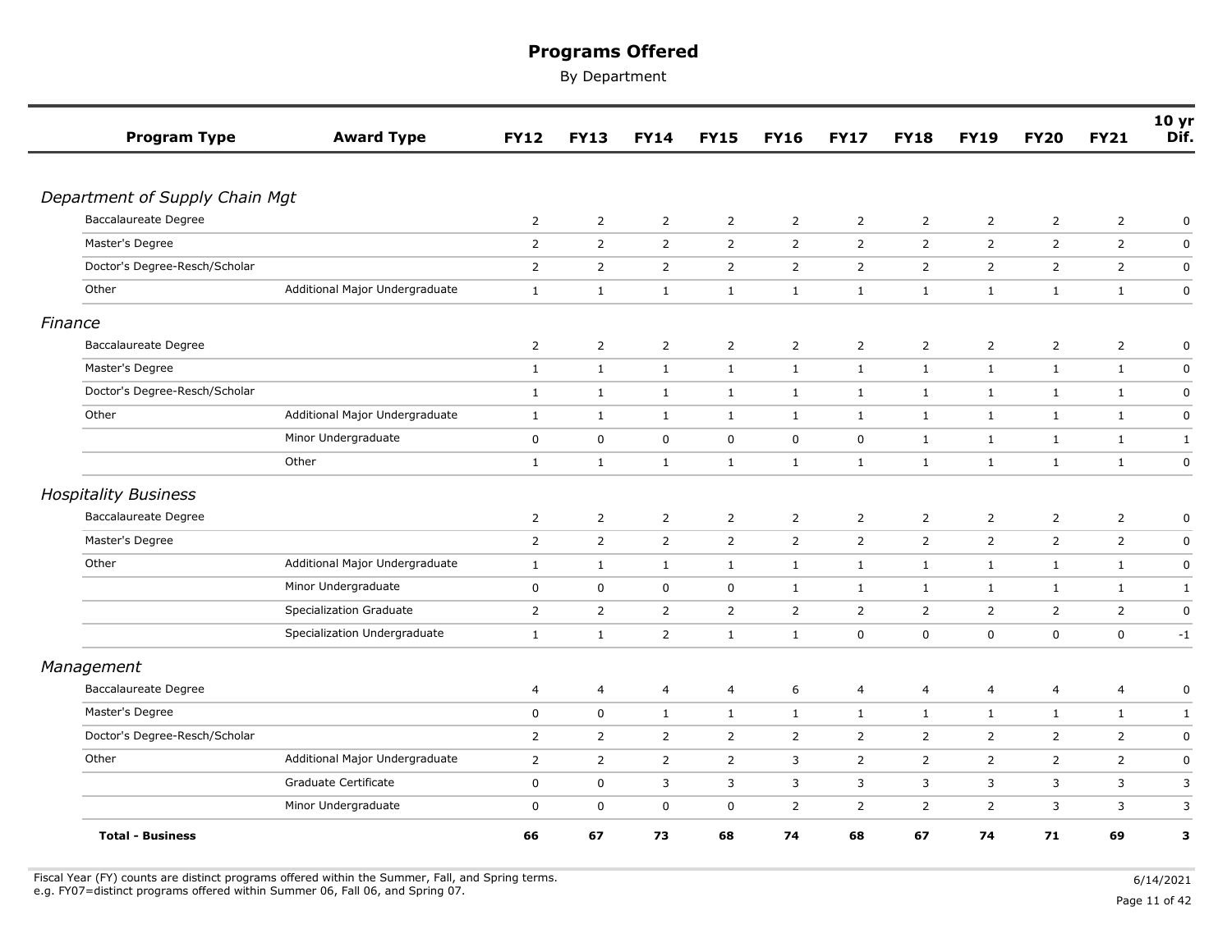# Programs Offered

By Department

| Program Type | Award Type | FY12 | FY13 | FY14 | FY15 | FY16 | FY17 | FY18 | FY19 | FY20 | FY21 | 10 yr Dif. |
|---|---|---|---|---|---|---|---|---|---|---|---|---|
| ***Department of Supply Chain Mgt*** | | | | | | | | | | | | |
| Baccalaureate Degree | | 2 | 2 | 2 | 2 | 2 | 2 | 2 | 2 | 2 | 2 | 0 |
| Master's Degree | | 2 | 2 | 2 | 2 | 2 | 2 | 2 | 2 | 2 | 2 | 0 |
| Doctor's Degree-Resch/Scholar | | 2 | 2 | 2 | 2 | 2 | 2 | 2 | 2 | 2 | 2 | 0 |
| Other | Additional Major Undergraduate | 1 | 1 | 1 | 1 | 1 | 1 | 1 | 1 | 1 | 1 | 0 |
| ***Finance*** | | | | | | | | | | | | |
| Baccalaureate Degree | | 2 | 2 | 2 | 2 | 2 | 2 | 2 | 2 | 2 | 2 | 0 |
| Master's Degree | | 1 | 1 | 1 | 1 | 1 | 1 | 1 | 1 | 1 | 1 | 0 |
| Doctor's Degree-Resch/Scholar | | 1 | 1 | 1 | 1 | 1 | 1 | 1 | 1 | 1 | 1 | 0 |
| Other | Additional Major Undergraduate | 1 | 1 | 1 | 1 | 1 | 1 | 1 | 1 | 1 | 1 | 0 |
| | Minor Undergraduate | 0 | 0 | 0 | 0 | 0 | 0 | 1 | 1 | 1 | 1 | 1 |
| | Other | 1 | 1 | 1 | 1 | 1 | 1 | 1 | 1 | 1 | 1 | 0 |
| ***Hospitality Business*** | | | | | | | | | | | | |
| Baccalaureate Degree | | 2 | 2 | 2 | 2 | 2 | 2 | 2 | 2 | 2 | 2 | 0 |
| Master's Degree | | 2 | 2 | 2 | 2 | 2 | 2 | 2 | 2 | 2 | 2 | 0 |
| Other | Additional Major Undergraduate | 1 | 1 | 1 | 1 | 1 | 1 | 1 | 1 | 1 | 1 | 0 |
| | Minor Undergraduate | 0 | 0 | 0 | 0 | 1 | 1 | 1 | 1 | 1 | 1 | 1 |
| | Specialization Graduate | 2 | 2 | 2 | 2 | 2 | 2 | 2 | 2 | 2 | 2 | 0 |
| | Specialization Undergraduate | 1 | 1 | 2 | 1 | 1 | 0 | 0 | 0 | 0 | 0 | -1 |
| ***Management*** | | | | | | | | | | | | |
| Baccalaureate Degree | | 4 | 4 | 4 | 4 | 6 | 4 | 4 | 4 | 4 | 4 | 0 |
| Master's Degree | | 0 | 0 | 1 | 1 | 1 | 1 | 1 | 1 | 1 | 1 | 1 |
| Doctor's Degree-Resch/Scholar | | 2 | 2 | 2 | 2 | 2 | 2 | 2 | 2 | 2 | 2 | 0 |
| Other | Additional Major Undergraduate | 2 | 2 | 2 | 2 | 3 | 2 | 2 | 2 | 2 | 2 | 0 |
| | Graduate Certificate | 0 | 0 | 3 | 3 | 3 | 3 | 3 | 3 | 3 | 3 | 3 |
| | Minor Undergraduate | 0 | 0 | 0 | 0 | 2 | 2 | 2 | 2 | 3 | 3 | 3 |
| **Total - Business** | | **66** | **67** | **73** | **68** | **74** | **68** | **67** | **74** | **71** | **69** | **3** |

Fiscal Year (FY) counts are distinct programs offered within the Summer, Fall, and Spring terms.
e.g. FY07=distinct programs offered within Summer 06, Fall 06, and Spring 07.

6/14/2021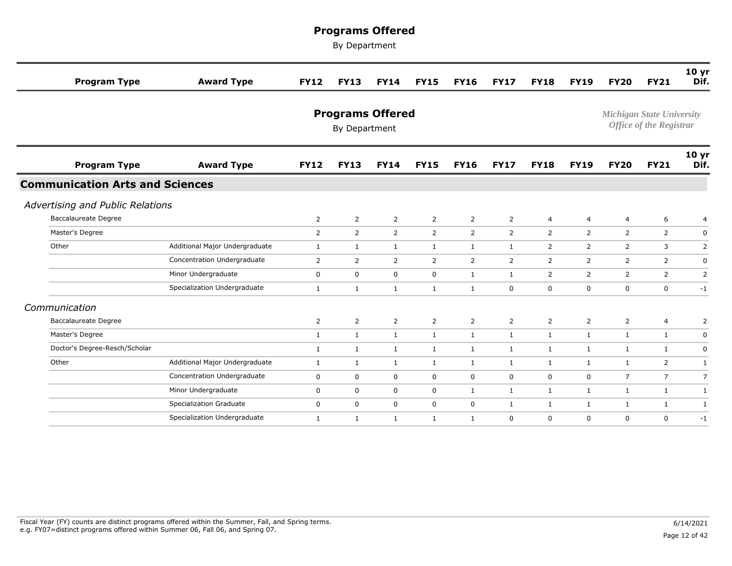# Programs Offered

By Department

*Michigan State University*
*Office of the Registrar*

## Communication Arts and Sciences

| Program Type | Award Type | FY12 | FY13 | FY14 | FY15 | FY16 | FY17 | FY18 | FY19 | FY20 | FY21 | 10 yr Dif. |
|---|---|---|---|---|---|---|---|---|---|---|---|---|
| ***Advertising and Public Relations*** | | | | | | | | | | | | |
| Baccalaureate Degree | | 2 | 2 | 2 | 2 | 2 | 2 | 4 | 4 | 4 | 6 | 4 |
| Master's Degree | | 2 | 2 | 2 | 2 | 2 | 2 | 2 | 2 | 2 | 2 | 0 |
| Other | Additional Major Undergraduate | 1 | 1 | 1 | 1 | 1 | 1 | 2 | 2 | 2 | 3 | 2 |
| | Concentration Undergraduate | 2 | 2 | 2 | 2 | 2 | 2 | 2 | 2 | 2 | 2 | 0 |
| | Minor Undergraduate | 0 | 0 | 0 | 0 | 1 | 1 | 2 | 2 | 2 | 2 | 2 |
| | Specialization Undergraduate | 1 | 1 | 1 | 1 | 1 | 0 | 0 | 0 | 0 | 0 | -1 |
| ***Communication*** | | | | | | | | | | | | |
| Baccalaureate Degree | | 2 | 2 | 2 | 2 | 2 | 2 | 2 | 2 | 2 | 4 | 2 |
| Master's Degree | | 1 | 1 | 1 | 1 | 1 | 1 | 1 | 1 | 1 | 1 | 0 |
| Doctor's Degree-Resch/Scholar | | 1 | 1 | 1 | 1 | 1 | 1 | 1 | 1 | 1 | 1 | 0 |
| Other | Additional Major Undergraduate | 1 | 1 | 1 | 1 | 1 | 1 | 1 | 1 | 1 | 2 | 1 |
| | Concentration Undergraduate | 0 | 0 | 0 | 0 | 0 | 0 | 0 | 0 | 7 | 7 | 7 |
| | Minor Undergraduate | 0 | 0 | 0 | 0 | 1 | 1 | 1 | 1 | 1 | 1 | 1 |
| | Specialization Graduate | 0 | 0 | 0 | 0 | 0 | 1 | 1 | 1 | 1 | 1 | 1 |
| | Specialization Undergraduate | 1 | 1 | 1 | 1 | 1 | 0 | 0 | 0 | 0 | 0 | -1 |

Fiscal Year (FY) counts are distinct programs offered within the Summer, Fall, and Spring terms.
e.g. FY07=distinct programs offered within Summer 06, Fall 06, and Spring 07.

6/14/2021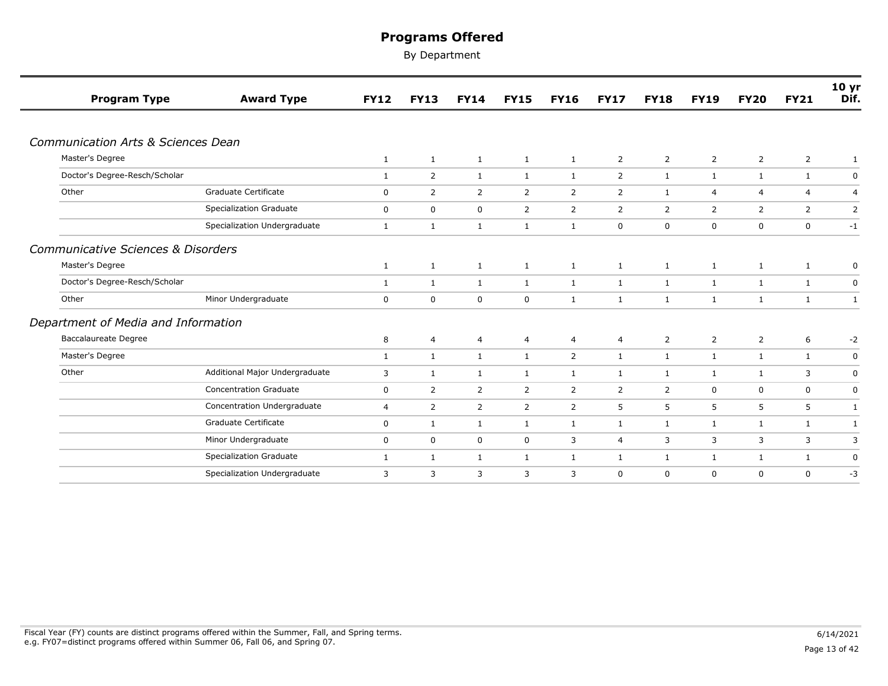# Programs Offered

By Department

| Program Type | Award Type | FY12 | FY13 | FY14 | FY15 | FY16 | FY17 | FY18 | FY19 | FY20 | FY21 | 10 yr Dif. |
|---|---|---|---|---|---|---|---|---|---|---|---|---|
| ***Communication Arts & Sciences Dean*** | | | | | | | | | | | | |
| Master's Degree | | 1 | 1 | 1 | 1 | 1 | 2 | 2 | 2 | 2 | 2 | 1 |
| Doctor's Degree-Resch/Scholar | | 1 | 2 | 1 | 1 | 1 | 2 | 1 | 1 | 1 | 1 | 0 |
| Other | Graduate Certificate | 0 | 2 | 2 | 2 | 2 | 2 | 1 | 4 | 4 | 4 | 4 |
| | Specialization Graduate | 0 | 0 | 0 | 2 | 2 | 2 | 2 | 2 | 2 | 2 | 2 |
| | Specialization Undergraduate | 1 | 1 | 1 | 1 | 1 | 0 | 0 | 0 | 0 | 0 | -1 |
| ***Communicative Sciences & Disorders*** | | | | | | | | | | | | |
| Master's Degree | | 1 | 1 | 1 | 1 | 1 | 1 | 1 | 1 | 1 | 1 | 0 |
| Doctor's Degree-Resch/Scholar | | 1 | 1 | 1 | 1 | 1 | 1 | 1 | 1 | 1 | 1 | 0 |
| Other | Minor Undergraduate | 0 | 0 | 0 | 0 | 1 | 1 | 1 | 1 | 1 | 1 | 1 |
| ***Department of Media and Information*** | | | | | | | | | | | | |
| Baccalaureate Degree | | 8 | 4 | 4 | 4 | 4 | 4 | 2 | 2 | 2 | 6 | -2 |
| Master's Degree | | 1 | 1 | 1 | 1 | 2 | 1 | 1 | 1 | 1 | 1 | 0 |
| Other | Additional Major Undergraduate | 3 | 1 | 1 | 1 | 1 | 1 | 1 | 1 | 1 | 3 | 0 |
| | Concentration Graduate | 0 | 2 | 2 | 2 | 2 | 2 | 2 | 0 | 0 | 0 | 0 |
| | Concentration Undergraduate | 4 | 2 | 2 | 2 | 2 | 5 | 5 | 5 | 5 | 5 | 1 |
| | Graduate Certificate | 0 | 1 | 1 | 1 | 1 | 1 | 1 | 1 | 1 | 1 | 1 |
| | Minor Undergraduate | 0 | 0 | 0 | 0 | 3 | 4 | 3 | 3 | 3 | 3 | 3 |
| | Specialization Graduate | 1 | 1 | 1 | 1 | 1 | 1 | 1 | 1 | 1 | 1 | 0 |
| | Specialization Undergraduate | 3 | 3 | 3 | 3 | 3 | 0 | 0 | 0 | 0 | 0 | -3 |

Fiscal Year (FY) counts are distinct programs offered within the Summer, Fall, and Spring terms.
e.g. FY07=distinct programs offered within Summer 06, Fall 06, and Spring 07.

6/14/2021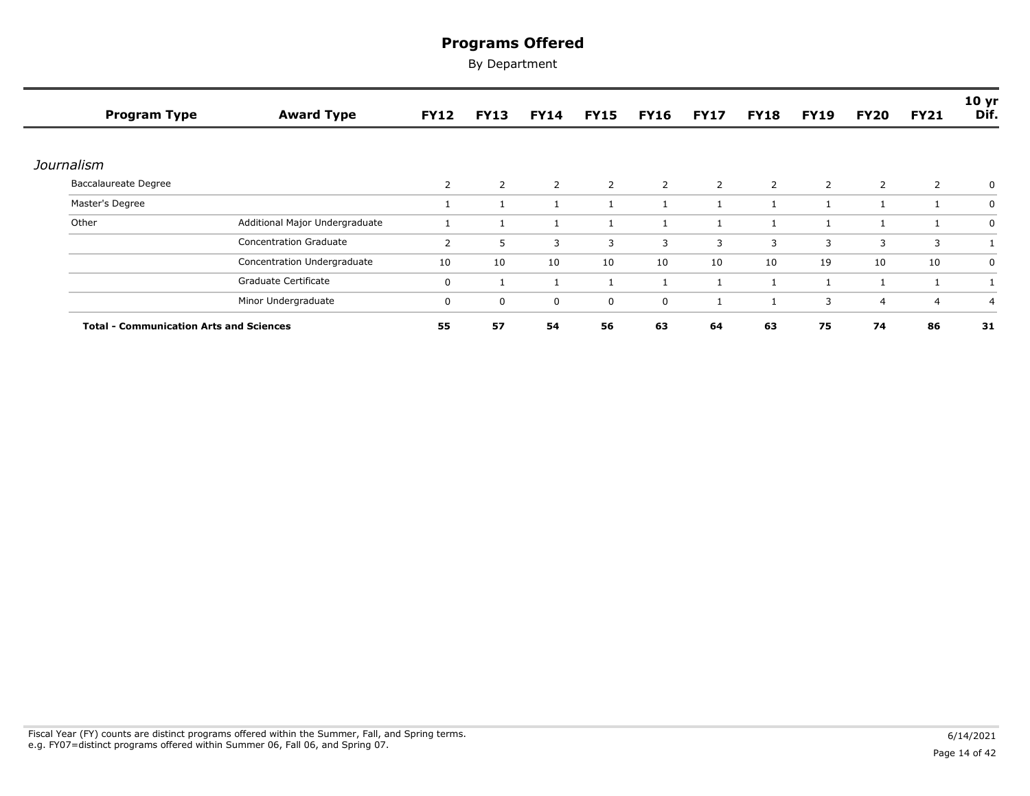# Programs Offered

By Department

| Program Type | Award Type | FY12 | FY13 | FY14 | FY15 | FY16 | FY17 | FY18 | FY19 | FY20 | FY21 | 10 yr Dif. |
|---|---|---|---|---|---|---|---|---|---|---|---|---|
| *Journalism* | | | | | | | | | | | | |
| Baccalaureate Degree | | 2 | 2 | 2 | 2 | 2 | 2 | 2 | 2 | 2 | 2 | 0 |
| Master's Degree | | 1 | 1 | 1 | 1 | 1 | 1 | 1 | 1 | 1 | 1 | 0 |
| Other | Additional Major Undergraduate | 1 | 1 | 1 | 1 | 1 | 1 | 1 | 1 | 1 | 1 | 0 |
| | Concentration Graduate | 2 | 5 | 3 | 3 | 3 | 3 | 3 | 3 | 3 | 3 | 1 |
| | Concentration Undergraduate | 10 | 10 | 10 | 10 | 10 | 10 | 10 | 19 | 10 | 10 | 0 |
| | Graduate Certificate | 0 | 1 | 1 | 1 | 1 | 1 | 1 | 1 | 1 | 1 | 1 |
| | Minor Undergraduate | 0 | 0 | 0 | 0 | 0 | 1 | 1 | 3 | 4 | 4 | 4 |
| **Total - Communication Arts and Sciences** | | **55** | **57** | **54** | **56** | **63** | **64** | **63** | **75** | **74** | **86** | **31** |

Fiscal Year (FY) counts are distinct programs offered within the Summer, Fall, and Spring terms.
e.g. FY07=distinct programs offered within Summer 06, Fall 06, and Spring 07.

6/14/2021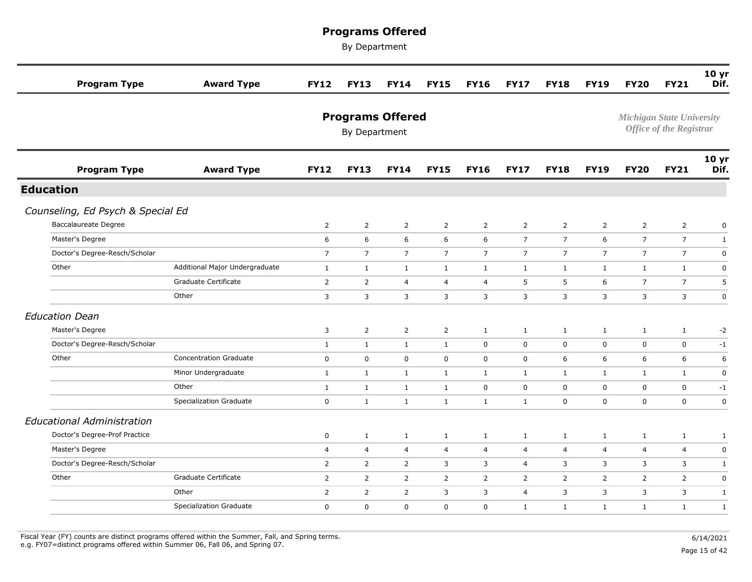# Programs Offered

By Department

*Michigan State University*
*Office of the Registrar*

## Education

| Program Type | Award Type | FY12 | FY13 | FY14 | FY15 | FY16 | FY17 | FY18 | FY19 | FY20 | FY21 | 10 yr Dif. |
|---|---|---|---|---|---|---|---|---|---|---|---|---|
| ***Counseling, Ed Psych & Special Ed*** | | | | | | | | | | | | |
| Baccalaureate Degree | | 2 | 2 | 2 | 2 | 2 | 2 | 2 | 2 | 2 | 2 | 0 |
| Master's Degree | | 6 | 6 | 6 | 6 | 6 | 7 | 7 | 6 | 7 | 7 | 1 |
| Doctor's Degree-Resch/Scholar | | 7 | 7 | 7 | 7 | 7 | 7 | 7 | 7 | 7 | 7 | 0 |
| Other | Additional Major Undergraduate | 1 | 1 | 1 | 1 | 1 | 1 | 1 | 1 | 1 | 1 | 0 |
| | Graduate Certificate | 2 | 2 | 4 | 4 | 4 | 5 | 5 | 6 | 7 | 7 | 5 |
| | Other | 3 | 3 | 3 | 3 | 3 | 3 | 3 | 3 | 3 | 3 | 0 |
| ***Education Dean*** | | | | | | | | | | | | |
| Master's Degree | | 3 | 2 | 2 | 2 | 1 | 1 | 1 | 1 | 1 | 1 | -2 |
| Doctor's Degree-Resch/Scholar | | 1 | 1 | 1 | 1 | 0 | 0 | 0 | 0 | 0 | 0 | -1 |
| Other | Concentration Graduate | 0 | 0 | 0 | 0 | 0 | 0 | 6 | 6 | 6 | 6 | 6 |
| | Minor Undergraduate | 1 | 1 | 1 | 1 | 1 | 1 | 1 | 1 | 1 | 1 | 0 |
| | Other | 1 | 1 | 1 | 1 | 0 | 0 | 0 | 0 | 0 | 0 | -1 |
| | Specialization Graduate | 0 | 1 | 1 | 1 | 1 | 1 | 0 | 0 | 0 | 0 | 0 |
| ***Educational Administration*** | | | | | | | | | | | | |
| Doctor's Degree-Prof Practice | | 0 | 1 | 1 | 1 | 1 | 1 | 1 | 1 | 1 | 1 | 1 |
| Master's Degree | | 4 | 4 | 4 | 4 | 4 | 4 | 4 | 4 | 4 | 4 | 0 |
| Doctor's Degree-Resch/Scholar | | 2 | 2 | 2 | 3 | 3 | 4 | 3 | 3 | 3 | 3 | 1 |
| Other | Graduate Certificate | 2 | 2 | 2 | 2 | 2 | 2 | 2 | 2 | 2 | 2 | 0 |
| | Other | 2 | 2 | 2 | 3 | 3 | 4 | 3 | 3 | 3 | 3 | 1 |
| | Specialization Graduate | 0 | 0 | 0 | 0 | 0 | 1 | 1 | 1 | 1 | 1 | 1 |

Fiscal Year (FY) counts are distinct programs offered within the Summer, Fall, and Spring terms.
e.g. FY07=distinct programs offered within Summer 06, Fall 06, and Spring 07.

6/14/2021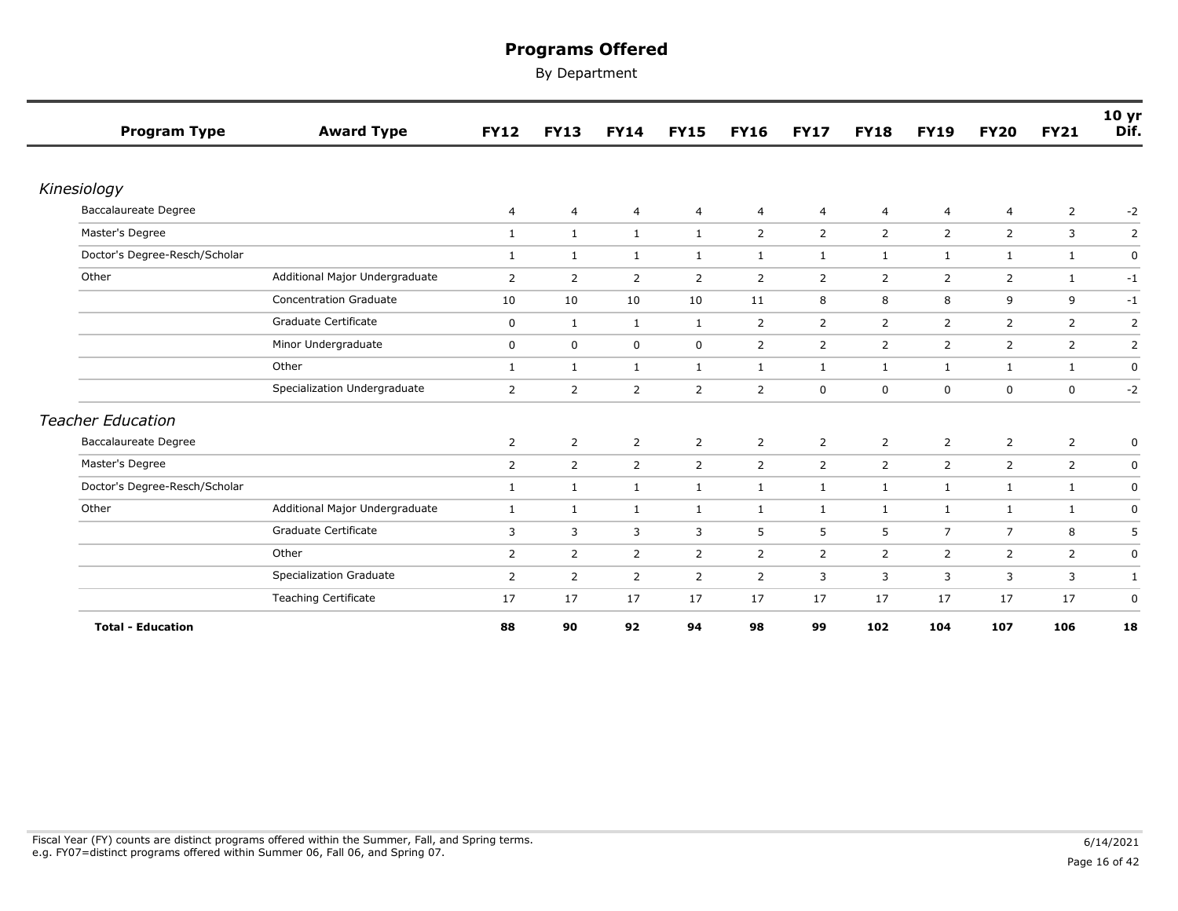# Programs Offered

By Department

| Program Type | Award Type | FY12 | FY13 | FY14 | FY15 | FY16 | FY17 | FY18 | FY19 | FY20 | FY21 | 10 yr Dif. |
|---|---|---|---|---|---|---|---|---|---|---|---|---|
| *Kinesiology* | | | | | | | | | | | | |
| Baccalaureate Degree | | 4 | 4 | 4 | 4 | 4 | 4 | 4 | 4 | 4 | 2 | -2 |
| Master's Degree | | 1 | 1 | 1 | 1 | 2 | 2 | 2 | 2 | 2 | 3 | 2 |
| Doctor's Degree-Resch/Scholar | | 1 | 1 | 1 | 1 | 1 | 1 | 1 | 1 | 1 | 1 | 0 |
| Other | Additional Major Undergraduate | 2 | 2 | 2 | 2 | 2 | 2 | 2 | 2 | 2 | 1 | -1 |
| | Concentration Graduate | 10 | 10 | 10 | 10 | 11 | 8 | 8 | 8 | 9 | 9 | -1 |
| | Graduate Certificate | 0 | 1 | 1 | 1 | 2 | 2 | 2 | 2 | 2 | 2 | 2 |
| | Minor Undergraduate | 0 | 0 | 0 | 0 | 2 | 2 | 2 | 2 | 2 | 2 | 2 |
| | Other | 1 | 1 | 1 | 1 | 1 | 1 | 1 | 1 | 1 | 1 | 0 |
| | Specialization Undergraduate | 2 | 2 | 2 | 2 | 2 | 0 | 0 | 0 | 0 | 0 | -2 |
| *Teacher Education* | | | | | | | | | | | | |
| Baccalaureate Degree | | 2 | 2 | 2 | 2 | 2 | 2 | 2 | 2 | 2 | 2 | 0 |
| Master's Degree | | 2 | 2 | 2 | 2 | 2 | 2 | 2 | 2 | 2 | 2 | 0 |
| Doctor's Degree-Resch/Scholar | | 1 | 1 | 1 | 1 | 1 | 1 | 1 | 1 | 1 | 1 | 0 |
| Other | Additional Major Undergraduate | 1 | 1 | 1 | 1 | 1 | 1 | 1 | 1 | 1 | 1 | 0 |
| | Graduate Certificate | 3 | 3 | 3 | 3 | 5 | 5 | 5 | 7 | 7 | 8 | 5 |
| | Other | 2 | 2 | 2 | 2 | 2 | 2 | 2 | 2 | 2 | 2 | 0 |
| | Specialization Graduate | 2 | 2 | 2 | 2 | 2 | 3 | 3 | 3 | 3 | 3 | 1 |
| | Teaching Certificate | 17 | 17 | 17 | 17 | 17 | 17 | 17 | 17 | 17 | 17 | 0 |
| **Total - Education** | | **88** | **90** | **92** | **94** | **98** | **99** | **102** | **104** | **107** | **106** | **18** |

Fiscal Year (FY) counts are distinct programs offered within the Summer, Fall, and Spring terms.
e.g. FY07=distinct programs offered within Summer 06, Fall 06, and Spring 07.

6/14/2021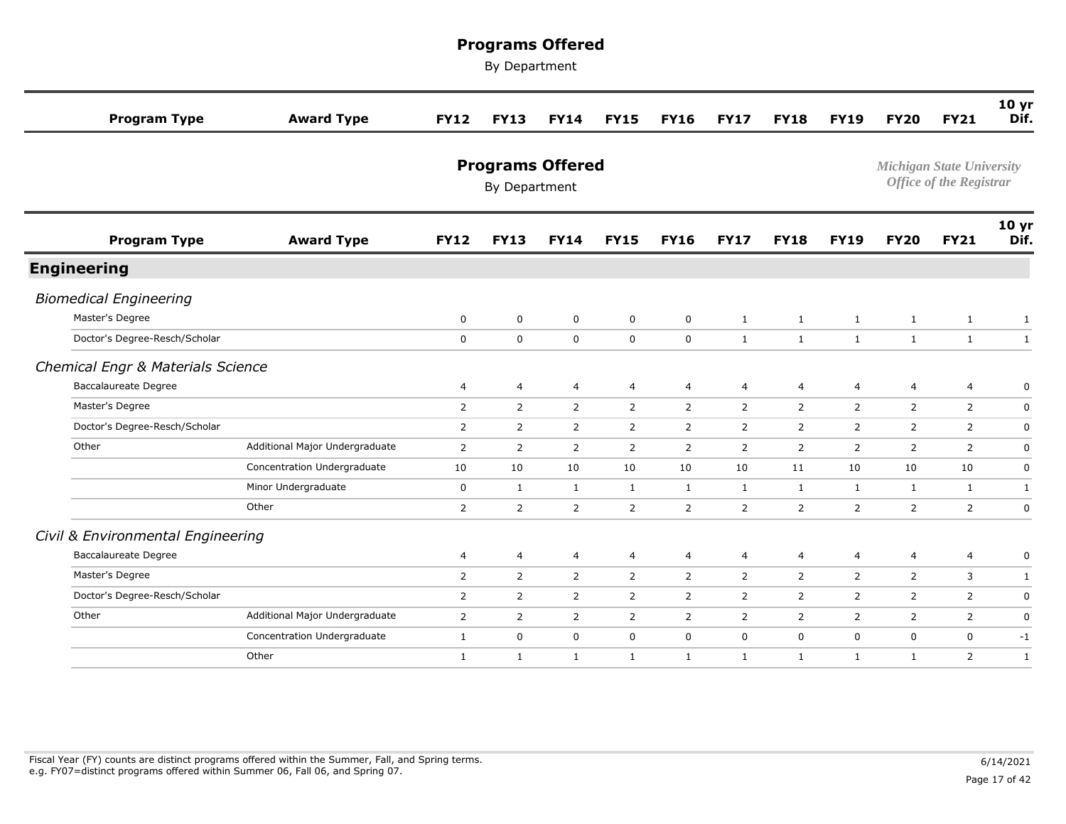# Programs Offered

By Department

*Michigan State University*
*Office of the Registrar*

| Program Type | Award Type | FY12 | FY13 | FY14 | FY15 | FY16 | FY17 | FY18 | FY19 | FY20 | FY21 | 10 yr Dif. |
|---|---|---|---|---|---|---|---|---|---|---|---|---|
| **Engineering** | | | | | | | | | | | | |
| *Biomedical Engineering* | | | | | | | | | | | | |
| Master's Degree | | 0 | 0 | 0 | 0 | 0 | 1 | 1 | 1 | 1 | 1 | 1 |
| Doctor's Degree-Resch/Scholar | | 0 | 0 | 0 | 0 | 0 | 1 | 1 | 1 | 1 | 1 | 1 |
| *Chemical Engr & Materials Science* | | | | | | | | | | | | |
| Baccalaureate Degree | | 4 | 4 | 4 | 4 | 4 | 4 | 4 | 4 | 4 | 4 | 0 |
| Master's Degree | | 2 | 2 | 2 | 2 | 2 | 2 | 2 | 2 | 2 | 2 | 0 |
| Doctor's Degree-Resch/Scholar | | 2 | 2 | 2 | 2 | 2 | 2 | 2 | 2 | 2 | 2 | 0 |
| Other | Additional Major Undergraduate | 2 | 2 | 2 | 2 | 2 | 2 | 2 | 2 | 2 | 2 | 0 |
| | Concentration Undergraduate | 10 | 10 | 10 | 10 | 10 | 10 | 11 | 10 | 10 | 10 | 0 |
| | Minor Undergraduate | 0 | 1 | 1 | 1 | 1 | 1 | 1 | 1 | 1 | 1 | 1 |
| | Other | 2 | 2 | 2 | 2 | 2 | 2 | 2 | 2 | 2 | 2 | 0 |
| *Civil & Environmental Engineering* | | | | | | | | | | | | |
| Baccalaureate Degree | | 4 | 4 | 4 | 4 | 4 | 4 | 4 | 4 | 4 | 4 | 0 |
| Master's Degree | | 2 | 2 | 2 | 2 | 2 | 2 | 2 | 2 | 2 | 3 | 1 |
| Doctor's Degree-Resch/Scholar | | 2 | 2 | 2 | 2 | 2 | 2 | 2 | 2 | 2 | 2 | 0 |
| Other | Additional Major Undergraduate | 2 | 2 | 2 | 2 | 2 | 2 | 2 | 2 | 2 | 2 | 0 |
| | Concentration Undergraduate | 1 | 0 | 0 | 0 | 0 | 0 | 0 | 0 | 0 | 0 | -1 |
| | Other | 1 | 1 | 1 | 1 | 1 | 1 | 1 | 1 | 1 | 2 | 1 |

Fiscal Year (FY) counts are distinct programs offered within the Summer, Fall, and Spring terms.
e.g. FY07=distinct programs offered within Summer 06, Fall 06, and Spring 07.

6/14/2021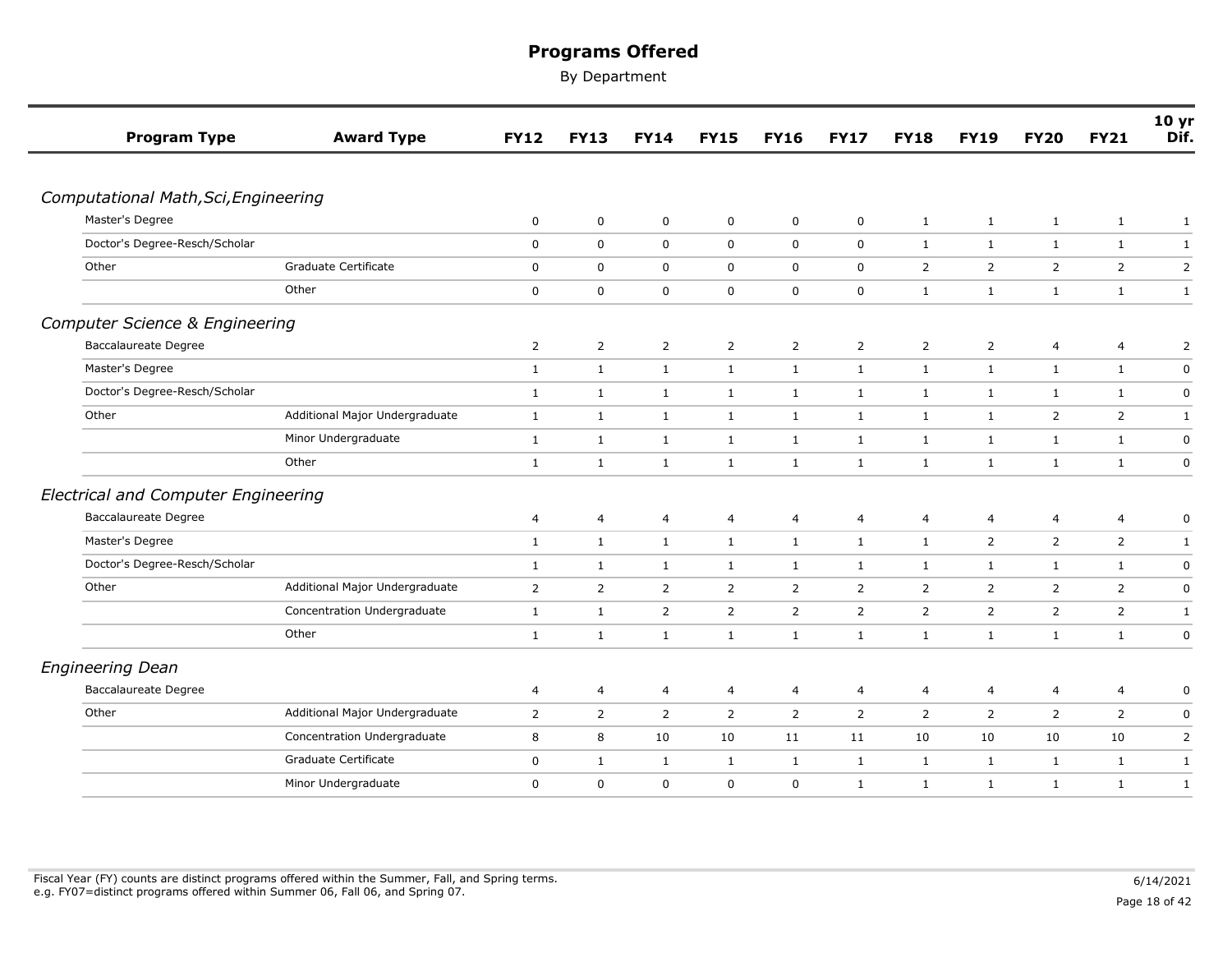# Programs Offered

By Department

| Program Type | Award Type | FY12 | FY13 | FY14 | FY15 | FY16 | FY17 | FY18 | FY19 | FY20 | FY21 | 10 yr Dif. |
|---|---|---|---|---|---|---|---|---|---|---|---|---|
| ***Computational Math,Sci,Engineering*** | | | | | | | | | | | | |
| Master's Degree | | 0 | 0 | 0 | 0 | 0 | 0 | 1 | 1 | 1 | 1 | 1 |
| Doctor's Degree-Resch/Scholar | | 0 | 0 | 0 | 0 | 0 | 0 | 1 | 1 | 1 | 1 | 1 |
| Other | Graduate Certificate | 0 | 0 | 0 | 0 | 0 | 0 | 2 | 2 | 2 | 2 | 2 |
| | Other | 0 | 0 | 0 | 0 | 0 | 0 | 1 | 1 | 1 | 1 | 1 |
| ***Computer Science & Engineering*** | | | | | | | | | | | | |
| Baccalaureate Degree | | 2 | 2 | 2 | 2 | 2 | 2 | 2 | 2 | 4 | 4 | 2 |
| Master's Degree | | 1 | 1 | 1 | 1 | 1 | 1 | 1 | 1 | 1 | 1 | 0 |
| Doctor's Degree-Resch/Scholar | | 1 | 1 | 1 | 1 | 1 | 1 | 1 | 1 | 1 | 1 | 0 |
| Other | Additional Major Undergraduate | 1 | 1 | 1 | 1 | 1 | 1 | 1 | 1 | 2 | 2 | 1 |
| | Minor Undergraduate | 1 | 1 | 1 | 1 | 1 | 1 | 1 | 1 | 1 | 1 | 0 |
| | Other | 1 | 1 | 1 | 1 | 1 | 1 | 1 | 1 | 1 | 1 | 0 |
| ***Electrical and Computer Engineering*** | | | | | | | | | | | | |
| Baccalaureate Degree | | 4 | 4 | 4 | 4 | 4 | 4 | 4 | 4 | 4 | 4 | 0 |
| Master's Degree | | 1 | 1 | 1 | 1 | 1 | 1 | 1 | 2 | 2 | 2 | 1 |
| Doctor's Degree-Resch/Scholar | | 1 | 1 | 1 | 1 | 1 | 1 | 1 | 1 | 1 | 1 | 0 |
| Other | Additional Major Undergraduate | 2 | 2 | 2 | 2 | 2 | 2 | 2 | 2 | 2 | 2 | 0 |
| | Concentration Undergraduate | 1 | 1 | 2 | 2 | 2 | 2 | 2 | 2 | 2 | 2 | 1 |
| | Other | 1 | 1 | 1 | 1 | 1 | 1 | 1 | 1 | 1 | 1 | 0 |
| ***Engineering Dean*** | | | | | | | | | | | | |
| Baccalaureate Degree | | 4 | 4 | 4 | 4 | 4 | 4 | 4 | 4 | 4 | 4 | 0 |
| Other | Additional Major Undergraduate | 2 | 2 | 2 | 2 | 2 | 2 | 2 | 2 | 2 | 2 | 0 |
| | Concentration Undergraduate | 8 | 8 | 10 | 10 | 11 | 11 | 10 | 10 | 10 | 10 | 2 |
| | Graduate Certificate | 0 | 1 | 1 | 1 | 1 | 1 | 1 | 1 | 1 | 1 | 1 |
| | Minor Undergraduate | 0 | 0 | 0 | 0 | 0 | 1 | 1 | 1 | 1 | 1 | 1 |

Fiscal Year (FY) counts are distinct programs offered within the Summer, Fall, and Spring terms.
e.g. FY07=distinct programs offered within Summer 06, Fall 06, and Spring 07.

6/14/2021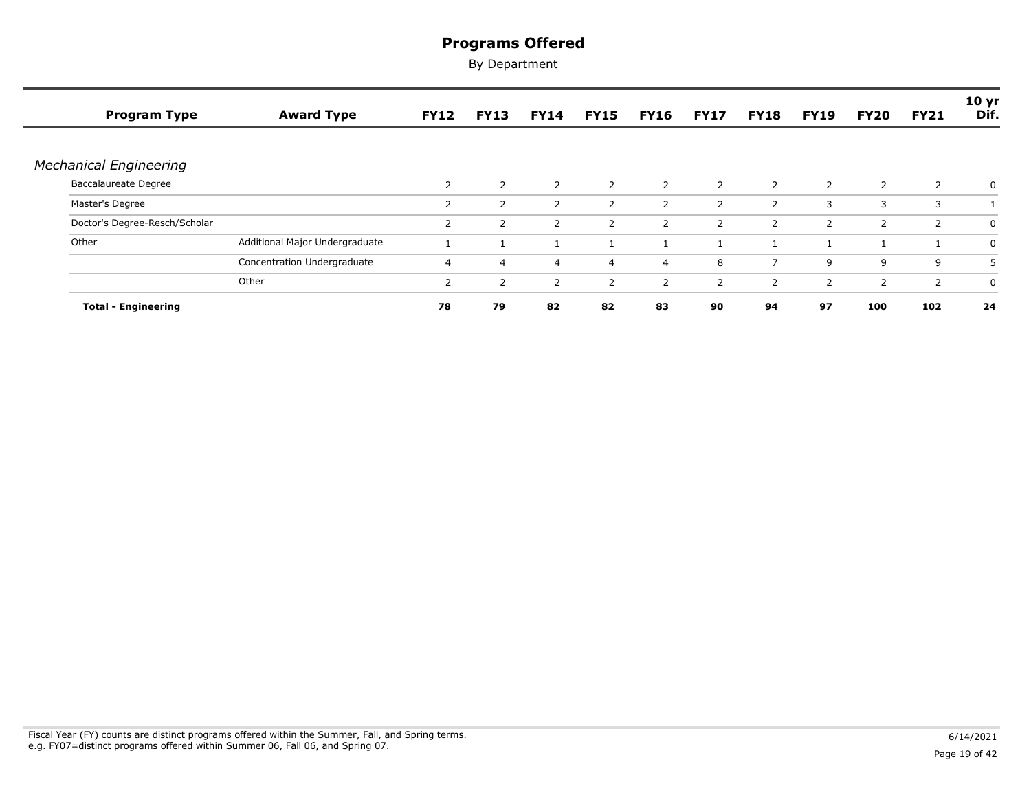# Programs Offered

By Department

| Program Type | Award Type | FY12 | FY13 | FY14 | FY15 | FY16 | FY17 | FY18 | FY19 | FY20 | FY21 | 10 yr Dif. |
|---|---|---|---|---|---|---|---|---|---|---|---|---|
| *Mechanical Engineering* | | | | | | | | | | | | |
| Baccalaureate Degree | | 2 | 2 | 2 | 2 | 2 | 2 | 2 | 2 | 2 | 2 | 0 |
| Master's Degree | | 2 | 2 | 2 | 2 | 2 | 2 | 2 | 3 | 3 | 3 | 1 |
| Doctor's Degree-Resch/Scholar | | 2 | 2 | 2 | 2 | 2 | 2 | 2 | 2 | 2 | 2 | 0 |
| Other | Additional Major Undergraduate | 1 | 1 | 1 | 1 | 1 | 1 | 1 | 1 | 1 | 1 | 0 |
| | Concentration Undergraduate | 4 | 4 | 4 | 4 | 4 | 8 | 7 | 9 | 9 | 9 | 5 |
| | Other | 2 | 2 | 2 | 2 | 2 | 2 | 2 | 2 | 2 | 2 | 0 |
| **Total - Engineering** | | **78** | **79** | **82** | **82** | **83** | **90** | **94** | **97** | **100** | **102** | **24** |

Fiscal Year (FY) counts are distinct programs offered within the Summer, Fall, and Spring terms.
e.g. FY07=distinct programs offered within Summer 06, Fall 06, and Spring 07.

6/14/2021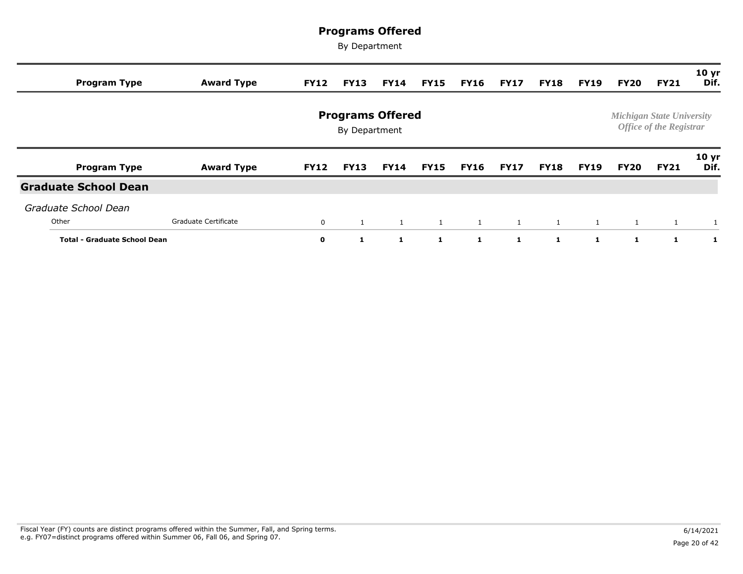# Programs Offered

By Department

*Michigan State University*
*Office of the Registrar*

| Program Type | Award Type | FY12 | FY13 | FY14 | FY15 | FY16 | FY17 | FY18 | FY19 | FY20 | FY21 | 10 yr Dif. |
|---|---|---|---|---|---|---|---|---|---|---|---|---|
| **Graduate School Dean** | | | | | | | | | | | | |
| *Graduate School Dean* | | | | | | | | | | | | |
| Other | Graduate Certificate | 0 | 1 | 1 | 1 | 1 | 1 | 1 | 1 | 1 | 1 | 1 |
| **Total - Graduate School Dean** | | **0** | **1** | **1** | **1** | **1** | **1** | **1** | **1** | **1** | **1** | **1** |

Fiscal Year (FY) counts are distinct programs offered within the Summer, Fall, and Spring terms.
e.g. FY07=distinct programs offered within Summer 06, Fall 06, and Spring 07.

6/14/2021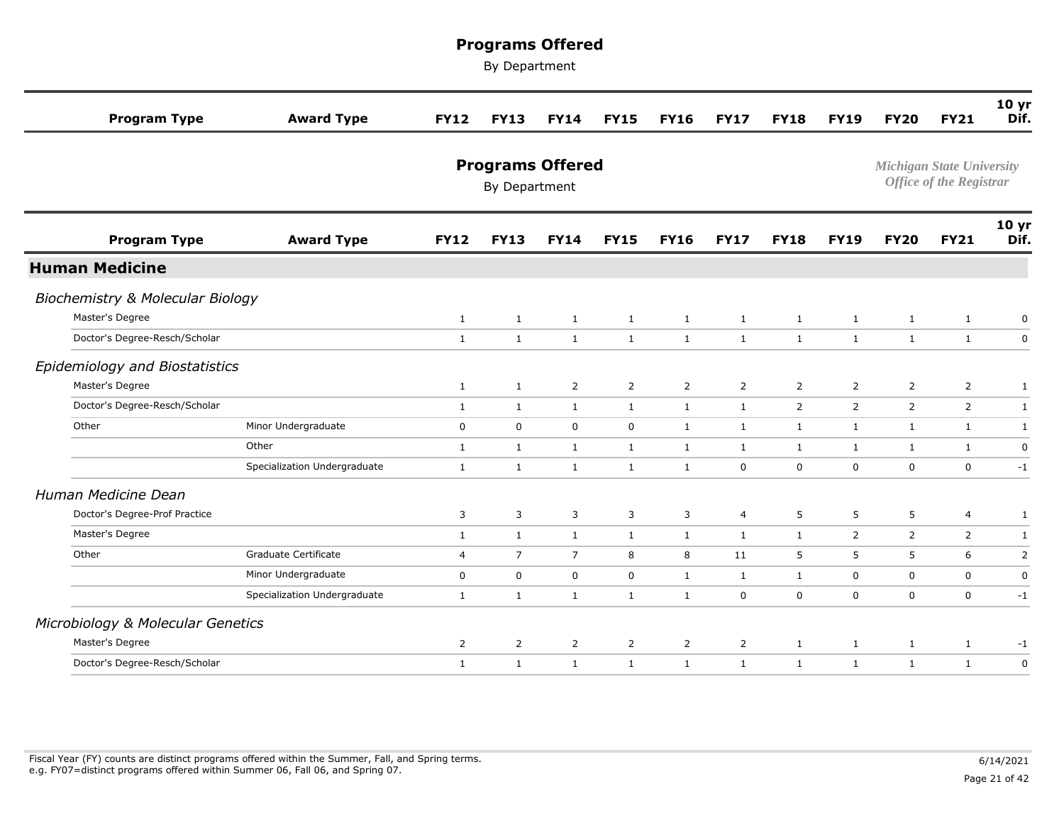# Programs Offered

By Department

*Michigan State University*
*Office of the Registrar*

## Human Medicine

| Program Type | Award Type | FY12 | FY13 | FY14 | FY15 | FY16 | FY17 | FY18 | FY19 | FY20 | FY21 | 10 yr Dif. |
|---|---|---|---|---|---|---|---|---|---|---|---|---|
| ***Biochemistry & Molecular Biology*** | | | | | | | | | | | | |
| Master's Degree | | 1 | 1 | 1 | 1 | 1 | 1 | 1 | 1 | 1 | 1 | 0 |
| Doctor's Degree-Resch/Scholar | | 1 | 1 | 1 | 1 | 1 | 1 | 1 | 1 | 1 | 1 | 0 |
| ***Epidemiology and Biostatistics*** | | | | | | | | | | | | |
| Master's Degree | | 1 | 1 | 2 | 2 | 2 | 2 | 2 | 2 | 2 | 2 | 1 |
| Doctor's Degree-Resch/Scholar | | 1 | 1 | 1 | 1 | 1 | 1 | 2 | 2 | 2 | 2 | 1 |
| Other | Minor Undergraduate | 0 | 0 | 0 | 0 | 1 | 1 | 1 | 1 | 1 | 1 | 1 |
| | Other | 1 | 1 | 1 | 1 | 1 | 1 | 1 | 1 | 1 | 1 | 0 |
| | Specialization Undergraduate | 1 | 1 | 1 | 1 | 1 | 0 | 0 | 0 | 0 | 0 | -1 |
| ***Human Medicine Dean*** | | | | | | | | | | | | |
| Doctor's Degree-Prof Practice | | 3 | 3 | 3 | 3 | 3 | 4 | 5 | 5 | 5 | 4 | 1 |
| Master's Degree | | 1 | 1 | 1 | 1 | 1 | 1 | 1 | 2 | 2 | 2 | 1 |
| Other | Graduate Certificate | 4 | 7 | 7 | 8 | 8 | 11 | 5 | 5 | 5 | 6 | 2 |
| | Minor Undergraduate | 0 | 0 | 0 | 0 | 1 | 1 | 1 | 0 | 0 | 0 | 0 |
| | Specialization Undergraduate | 1 | 1 | 1 | 1 | 1 | 0 | 0 | 0 | 0 | 0 | -1 |
| ***Microbiology & Molecular Genetics*** | | | | | | | | | | | | |
| Master's Degree | | 2 | 2 | 2 | 2 | 2 | 2 | 1 | 1 | 1 | 1 | -1 |
| Doctor's Degree-Resch/Scholar | | 1 | 1 | 1 | 1 | 1 | 1 | 1 | 1 | 1 | 1 | 0 |

Fiscal Year (FY) counts are distinct programs offered within the Summer, Fall, and Spring terms.
e.g. FY07=distinct programs offered within Summer 06, Fall 06, and Spring 07.

6/14/2021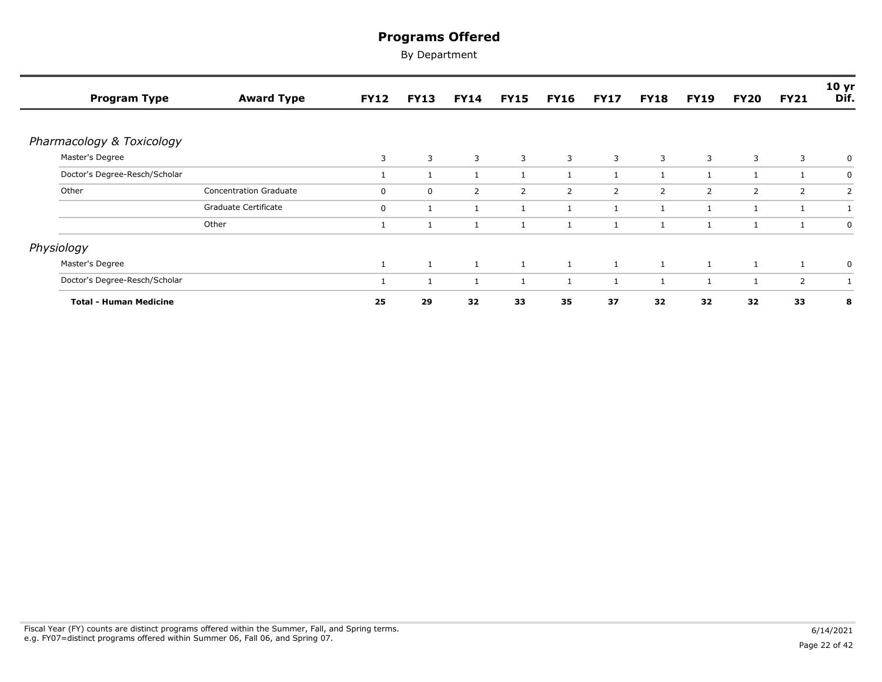# Programs Offered

By Department

| Program Type | Award Type | FY12 | FY13 | FY14 | FY15 | FY16 | FY17 | FY18 | FY19 | FY20 | FY21 | 10 yr Dif. |
|---|---|---|---|---|---|---|---|---|---|---|---|---|
| *Pharmacology & Toxicology* | | | | | | | | | | | | |
| Master's Degree | | 3 | 3 | 3 | 3 | 3 | 3 | 3 | 3 | 3 | 3 | 0 |
| Doctor's Degree-Resch/Scholar | | 1 | 1 | 1 | 1 | 1 | 1 | 1 | 1 | 1 | 1 | 0 |
| Other | Concentration Graduate | 0 | 0 | 2 | 2 | 2 | 2 | 2 | 2 | 2 | 2 | 2 |
| | Graduate Certificate | 0 | 1 | 1 | 1 | 1 | 1 | 1 | 1 | 1 | 1 | 1 |
| | Other | 1 | 1 | 1 | 1 | 1 | 1 | 1 | 1 | 1 | 1 | 0 |
| *Physiology* | | | | | | | | | | | | |
| Master's Degree | | 1 | 1 | 1 | 1 | 1 | 1 | 1 | 1 | 1 | 1 | 0 |
| Doctor's Degree-Resch/Scholar | | 1 | 1 | 1 | 1 | 1 | 1 | 1 | 1 | 1 | 2 | 1 |
| **Total - Human Medicine** | | **25** | **29** | **32** | **33** | **35** | **37** | **32** | **32** | **32** | **33** | **8** |

Fiscal Year (FY) counts are distinct programs offered within the Summer, Fall, and Spring terms.
e.g. FY07=distinct programs offered within Summer 06, Fall 06, and Spring 07.

6/14/2021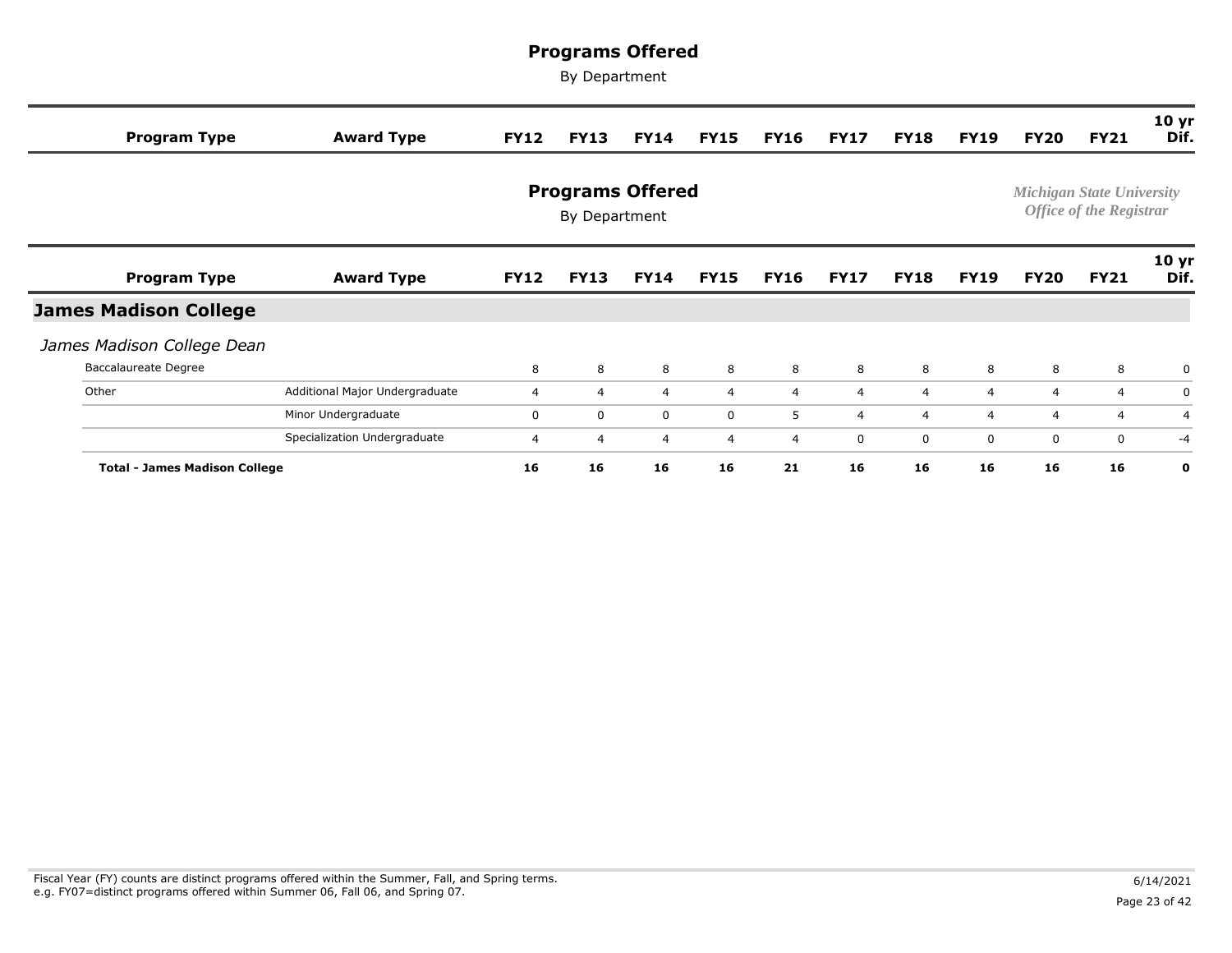# Programs Offered

By Department

*Michigan State University*
*Office of the Registrar*

| Program Type | Award Type | FY12 | FY13 | FY14 | FY15 | FY16 | FY17 | FY18 | FY19 | FY20 | FY21 | 10 yr Dif. |
|---|---|---|---|---|---|---|---|---|---|---|---|---|
| **James Madison College** | | | | | | | | | | | | |
| *James Madison College Dean* | | | | | | | | | | | | |
| Baccalaureate Degree | | 8 | 8 | 8 | 8 | 8 | 8 | 8 | 8 | 8 | 8 | 0 |
| Other | Additional Major Undergraduate | 4 | 4 | 4 | 4 | 4 | 4 | 4 | 4 | 4 | 4 | 0 |
| | Minor Undergraduate | 0 | 0 | 0 | 0 | 5 | 4 | 4 | 4 | 4 | 4 | 4 |
| | Specialization Undergraduate | 4 | 4 | 4 | 4 | 4 | 0 | 0 | 0 | 0 | 0 | -4 |
| **Total - James Madison College** | | **16** | **16** | **16** | **16** | **21** | **16** | **16** | **16** | **16** | **16** | **0** |

Fiscal Year (FY) counts are distinct programs offered within the Summer, Fall, and Spring terms.
e.g. FY07=distinct programs offered within Summer 06, Fall 06, and Spring 07.

6/14/2021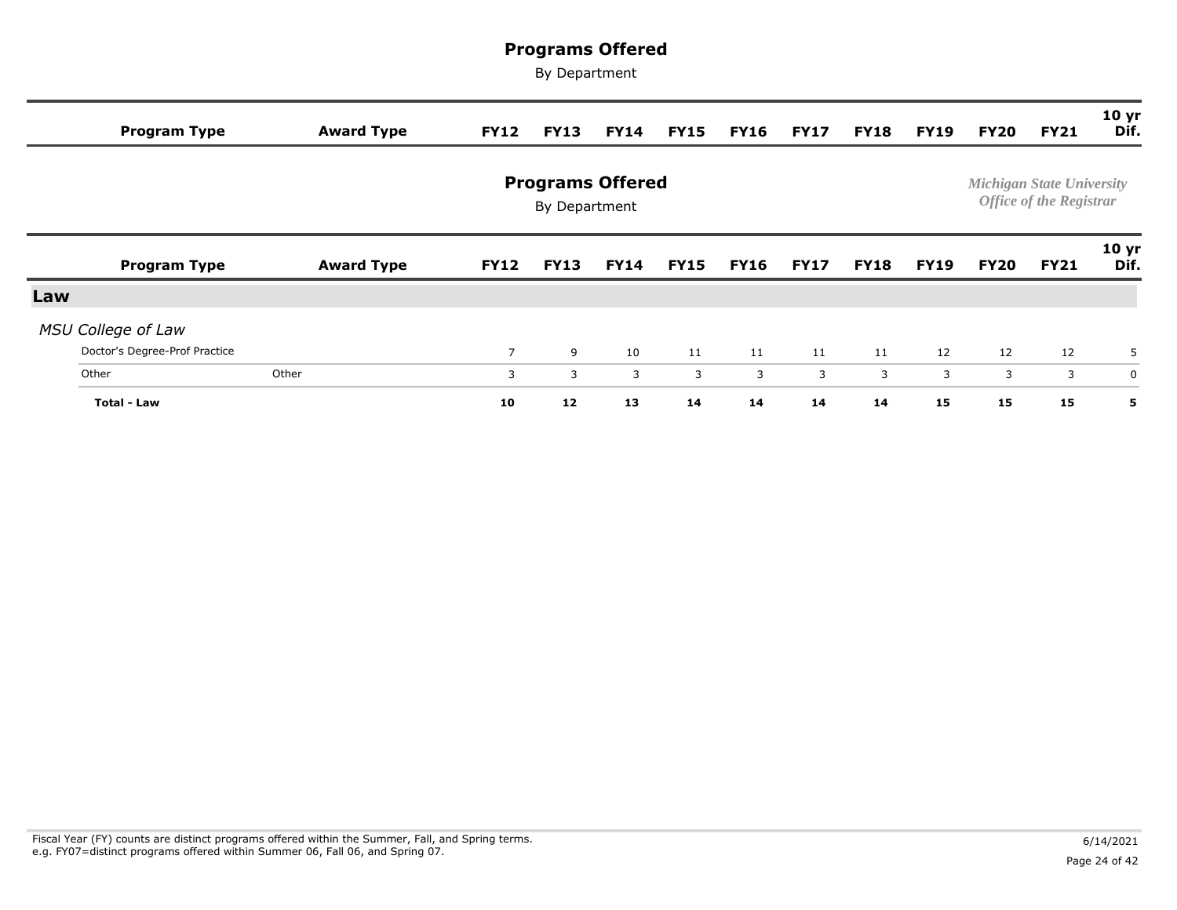# Programs Offered

By Department

*Michigan State University*
*Office of the Registrar*

| Program Type | Award Type | FY12 | FY13 | FY14 | FY15 | FY16 | FY17 | FY18 | FY19 | FY20 | FY21 | 10 yr Dif. |
|---|---|---|---|---|---|---|---|---|---|---|---|---|
| **Law** | | | | | | | | | | | | |
| *MSU College of Law* | | | | | | | | | | | | |
| Doctor's Degree-Prof Practice | | 7 | 9 | 10 | 11 | 11 | 11 | 11 | 12 | 12 | 12 | 5 |
| Other | Other | 3 | 3 | 3 | 3 | 3 | 3 | 3 | 3 | 3 | 3 | 0 |
| **Total - Law** | | **10** | **12** | **13** | **14** | **14** | **14** | **14** | **15** | **15** | **15** | **5** |

Fiscal Year (FY) counts are distinct programs offered within the Summer, Fall, and Spring terms.
e.g. FY07=distinct programs offered within Summer 06, Fall 06, and Spring 07.

6/14/2021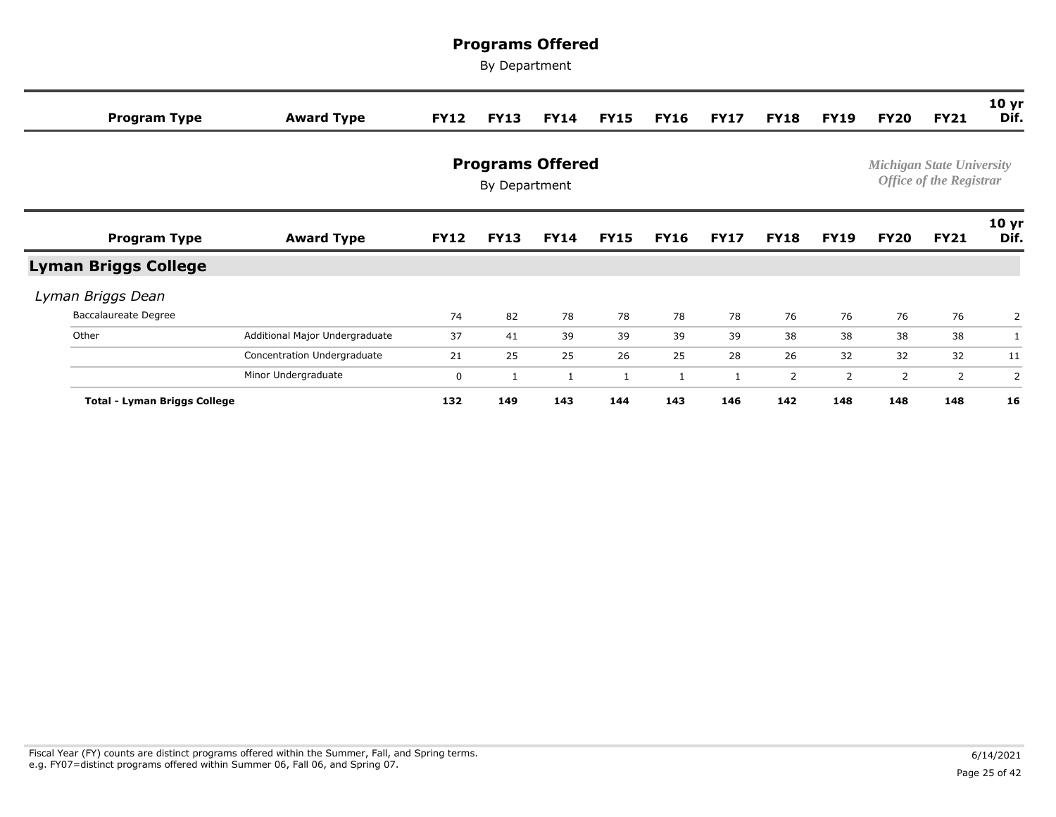# Programs Offered

By Department

*Michigan State University*
*Office of the Registrar*

| Program Type | Award Type | FY12 | FY13 | FY14 | FY15 | FY16 | FY17 | FY18 | FY19 | FY20 | FY21 | 10 yr Dif. |
|---|---|---|---|---|---|---|---|---|---|---|---|---|
| **Lyman Briggs College** | | | | | | | | | | | | |
| *Lyman Briggs Dean* | | | | | | | | | | | | |
| Baccalaureate Degree | | 74 | 82 | 78 | 78 | 78 | 78 | 76 | 76 | 76 | 76 | 2 |
| Other | Additional Major Undergraduate | 37 | 41 | 39 | 39 | 39 | 39 | 38 | 38 | 38 | 38 | 1 |
| | Concentration Undergraduate | 21 | 25 | 25 | 26 | 25 | 28 | 26 | 32 | 32 | 32 | 11 |
| | Minor Undergraduate | 0 | 1 | 1 | 1 | 1 | 1 | 2 | 2 | 2 | 2 | 2 |
| **Total - Lyman Briggs College** | | **132** | **149** | **143** | **144** | **143** | **146** | **142** | **148** | **148** | **148** | **16** |

Fiscal Year (FY) counts are distinct programs offered within the Summer, Fall, and Spring terms.
e.g. FY07=distinct programs offered within Summer 06, Fall 06, and Spring 07.

6/14/2021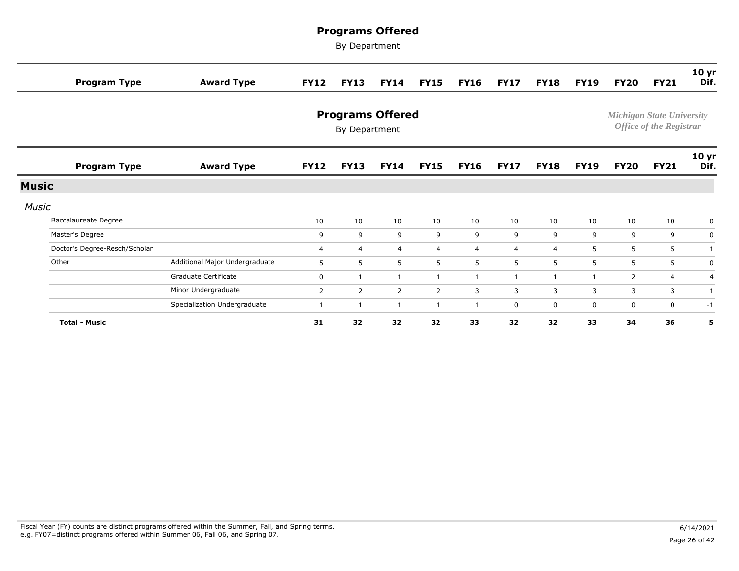# Programs Offered

By Department

*Michigan State University*
*Office of the Registrar*

| Program Type | Award Type | FY12 | FY13 | FY14 | FY15 | FY16 | FY17 | FY18 | FY19 | FY20 | FY21 | 10 yr Dif. |
|---|---|---|---|---|---|---|---|---|---|---|---|---|
| **Music** | | | | | | | | | | | | |
| *Music* | | | | | | | | | | | | |
| Baccalaureate Degree | | 10 | 10 | 10 | 10 | 10 | 10 | 10 | 10 | 10 | 10 | 0 |
| Master's Degree | | 9 | 9 | 9 | 9 | 9 | 9 | 9 | 9 | 9 | 9 | 0 |
| Doctor's Degree-Resch/Scholar | | 4 | 4 | 4 | 4 | 4 | 4 | 4 | 5 | 5 | 5 | 1 |
| Other | Additional Major Undergraduate | 5 | 5 | 5 | 5 | 5 | 5 | 5 | 5 | 5 | 5 | 0 |
| | Graduate Certificate | 0 | 1 | 1 | 1 | 1 | 1 | 1 | 1 | 2 | 4 | 4 |
| | Minor Undergraduate | 2 | 2 | 2 | 2 | 3 | 3 | 3 | 3 | 3 | 3 | 1 |
| | Specialization Undergraduate | 1 | 1 | 1 | 1 | 1 | 0 | 0 | 0 | 0 | 0 | -1 |
| **Total - Music** | | **31** | **32** | **32** | **32** | **33** | **32** | **32** | **33** | **34** | **36** | **5** |

Fiscal Year (FY) counts are distinct programs offered within the Summer, Fall, and Spring terms.
e.g. FY07=distinct programs offered within Summer 06, Fall 06, and Spring 07.

6/14/2021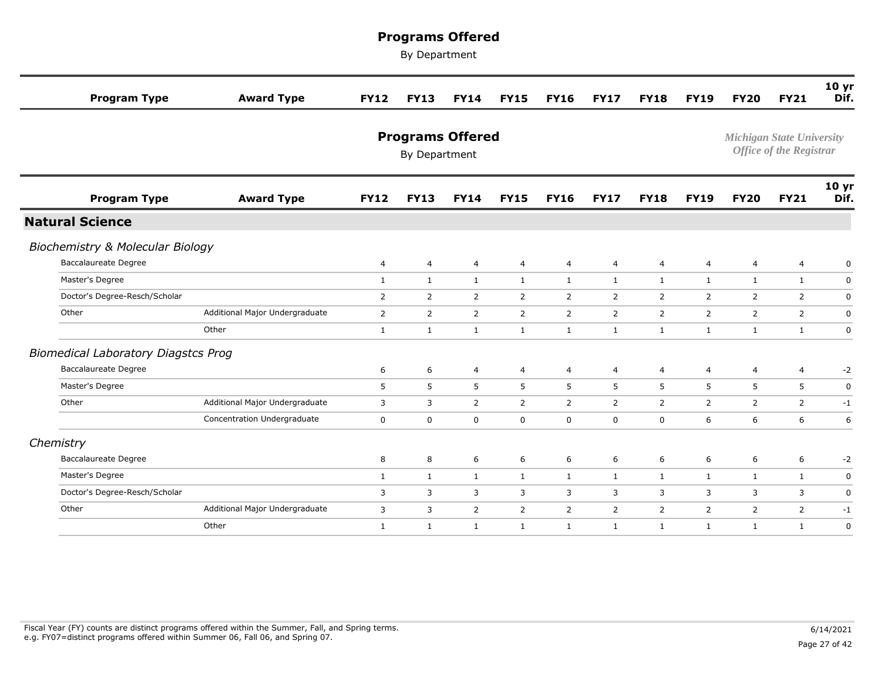# Programs Offered

By Department

*Michigan State University*
*Office of the Registrar*

## Natural Science

| Program Type | Award Type | FY12 | FY13 | FY14 | FY15 | FY16 | FY17 | FY18 | FY19 | FY20 | FY21 | 10 yr Dif. |
|---|---|---|---|---|---|---|---|---|---|---|---|---|
| ***Biochemistry & Molecular Biology*** | | | | | | | | | | | | |
| Baccalaureate Degree | | 4 | 4 | 4 | 4 | 4 | 4 | 4 | 4 | 4 | 4 | 0 |
| Master's Degree | | 1 | 1 | 1 | 1 | 1 | 1 | 1 | 1 | 1 | 1 | 0 |
| Doctor's Degree-Resch/Scholar | | 2 | 2 | 2 | 2 | 2 | 2 | 2 | 2 | 2 | 2 | 0 |
| Other | Additional Major Undergraduate | 2 | 2 | 2 | 2 | 2 | 2 | 2 | 2 | 2 | 2 | 0 |
| | Other | 1 | 1 | 1 | 1 | 1 | 1 | 1 | 1 | 1 | 1 | 0 |
| ***Biomedical Laboratory Diagstcs Prog*** | | | | | | | | | | | | |
| Baccalaureate Degree | | 6 | 6 | 4 | 4 | 4 | 4 | 4 | 4 | 4 | 4 | -2 |
| Master's Degree | | 5 | 5 | 5 | 5 | 5 | 5 | 5 | 5 | 5 | 5 | 0 |
| Other | Additional Major Undergraduate | 3 | 3 | 2 | 2 | 2 | 2 | 2 | 2 | 2 | 2 | -1 |
| | Concentration Undergraduate | 0 | 0 | 0 | 0 | 0 | 0 | 0 | 6 | 6 | 6 | 6 |
| ***Chemistry*** | | | | | | | | | | | | |
| Baccalaureate Degree | | 8 | 8 | 6 | 6 | 6 | 6 | 6 | 6 | 6 | 6 | -2 |
| Master's Degree | | 1 | 1 | 1 | 1 | 1 | 1 | 1 | 1 | 1 | 1 | 0 |
| Doctor's Degree-Resch/Scholar | | 3 | 3 | 3 | 3 | 3 | 3 | 3 | 3 | 3 | 3 | 0 |
| Other | Additional Major Undergraduate | 3 | 3 | 2 | 2 | 2 | 2 | 2 | 2 | 2 | 2 | -1 |
| | Other | 1 | 1 | 1 | 1 | 1 | 1 | 1 | 1 | 1 | 1 | 0 |

Fiscal Year (FY) counts are distinct programs offered within the Summer, Fall, and Spring terms.
e.g. FY07=distinct programs offered within Summer 06, Fall 06, and Spring 07.

6/14/2021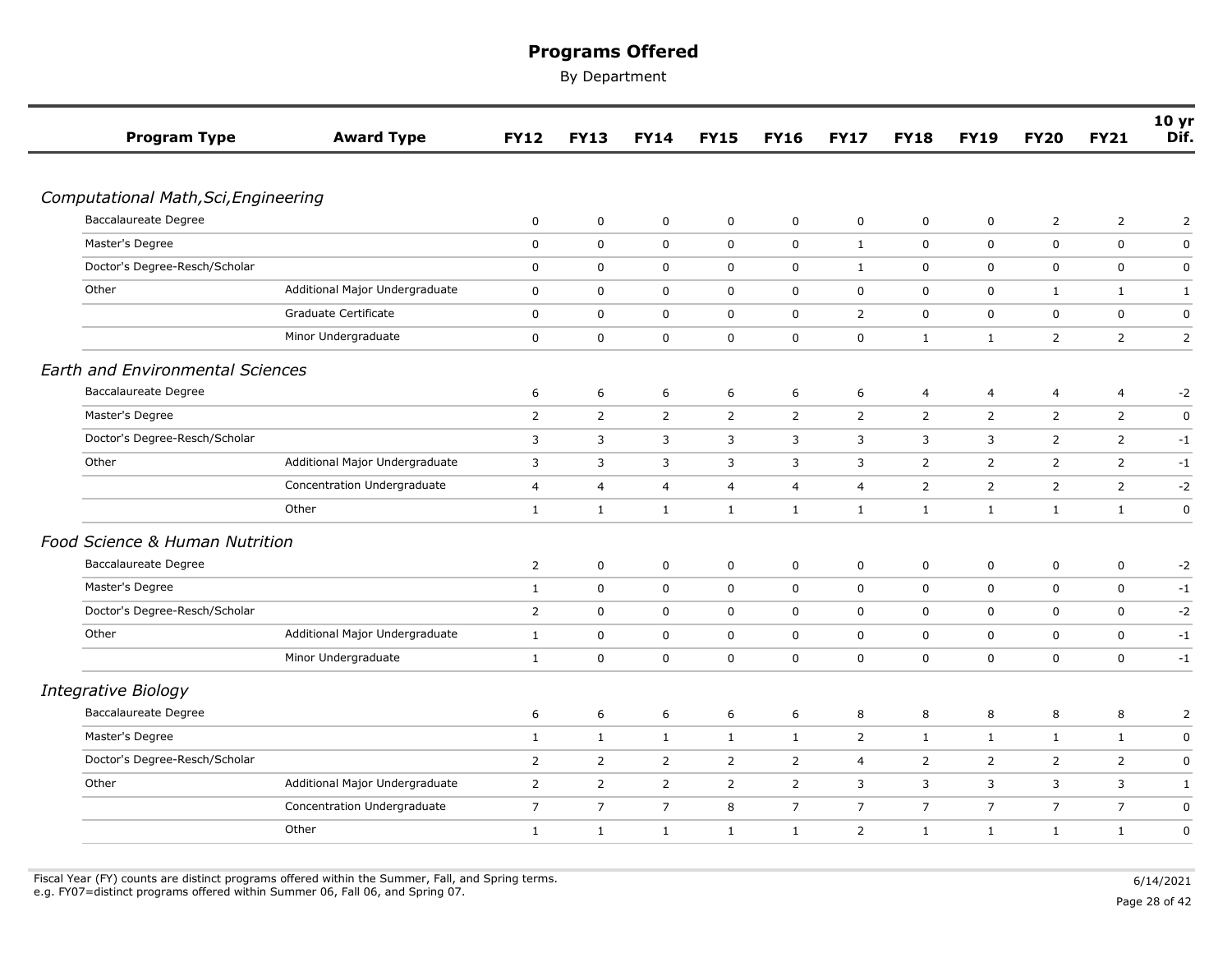# Programs Offered

By Department

| Program Type | Award Type | FY12 | FY13 | FY14 | FY15 | FY16 | FY17 | FY18 | FY19 | FY20 | FY21 | 10 yr Dif. |
|---|---|---|---|---|---|---|---|---|---|---|---|---|
| ***Computational Math,Sci,Engineering*** | | | | | | | | | | | | |
| Baccalaureate Degree | | 0 | 0 | 0 | 0 | 0 | 0 | 0 | 0 | 2 | 2 | 2 |
| Master's Degree | | 0 | 0 | 0 | 0 | 0 | 1 | 0 | 0 | 0 | 0 | 0 |
| Doctor's Degree-Resch/Scholar | | 0 | 0 | 0 | 0 | 0 | 1 | 0 | 0 | 0 | 0 | 0 |
| Other | Additional Major Undergraduate | 0 | 0 | 0 | 0 | 0 | 0 | 0 | 0 | 1 | 1 | 1 |
| | Graduate Certificate | 0 | 0 | 0 | 0 | 0 | 2 | 0 | 0 | 0 | 0 | 0 |
| | Minor Undergraduate | 0 | 0 | 0 | 0 | 0 | 0 | 1 | 1 | 2 | 2 | 2 |
| ***Earth and Environmental Sciences*** | | | | | | | | | | | | |
| Baccalaureate Degree | | 6 | 6 | 6 | 6 | 6 | 6 | 4 | 4 | 4 | 4 | -2 |
| Master's Degree | | 2 | 2 | 2 | 2 | 2 | 2 | 2 | 2 | 2 | 2 | 0 |
| Doctor's Degree-Resch/Scholar | | 3 | 3 | 3 | 3 | 3 | 3 | 3 | 3 | 2 | 2 | -1 |
| Other | Additional Major Undergraduate | 3 | 3 | 3 | 3 | 3 | 3 | 2 | 2 | 2 | 2 | -1 |
| | Concentration Undergraduate | 4 | 4 | 4 | 4 | 4 | 4 | 2 | 2 | 2 | 2 | -2 |
| | Other | 1 | 1 | 1 | 1 | 1 | 1 | 1 | 1 | 1 | 1 | 0 |
| ***Food Science & Human Nutrition*** | | | | | | | | | | | | |
| Baccalaureate Degree | | 2 | 0 | 0 | 0 | 0 | 0 | 0 | 0 | 0 | 0 | -2 |
| Master's Degree | | 1 | 0 | 0 | 0 | 0 | 0 | 0 | 0 | 0 | 0 | -1 |
| Doctor's Degree-Resch/Scholar | | 2 | 0 | 0 | 0 | 0 | 0 | 0 | 0 | 0 | 0 | -2 |
| Other | Additional Major Undergraduate | 1 | 0 | 0 | 0 | 0 | 0 | 0 | 0 | 0 | 0 | -1 |
| | Minor Undergraduate | 1 | 0 | 0 | 0 | 0 | 0 | 0 | 0 | 0 | 0 | -1 |
| ***Integrative Biology*** | | | | | | | | | | | | |
| Baccalaureate Degree | | 6 | 6 | 6 | 6 | 6 | 8 | 8 | 8 | 8 | 8 | 2 |
| Master's Degree | | 1 | 1 | 1 | 1 | 1 | 2 | 1 | 1 | 1 | 1 | 0 |
| Doctor's Degree-Resch/Scholar | | 2 | 2 | 2 | 2 | 2 | 4 | 2 | 2 | 2 | 2 | 0 |
| Other | Additional Major Undergraduate | 2 | 2 | 2 | 2 | 2 | 3 | 3 | 3 | 3 | 3 | 1 |
| | Concentration Undergraduate | 7 | 7 | 7 | 8 | 7 | 7 | 7 | 7 | 7 | 7 | 0 |
| | Other | 1 | 1 | 1 | 1 | 1 | 2 | 1 | 1 | 1 | 1 | 0 |

Fiscal Year (FY) counts are distinct programs offered within the Summer, Fall, and Spring terms.
e.g. FY07=distinct programs offered within Summer 06, Fall 06, and Spring 07.

6/14/2021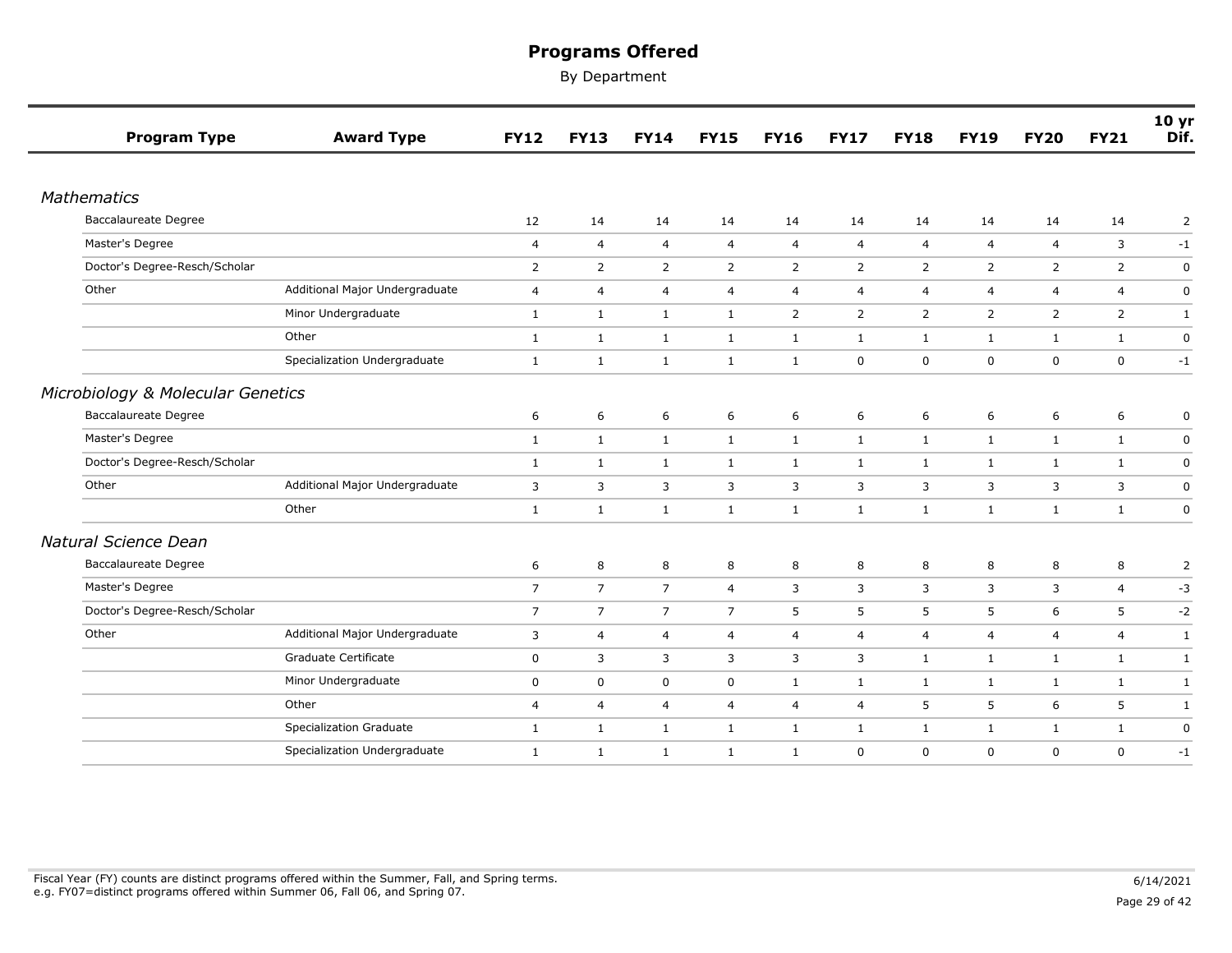# Programs Offered

By Department

| Program Type | Award Type | FY12 | FY13 | FY14 | FY15 | FY16 | FY17 | FY18 | FY19 | FY20 | FY21 | 10 yr Dif. |
|---|---|---|---|---|---|---|---|---|---|---|---|---|
| *Mathematics* | | | | | | | | | | | | |
| Baccalaureate Degree | | 12 | 14 | 14 | 14 | 14 | 14 | 14 | 14 | 14 | 14 | 2 |
| Master's Degree | | 4 | 4 | 4 | 4 | 4 | 4 | 4 | 4 | 4 | 3 | -1 |
| Doctor's Degree-Resch/Scholar | | 2 | 2 | 2 | 2 | 2 | 2 | 2 | 2 | 2 | 2 | 0 |
| Other | Additional Major Undergraduate | 4 | 4 | 4 | 4 | 4 | 4 | 4 | 4 | 4 | 4 | 0 |
| | Minor Undergraduate | 1 | 1 | 1 | 1 | 2 | 2 | 2 | 2 | 2 | 2 | 1 |
| | Other | 1 | 1 | 1 | 1 | 1 | 1 | 1 | 1 | 1 | 1 | 0 |
| | Specialization Undergraduate | 1 | 1 | 1 | 1 | 1 | 0 | 0 | 0 | 0 | 0 | -1 |
| *Microbiology & Molecular Genetics* | | | | | | | | | | | | |
| Baccalaureate Degree | | 6 | 6 | 6 | 6 | 6 | 6 | 6 | 6 | 6 | 6 | 0 |
| Master's Degree | | 1 | 1 | 1 | 1 | 1 | 1 | 1 | 1 | 1 | 1 | 0 |
| Doctor's Degree-Resch/Scholar | | 1 | 1 | 1 | 1 | 1 | 1 | 1 | 1 | 1 | 1 | 0 |
| Other | Additional Major Undergraduate | 3 | 3 | 3 | 3 | 3 | 3 | 3 | 3 | 3 | 3 | 0 |
| | Other | 1 | 1 | 1 | 1 | 1 | 1 | 1 | 1 | 1 | 1 | 0 |
| *Natural Science Dean* | | | | | | | | | | | | |
| Baccalaureate Degree | | 6 | 8 | 8 | 8 | 8 | 8 | 8 | 8 | 8 | 8 | 2 |
| Master's Degree | | 7 | 7 | 7 | 4 | 3 | 3 | 3 | 3 | 3 | 4 | -3 |
| Doctor's Degree-Resch/Scholar | | 7 | 7 | 7 | 7 | 5 | 5 | 5 | 5 | 6 | 5 | -2 |
| Other | Additional Major Undergraduate | 3 | 4 | 4 | 4 | 4 | 4 | 4 | 4 | 4 | 4 | 1 |
| | Graduate Certificate | 0 | 3 | 3 | 3 | 3 | 3 | 1 | 1 | 1 | 1 | 1 |
| | Minor Undergraduate | 0 | 0 | 0 | 0 | 1 | 1 | 1 | 1 | 1 | 1 | 1 |
| | Other | 4 | 4 | 4 | 4 | 4 | 4 | 5 | 5 | 6 | 5 | 1 |
| | Specialization Graduate | 1 | 1 | 1 | 1 | 1 | 1 | 1 | 1 | 1 | 1 | 0 |
| | Specialization Undergraduate | 1 | 1 | 1 | 1 | 1 | 0 | 0 | 0 | 0 | 0 | -1 |

Fiscal Year (FY) counts are distinct programs offered within the Summer, Fall, and Spring terms.
e.g. FY07=distinct programs offered within Summer 06, Fall 06, and Spring 07.

6/14/2021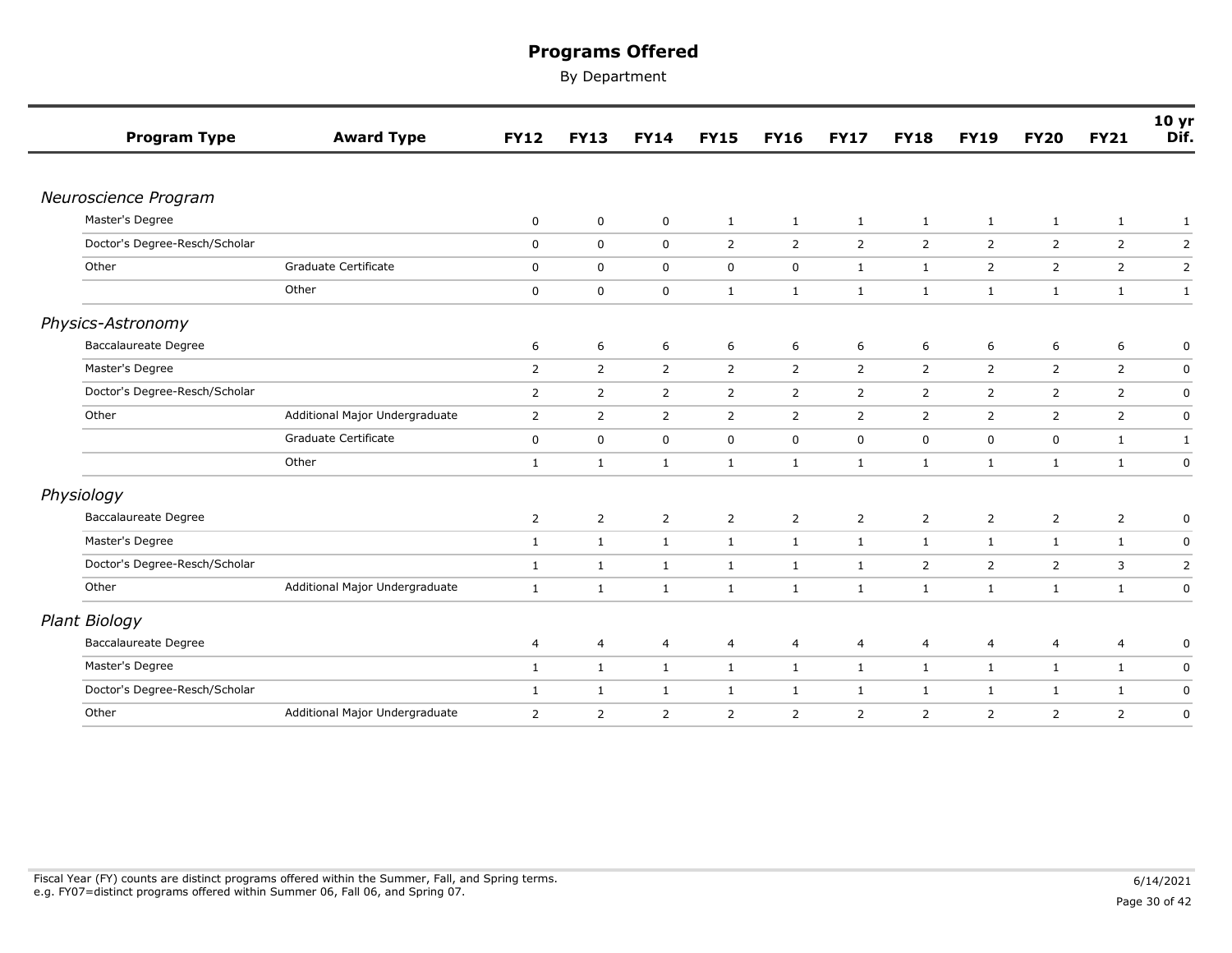# Programs Offered

By Department

| Program Type | Award Type | FY12 | FY13 | FY14 | FY15 | FY16 | FY17 | FY18 | FY19 | FY20 | FY21 | 10 yr Dif. |
|---|---|---|---|---|---|---|---|---|---|---|---|---|
| ***Neuroscience Program*** | | | | | | | | | | | | |
| Master's Degree | | 0 | 0 | 0 | 1 | 1 | 1 | 1 | 1 | 1 | 1 | 1 |
| Doctor's Degree-Resch/Scholar | | 0 | 0 | 0 | 2 | 2 | 2 | 2 | 2 | 2 | 2 | 2 |
| Other | Graduate Certificate | 0 | 0 | 0 | 0 | 0 | 1 | 1 | 2 | 2 | 2 | 2 |
| | Other | 0 | 0 | 0 | 1 | 1 | 1 | 1 | 1 | 1 | 1 | 1 |
| ***Physics-Astronomy*** | | | | | | | | | | | | |
| Baccalaureate Degree | | 6 | 6 | 6 | 6 | 6 | 6 | 6 | 6 | 6 | 6 | 0 |
| Master's Degree | | 2 | 2 | 2 | 2 | 2 | 2 | 2 | 2 | 2 | 2 | 0 |
| Doctor's Degree-Resch/Scholar | | 2 | 2 | 2 | 2 | 2 | 2 | 2 | 2 | 2 | 2 | 0 |
| Other | Additional Major Undergraduate | 2 | 2 | 2 | 2 | 2 | 2 | 2 | 2 | 2 | 2 | 0 |
| | Graduate Certificate | 0 | 0 | 0 | 0 | 0 | 0 | 0 | 0 | 0 | 1 | 1 |
| | Other | 1 | 1 | 1 | 1 | 1 | 1 | 1 | 1 | 1 | 1 | 0 |
| ***Physiology*** | | | | | | | | | | | | |
| Baccalaureate Degree | | 2 | 2 | 2 | 2 | 2 | 2 | 2 | 2 | 2 | 2 | 0 |
| Master's Degree | | 1 | 1 | 1 | 1 | 1 | 1 | 1 | 1 | 1 | 1 | 0 |
| Doctor's Degree-Resch/Scholar | | 1 | 1 | 1 | 1 | 1 | 1 | 2 | 2 | 2 | 3 | 2 |
| Other | Additional Major Undergraduate | 1 | 1 | 1 | 1 | 1 | 1 | 1 | 1 | 1 | 1 | 0 |
| ***Plant Biology*** | | | | | | | | | | | | |
| Baccalaureate Degree | | 4 | 4 | 4 | 4 | 4 | 4 | 4 | 4 | 4 | 4 | 0 |
| Master's Degree | | 1 | 1 | 1 | 1 | 1 | 1 | 1 | 1 | 1 | 1 | 0 |
| Doctor's Degree-Resch/Scholar | | 1 | 1 | 1 | 1 | 1 | 1 | 1 | 1 | 1 | 1 | 0 |
| Other | Additional Major Undergraduate | 2 | 2 | 2 | 2 | 2 | 2 | 2 | 2 | 2 | 2 | 0 |

Fiscal Year (FY) counts are distinct programs offered within the Summer, Fall, and Spring terms.
e.g. FY07=distinct programs offered within Summer 06, Fall 06, and Spring 07.

6/14/2021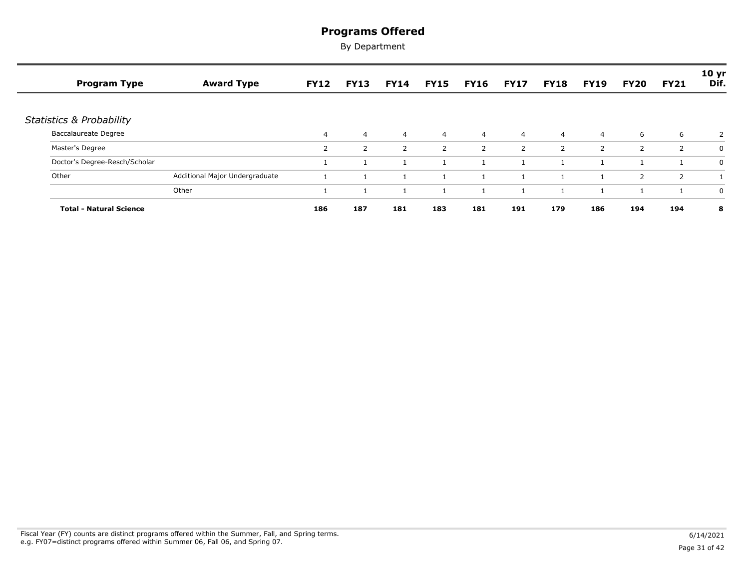# Programs Offered

By Department

| Program Type | Award Type | FY12 | FY13 | FY14 | FY15 | FY16 | FY17 | FY18 | FY19 | FY20 | FY21 | 10 yr Dif. |
|---|---|---|---|---|---|---|---|---|---|---|---|---|
| *Statistics & Probability* | | | | | | | | | | | | |
| Baccalaureate Degree | | 4 | 4 | 4 | 4 | 4 | 4 | 4 | 4 | 6 | 6 | 2 |
| Master's Degree | | 2 | 2 | 2 | 2 | 2 | 2 | 2 | 2 | 2 | 2 | 0 |
| Doctor's Degree-Resch/Scholar | | 1 | 1 | 1 | 1 | 1 | 1 | 1 | 1 | 1 | 1 | 0 |
| Other | Additional Major Undergraduate | 1 | 1 | 1 | 1 | 1 | 1 | 1 | 1 | 2 | 2 | 1 |
| | Other | 1 | 1 | 1 | 1 | 1 | 1 | 1 | 1 | 1 | 1 | 0 |
| **Total - Natural Science** | | **186** | **187** | **181** | **183** | **181** | **191** | **179** | **186** | **194** | **194** | **8** |

Fiscal Year (FY) counts are distinct programs offered within the Summer, Fall, and Spring terms.
e.g. FY07=distinct programs offered within Summer 06, Fall 06, and Spring 07.

6/14/2021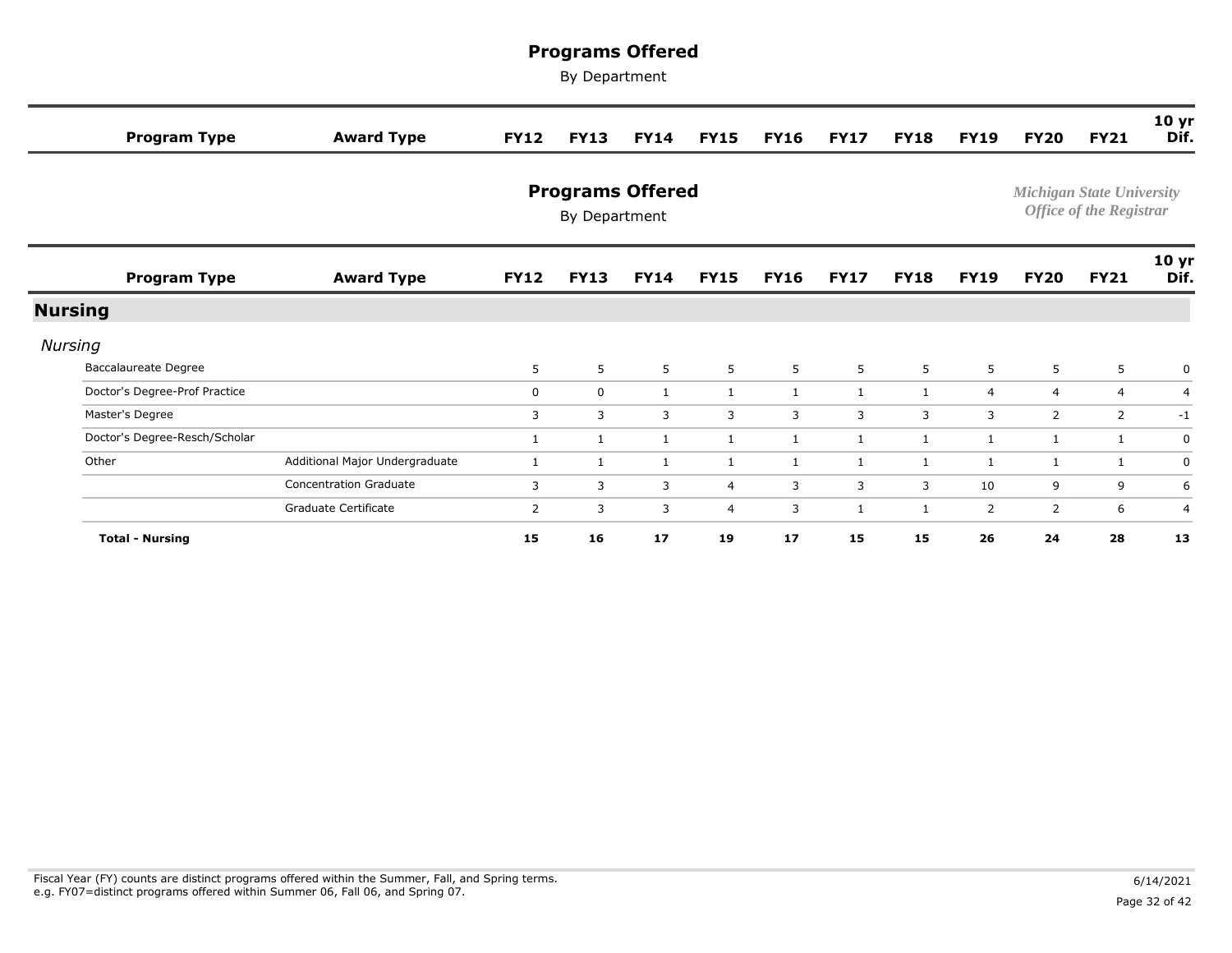# Programs Offered

By Department

*Michigan State University*
*Office of the Registrar*

| Program Type | Award Type | FY12 | FY13 | FY14 | FY15 | FY16 | FY17 | FY18 | FY19 | FY20 | FY21 | 10 yr Dif. |
|---|---|---|---|---|---|---|---|---|---|---|---|---|
| **Nursing** | | | | | | | | | | | | |
| *Nursing* | | | | | | | | | | | | |
| Baccalaureate Degree | | 5 | 5 | 5 | 5 | 5 | 5 | 5 | 5 | 5 | 5 | 0 |
| Doctor's Degree-Prof Practice | | 0 | 0 | 1 | 1 | 1 | 1 | 1 | 4 | 4 | 4 | 4 |
| Master's Degree | | 3 | 3 | 3 | 3 | 3 | 3 | 3 | 3 | 2 | 2 | -1 |
| Doctor's Degree-Resch/Scholar | | 1 | 1 | 1 | 1 | 1 | 1 | 1 | 1 | 1 | 1 | 0 |
| Other | Additional Major Undergraduate | 1 | 1 | 1 | 1 | 1 | 1 | 1 | 1 | 1 | 1 | 0 |
| | Concentration Graduate | 3 | 3 | 3 | 4 | 3 | 3 | 3 | 10 | 9 | 9 | 6 |
| | Graduate Certificate | 2 | 3 | 3 | 4 | 3 | 1 | 1 | 2 | 2 | 6 | 4 |
| **Total - Nursing** | | **15** | **16** | **17** | **19** | **17** | **15** | **15** | **26** | **24** | **28** | **13** |

Fiscal Year (FY) counts are distinct programs offered within the Summer, Fall, and Spring terms.
e.g. FY07=distinct programs offered within Summer 06, Fall 06, and Spring 07.

6/14/2021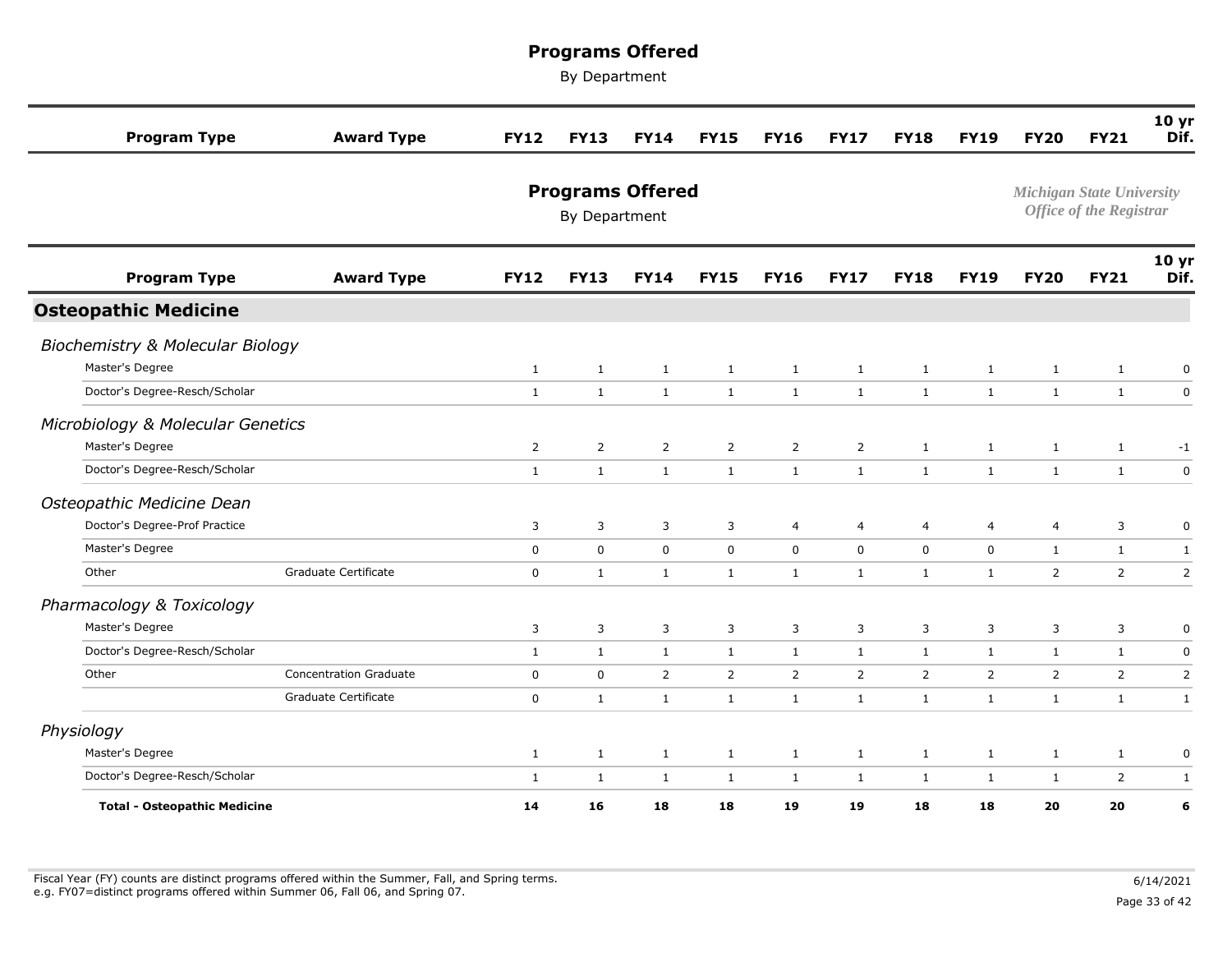# Programs Offered

By Department

*Michigan State University*
*Office of the Registrar*

## Osteopathic Medicine

| Program Type | Award Type | FY12 | FY13 | FY14 | FY15 | FY16 | FY17 | FY18 | FY19 | FY20 | FY21 | 10 yr Dif. |
|---|---|---|---|---|---|---|---|---|---|---|---|---|
| ***Biochemistry & Molecular Biology*** | | | | | | | | | | | | |
| Master's Degree | | 1 | 1 | 1 | 1 | 1 | 1 | 1 | 1 | 1 | 1 | 0 |
| Doctor's Degree-Resch/Scholar | | 1 | 1 | 1 | 1 | 1 | 1 | 1 | 1 | 1 | 1 | 0 |
| ***Microbiology & Molecular Genetics*** | | | | | | | | | | | | |
| Master's Degree | | 2 | 2 | 2 | 2 | 2 | 2 | 1 | 1 | 1 | 1 | -1 |
| Doctor's Degree-Resch/Scholar | | 1 | 1 | 1 | 1 | 1 | 1 | 1 | 1 | 1 | 1 | 0 |
| ***Osteopathic Medicine Dean*** | | | | | | | | | | | | |
| Doctor's Degree-Prof Practice | | 3 | 3 | 3 | 3 | 4 | 4 | 4 | 4 | 4 | 3 | 0 |
| Master's Degree | | 0 | 0 | 0 | 0 | 0 | 0 | 0 | 0 | 1 | 1 | 1 |
| Other | Graduate Certificate | 0 | 1 | 1 | 1 | 1 | 1 | 1 | 1 | 2 | 2 | 2 |
| ***Pharmacology & Toxicology*** | | | | | | | | | | | | |
| Master's Degree | | 3 | 3 | 3 | 3 | 3 | 3 | 3 | 3 | 3 | 3 | 0 |
| Doctor's Degree-Resch/Scholar | | 1 | 1 | 1 | 1 | 1 | 1 | 1 | 1 | 1 | 1 | 0 |
| Other | Concentration Graduate | 0 | 0 | 2 | 2 | 2 | 2 | 2 | 2 | 2 | 2 | 2 |
| | Graduate Certificate | 0 | 1 | 1 | 1 | 1 | 1 | 1 | 1 | 1 | 1 | 1 |
| ***Physiology*** | | | | | | | | | | | | |
| Master's Degree | | 1 | 1 | 1 | 1 | 1 | 1 | 1 | 1 | 1 | 1 | 0 |
| Doctor's Degree-Resch/Scholar | | 1 | 1 | 1 | 1 | 1 | 1 | 1 | 1 | 1 | 2 | 1 |
| **Total - Osteopathic Medicine** | | **14** | **16** | **18** | **18** | **19** | **19** | **18** | **18** | **20** | **20** | **6** |

Fiscal Year (FY) counts are distinct programs offered within the Summer, Fall, and Spring terms.
e.g. FY07=distinct programs offered within Summer 06, Fall 06, and Spring 07.

6/14/2021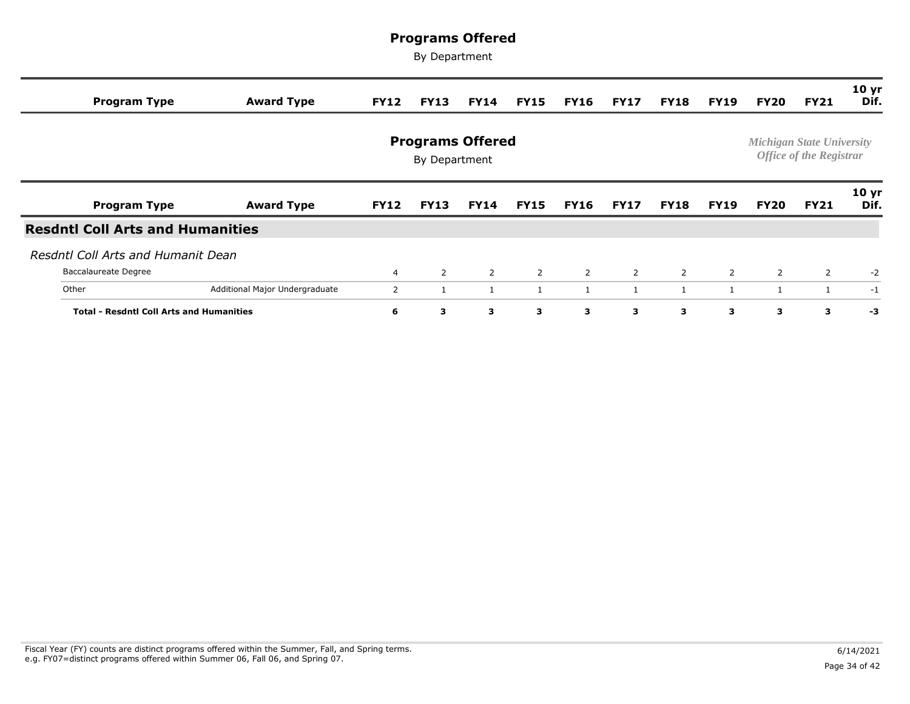# Programs Offered

By Department

*Michigan State University*
*Office of the Registrar*

| Program Type | Award Type | FY12 | FY13 | FY14 | FY15 | FY16 | FY17 | FY18 | FY19 | FY20 | FY21 | 10 yr Dif. |
|---|---|---|---|---|---|---|---|---|---|---|---|---|
| **Resdntl Coll Arts and Humanities** | | | | | | | | | | | | |
| *Resdntl Coll Arts and Humanit Dean* | | | | | | | | | | | | |
| Baccalaureate Degree | | 4 | 2 | 2 | 2 | 2 | 2 | 2 | 2 | 2 | 2 | -2 |
| Other | Additional Major Undergraduate | 2 | 1 | 1 | 1 | 1 | 1 | 1 | 1 | 1 | 1 | -1 |
| **Total - Resdntl Coll Arts and Humanities** | | **6** | **3** | **3** | **3** | **3** | **3** | **3** | **3** | **3** | **3** | **-3** |

Fiscal Year (FY) counts are distinct programs offered within the Summer, Fall, and Spring terms.
e.g. FY07=distinct programs offered within Summer 06, Fall 06, and Spring 07.

6/14/2021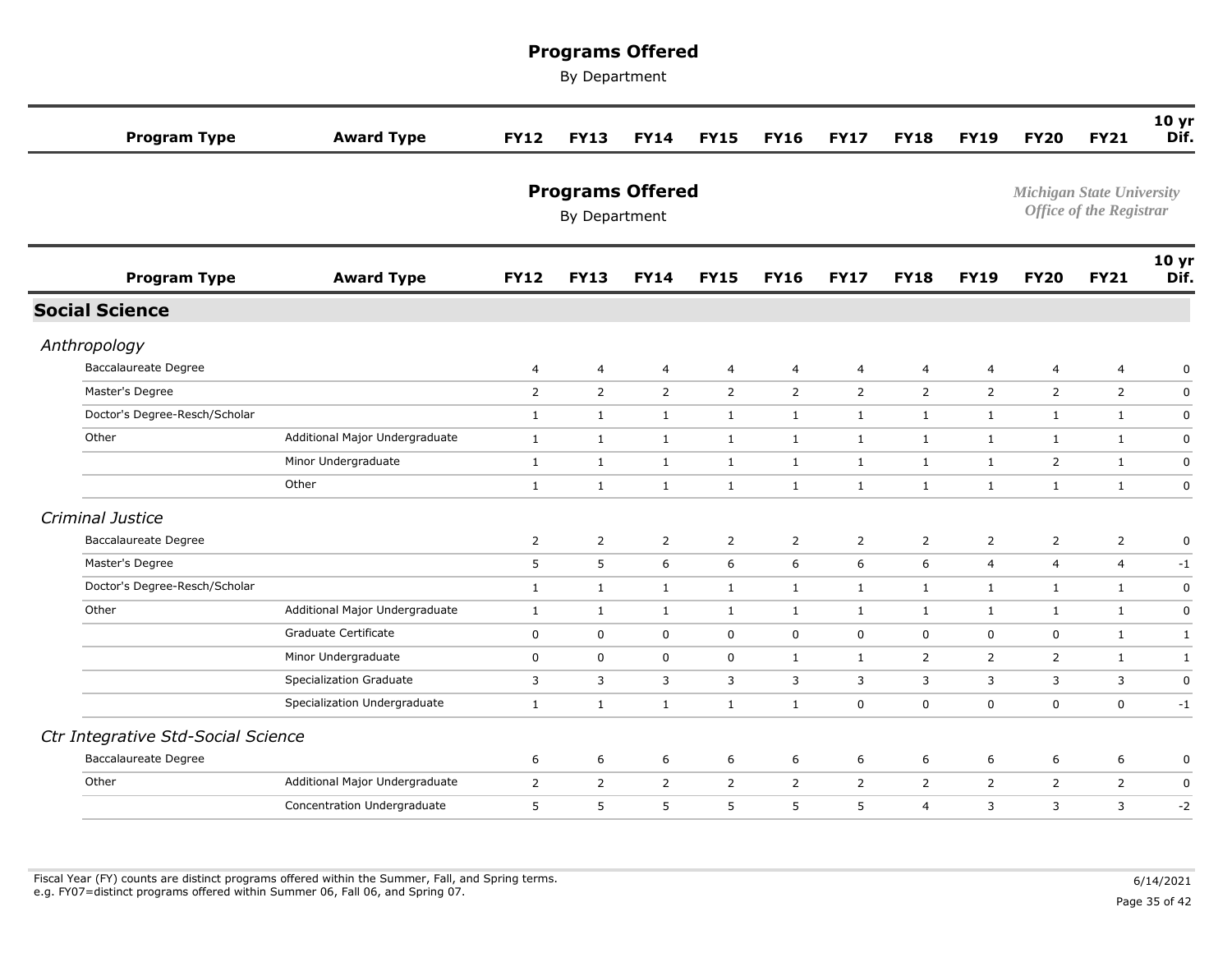# Programs Offered

By Department

*Michigan State University*
*Office of the Registrar*

| Program Type | Award Type | FY12 | FY13 | FY14 | FY15 | FY16 | FY17 | FY18 | FY19 | FY20 | FY21 | 10 yr Dif. |
|---|---|---|---|---|---|---|---|---|---|---|---|---|
| **Social Science** | | | | | | | | | | | | |
| *Anthropology* | | | | | | | | | | | | |
| Baccalaureate Degree | | 4 | 4 | 4 | 4 | 4 | 4 | 4 | 4 | 4 | 4 | 0 |
| Master's Degree | | 2 | 2 | 2 | 2 | 2 | 2 | 2 | 2 | 2 | 2 | 0 |
| Doctor's Degree-Resch/Scholar | | 1 | 1 | 1 | 1 | 1 | 1 | 1 | 1 | 1 | 1 | 0 |
| Other | Additional Major Undergraduate | 1 | 1 | 1 | 1 | 1 | 1 | 1 | 1 | 1 | 1 | 0 |
| | Minor Undergraduate | 1 | 1 | 1 | 1 | 1 | 1 | 1 | 1 | 2 | 1 | 0 |
| | Other | 1 | 1 | 1 | 1 | 1 | 1 | 1 | 1 | 1 | 1 | 0 |
| *Criminal Justice* | | | | | | | | | | | | |
| Baccalaureate Degree | | 2 | 2 | 2 | 2 | 2 | 2 | 2 | 2 | 2 | 2 | 0 |
| Master's Degree | | 5 | 5 | 6 | 6 | 6 | 6 | 6 | 4 | 4 | 4 | -1 |
| Doctor's Degree-Resch/Scholar | | 1 | 1 | 1 | 1 | 1 | 1 | 1 | 1 | 1 | 1 | 0 |
| Other | Additional Major Undergraduate | 1 | 1 | 1 | 1 | 1 | 1 | 1 | 1 | 1 | 1 | 0 |
| | Graduate Certificate | 0 | 0 | 0 | 0 | 0 | 0 | 0 | 0 | 0 | 1 | 1 |
| | Minor Undergraduate | 0 | 0 | 0 | 0 | 1 | 1 | 2 | 2 | 2 | 1 | 1 |
| | Specialization Graduate | 3 | 3 | 3 | 3 | 3 | 3 | 3 | 3 | 3 | 3 | 0 |
| | Specialization Undergraduate | 1 | 1 | 1 | 1 | 1 | 0 | 0 | 0 | 0 | 0 | -1 |
| *Ctr Integrative Std-Social Science* | | | | | | | | | | | | |
| Baccalaureate Degree | | 6 | 6 | 6 | 6 | 6 | 6 | 6 | 6 | 6 | 6 | 0 |
| Other | Additional Major Undergraduate | 2 | 2 | 2 | 2 | 2 | 2 | 2 | 2 | 2 | 2 | 0 |
| | Concentration Undergraduate | 5 | 5 | 5 | 5 | 5 | 5 | 4 | 3 | 3 | 3 | -2 |

Fiscal Year (FY) counts are distinct programs offered within the Summer, Fall, and Spring terms.
e.g. FY07=distinct programs offered within Summer 06, Fall 06, and Spring 07.

6/14/2021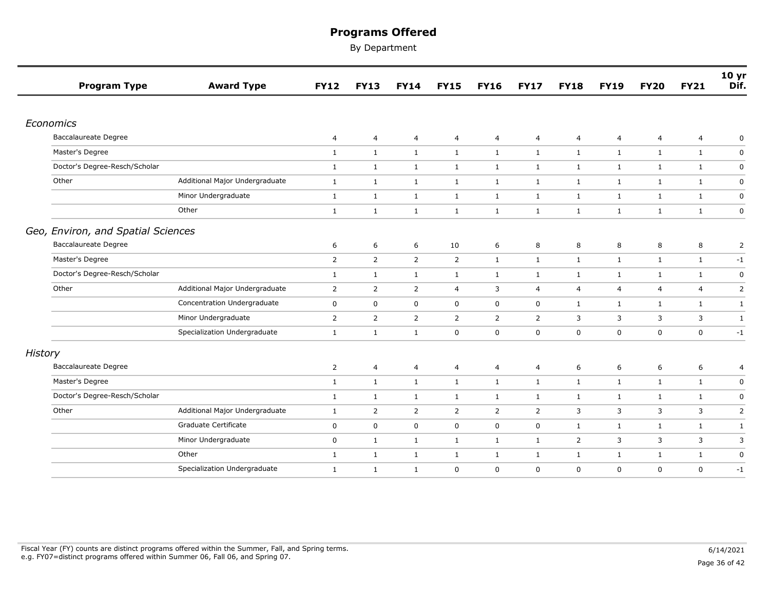# Programs Offered

By Department

| Program Type | Award Type | FY12 | FY13 | FY14 | FY15 | FY16 | FY17 | FY18 | FY19 | FY20 | FY21 | 10 yr Dif. |
|---|---|---|---|---|---|---|---|---|---|---|---|---|
| ***Economics*** | | | | | | | | | | | | |
| Baccalaureate Degree | | 4 | 4 | 4 | 4 | 4 | 4 | 4 | 4 | 4 | 4 | 0 |
| Master's Degree | | 1 | 1 | 1 | 1 | 1 | 1 | 1 | 1 | 1 | 1 | 0 |
| Doctor's Degree-Resch/Scholar | | 1 | 1 | 1 | 1 | 1 | 1 | 1 | 1 | 1 | 1 | 0 |
| Other | Additional Major Undergraduate | 1 | 1 | 1 | 1 | 1 | 1 | 1 | 1 | 1 | 1 | 0 |
| | Minor Undergraduate | 1 | 1 | 1 | 1 | 1 | 1 | 1 | 1 | 1 | 1 | 0 |
| | Other | 1 | 1 | 1 | 1 | 1 | 1 | 1 | 1 | 1 | 1 | 0 |
| ***Geo, Environ, and Spatial Sciences*** | | | | | | | | | | | | |
| Baccalaureate Degree | | 6 | 6 | 6 | 10 | 6 | 8 | 8 | 8 | 8 | 8 | 2 |
| Master's Degree | | 2 | 2 | 2 | 2 | 1 | 1 | 1 | 1 | 1 | 1 | -1 |
| Doctor's Degree-Resch/Scholar | | 1 | 1 | 1 | 1 | 1 | 1 | 1 | 1 | 1 | 1 | 0 |
| Other | Additional Major Undergraduate | 2 | 2 | 2 | 4 | 3 | 4 | 4 | 4 | 4 | 4 | 2 |
| | Concentration Undergraduate | 0 | 0 | 0 | 0 | 0 | 0 | 1 | 1 | 1 | 1 | 1 |
| | Minor Undergraduate | 2 | 2 | 2 | 2 | 2 | 2 | 3 | 3 | 3 | 3 | 1 |
| | Specialization Undergraduate | 1 | 1 | 1 | 0 | 0 | 0 | 0 | 0 | 0 | 0 | -1 |
| ***History*** | | | | | | | | | | | | |
| Baccalaureate Degree | | 2 | 4 | 4 | 4 | 4 | 4 | 6 | 6 | 6 | 6 | 4 |
| Master's Degree | | 1 | 1 | 1 | 1 | 1 | 1 | 1 | 1 | 1 | 1 | 0 |
| Doctor's Degree-Resch/Scholar | | 1 | 1 | 1 | 1 | 1 | 1 | 1 | 1 | 1 | 1 | 0 |
| Other | Additional Major Undergraduate | 1 | 2 | 2 | 2 | 2 | 2 | 3 | 3 | 3 | 3 | 2 |
| | Graduate Certificate | 0 | 0 | 0 | 0 | 0 | 0 | 1 | 1 | 1 | 1 | 1 |
| | Minor Undergraduate | 0 | 1 | 1 | 1 | 1 | 1 | 2 | 3 | 3 | 3 | 3 |
| | Other | 1 | 1 | 1 | 1 | 1 | 1 | 1 | 1 | 1 | 1 | 0 |
| | Specialization Undergraduate | 1 | 1 | 1 | 0 | 0 | 0 | 0 | 0 | 0 | 0 | -1 |

Fiscal Year (FY) counts are distinct programs offered within the Summer, Fall, and Spring terms.
e.g. FY07=distinct programs offered within Summer 06, Fall 06, and Spring 07.

6/14/2021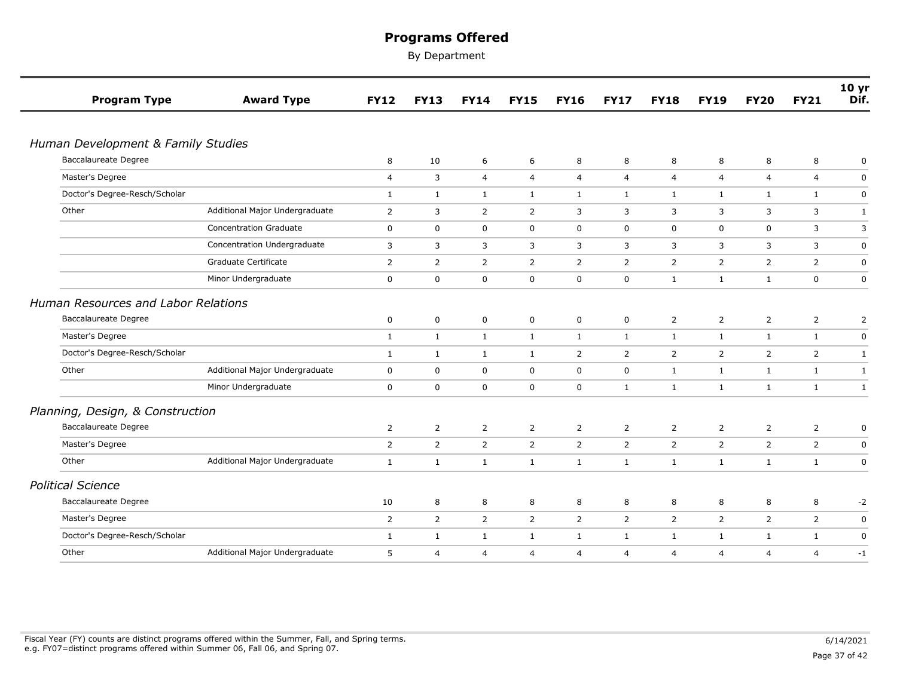# Programs Offered

By Department

| Program Type | Award Type | FY12 | FY13 | FY14 | FY15 | FY16 | FY17 | FY18 | FY19 | FY20 | FY21 | 10 yr Dif. |
|---|---|---|---|---|---|---|---|---|---|---|---|---|
| ***Human Development & Family Studies*** | | | | | | | | | | | | |
| Baccalaureate Degree | | 8 | 10 | 6 | 6 | 8 | 8 | 8 | 8 | 8 | 8 | 0 |
| Master's Degree | | 4 | 3 | 4 | 4 | 4 | 4 | 4 | 4 | 4 | 4 | 0 |
| Doctor's Degree-Resch/Scholar | | 1 | 1 | 1 | 1 | 1 | 1 | 1 | 1 | 1 | 1 | 0 |
| Other | Additional Major Undergraduate | 2 | 3 | 2 | 2 | 3 | 3 | 3 | 3 | 3 | 3 | 1 |
| | Concentration Graduate | 0 | 0 | 0 | 0 | 0 | 0 | 0 | 0 | 0 | 3 | 3 |
| | Concentration Undergraduate | 3 | 3 | 3 | 3 | 3 | 3 | 3 | 3 | 3 | 3 | 0 |
| | Graduate Certificate | 2 | 2 | 2 | 2 | 2 | 2 | 2 | 2 | 2 | 2 | 0 |
| | Minor Undergraduate | 0 | 0 | 0 | 0 | 0 | 0 | 1 | 1 | 1 | 0 | 0 |
| ***Human Resources and Labor Relations*** | | | | | | | | | | | | |
| Baccalaureate Degree | | 0 | 0 | 0 | 0 | 0 | 0 | 2 | 2 | 2 | 2 | 2 |
| Master's Degree | | 1 | 1 | 1 | 1 | 1 | 1 | 1 | 1 | 1 | 1 | 0 |
| Doctor's Degree-Resch/Scholar | | 1 | 1 | 1 | 1 | 2 | 2 | 2 | 2 | 2 | 2 | 1 |
| Other | Additional Major Undergraduate | 0 | 0 | 0 | 0 | 0 | 0 | 1 | 1 | 1 | 1 | 1 |
| | Minor Undergraduate | 0 | 0 | 0 | 0 | 0 | 1 | 1 | 1 | 1 | 1 | 1 |
| ***Planning, Design, & Construction*** | | | | | | | | | | | | |
| Baccalaureate Degree | | 2 | 2 | 2 | 2 | 2 | 2 | 2 | 2 | 2 | 2 | 0 |
| Master's Degree | | 2 | 2 | 2 | 2 | 2 | 2 | 2 | 2 | 2 | 2 | 0 |
| Other | Additional Major Undergraduate | 1 | 1 | 1 | 1 | 1 | 1 | 1 | 1 | 1 | 1 | 0 |
| ***Political Science*** | | | | | | | | | | | | |
| Baccalaureate Degree | | 10 | 8 | 8 | 8 | 8 | 8 | 8 | 8 | 8 | 8 | -2 |
| Master's Degree | | 2 | 2 | 2 | 2 | 2 | 2 | 2 | 2 | 2 | 2 | 0 |
| Doctor's Degree-Resch/Scholar | | 1 | 1 | 1 | 1 | 1 | 1 | 1 | 1 | 1 | 1 | 0 |
| Other | Additional Major Undergraduate | 5 | 4 | 4 | 4 | 4 | 4 | 4 | 4 | 4 | 4 | -1 |

Fiscal Year (FY) counts are distinct programs offered within the Summer, Fall, and Spring terms.
e.g. FY07=distinct programs offered within Summer 06, Fall 06, and Spring 07.

6/14/2021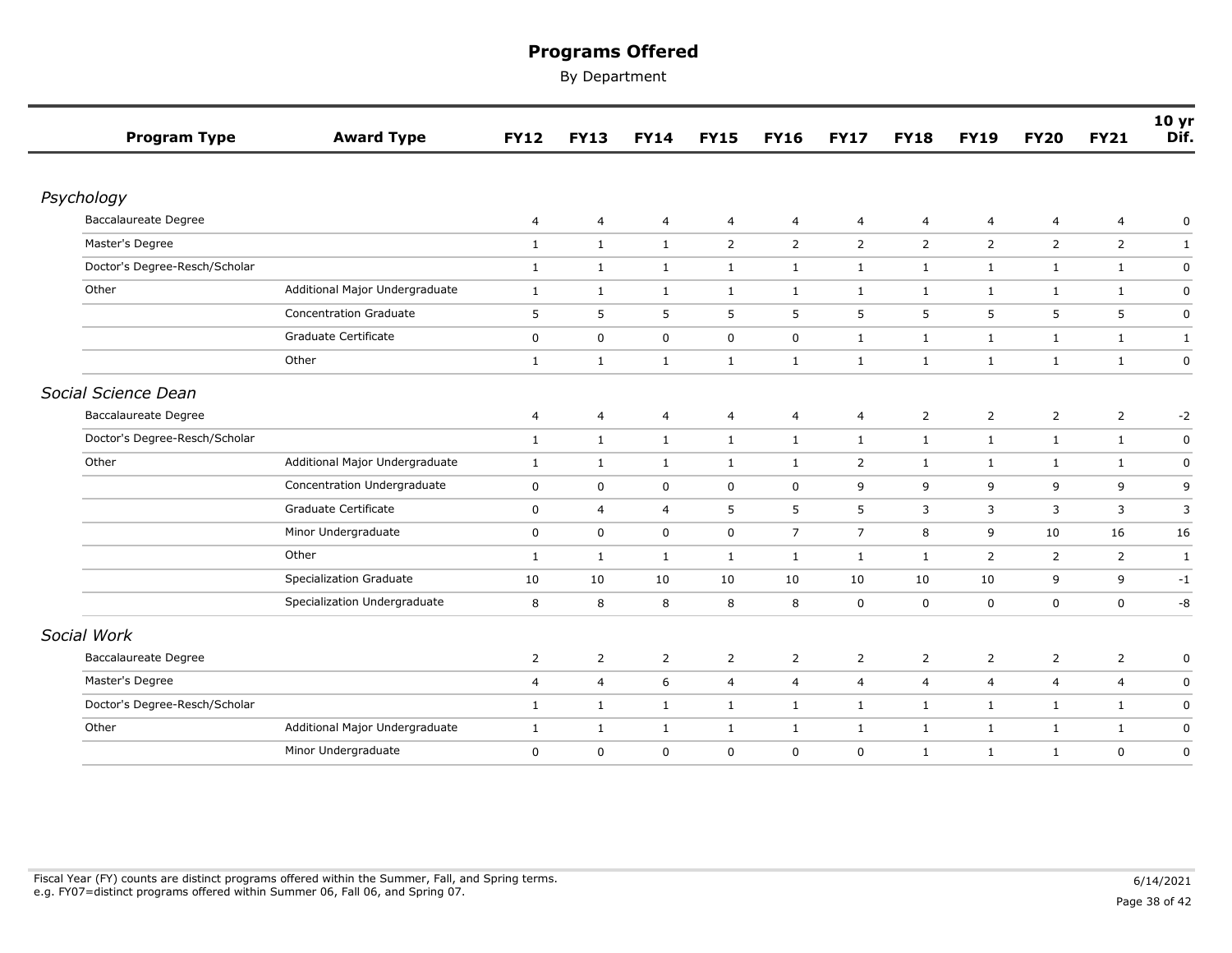# Programs Offered

By Department

| Program Type | Award Type | FY12 | FY13 | FY14 | FY15 | FY16 | FY17 | FY18 | FY19 | FY20 | FY21 | 10 yr Dif. |
|---|---|---|---|---|---|---|---|---|---|---|---|---|
| *Psychology* | | | | | | | | | | | | |
| Baccalaureate Degree | | 4 | 4 | 4 | 4 | 4 | 4 | 4 | 4 | 4 | 4 | 0 |
| Master's Degree | | 1 | 1 | 1 | 2 | 2 | 2 | 2 | 2 | 2 | 2 | 1 |
| Doctor's Degree-Resch/Scholar | | 1 | 1 | 1 | 1 | 1 | 1 | 1 | 1 | 1 | 1 | 0 |
| Other | Additional Major Undergraduate | 1 | 1 | 1 | 1 | 1 | 1 | 1 | 1 | 1 | 1 | 0 |
| | Concentration Graduate | 5 | 5 | 5 | 5 | 5 | 5 | 5 | 5 | 5 | 5 | 0 |
| | Graduate Certificate | 0 | 0 | 0 | 0 | 0 | 1 | 1 | 1 | 1 | 1 | 1 |
| | Other | 1 | 1 | 1 | 1 | 1 | 1 | 1 | 1 | 1 | 1 | 0 |
| *Social Science Dean* | | | | | | | | | | | | |
| Baccalaureate Degree | | 4 | 4 | 4 | 4 | 4 | 4 | 2 | 2 | 2 | 2 | -2 |
| Doctor's Degree-Resch/Scholar | | 1 | 1 | 1 | 1 | 1 | 1 | 1 | 1 | 1 | 1 | 0 |
| Other | Additional Major Undergraduate | 1 | 1 | 1 | 1 | 1 | 2 | 1 | 1 | 1 | 1 | 0 |
| | Concentration Undergraduate | 0 | 0 | 0 | 0 | 0 | 9 | 9 | 9 | 9 | 9 | 9 |
| | Graduate Certificate | 0 | 4 | 4 | 5 | 5 | 5 | 3 | 3 | 3 | 3 | 3 |
| | Minor Undergraduate | 0 | 0 | 0 | 0 | 7 | 7 | 8 | 9 | 10 | 16 | 16 |
| | Other | 1 | 1 | 1 | 1 | 1 | 1 | 1 | 2 | 2 | 2 | 1 |
| | Specialization Graduate | 10 | 10 | 10 | 10 | 10 | 10 | 10 | 10 | 9 | 9 | -1 |
| | Specialization Undergraduate | 8 | 8 | 8 | 8 | 8 | 0 | 0 | 0 | 0 | 0 | -8 |
| *Social Work* | | | | | | | | | | | | |
| Baccalaureate Degree | | 2 | 2 | 2 | 2 | 2 | 2 | 2 | 2 | 2 | 2 | 0 |
| Master's Degree | | 4 | 4 | 6 | 4 | 4 | 4 | 4 | 4 | 4 | 4 | 0 |
| Doctor's Degree-Resch/Scholar | | 1 | 1 | 1 | 1 | 1 | 1 | 1 | 1 | 1 | 1 | 0 |
| Other | Additional Major Undergraduate | 1 | 1 | 1 | 1 | 1 | 1 | 1 | 1 | 1 | 1 | 0 |
| | Minor Undergraduate | 0 | 0 | 0 | 0 | 0 | 0 | 1 | 1 | 1 | 0 | 0 |

Fiscal Year (FY) counts are distinct programs offered within the Summer, Fall, and Spring terms.
e.g. FY07=distinct programs offered within Summer 06, Fall 06, and Spring 07.

6/14/2021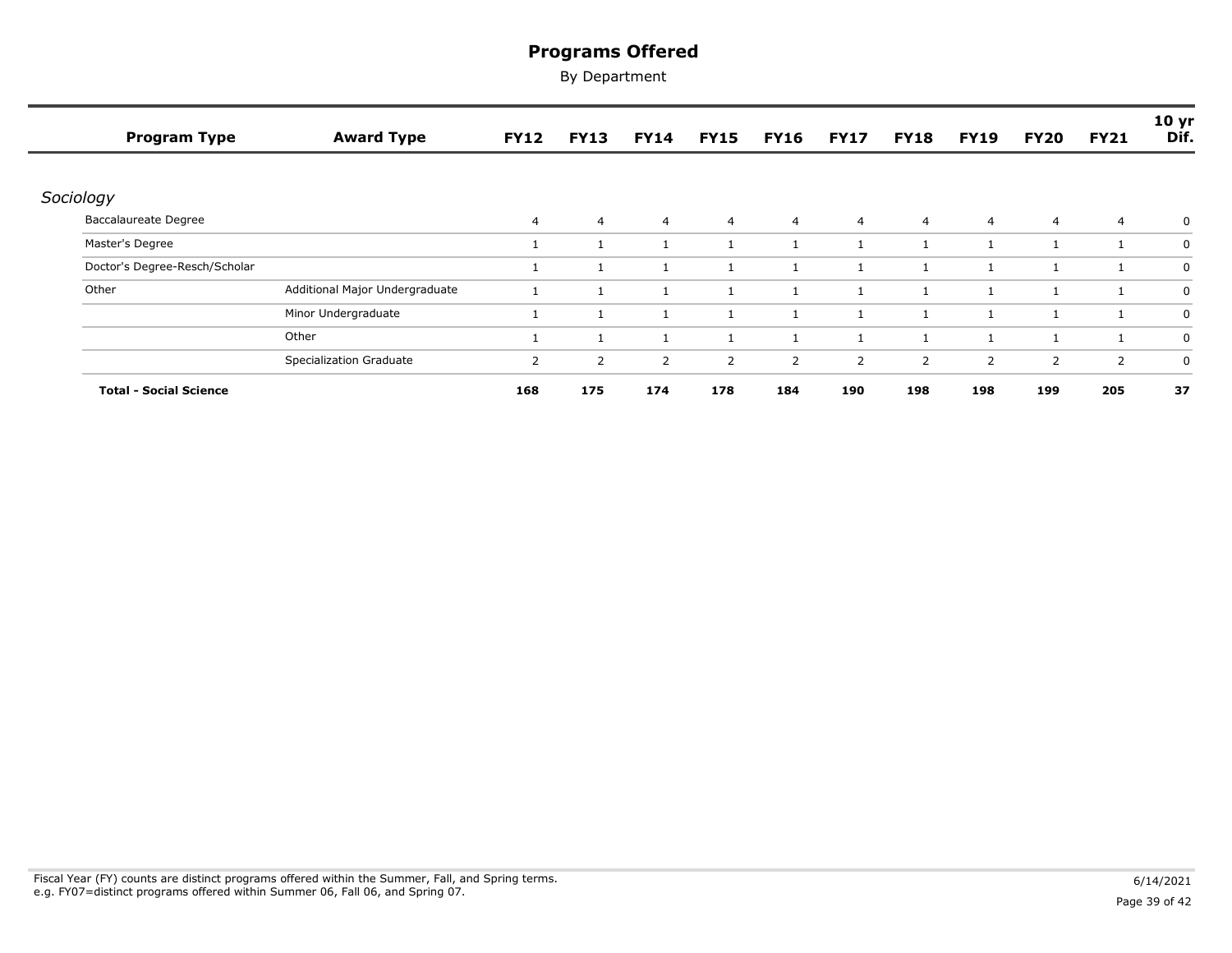# Programs Offered

By Department

| Program Type | Award Type | FY12 | FY13 | FY14 | FY15 | FY16 | FY17 | FY18 | FY19 | FY20 | FY21 | 10 yr Dif. |
|---|---|---|---|---|---|---|---|---|---|---|---|---|
| *Sociology* | | | | | | | | | | | | |
| Baccalaureate Degree | | 4 | 4 | 4 | 4 | 4 | 4 | 4 | 4 | 4 | 4 | 0 |
| Master's Degree | | 1 | 1 | 1 | 1 | 1 | 1 | 1 | 1 | 1 | 1 | 0 |
| Doctor's Degree-Resch/Scholar | | 1 | 1 | 1 | 1 | 1 | 1 | 1 | 1 | 1 | 1 | 0 |
| Other | Additional Major Undergraduate | 1 | 1 | 1 | 1 | 1 | 1 | 1 | 1 | 1 | 1 | 0 |
| | Minor Undergraduate | 1 | 1 | 1 | 1 | 1 | 1 | 1 | 1 | 1 | 1 | 0 |
| | Other | 1 | 1 | 1 | 1 | 1 | 1 | 1 | 1 | 1 | 1 | 0 |
| | Specialization Graduate | 2 | 2 | 2 | 2 | 2 | 2 | 2 | 2 | 2 | 2 | 0 |
| **Total - Social Science** | | **168** | **175** | **174** | **178** | **184** | **190** | **198** | **198** | **199** | **205** | **37** |

Fiscal Year (FY) counts are distinct programs offered within the Summer, Fall, and Spring terms.
e.g. FY07=distinct programs offered within Summer 06, Fall 06, and Spring 07.

6/14/2021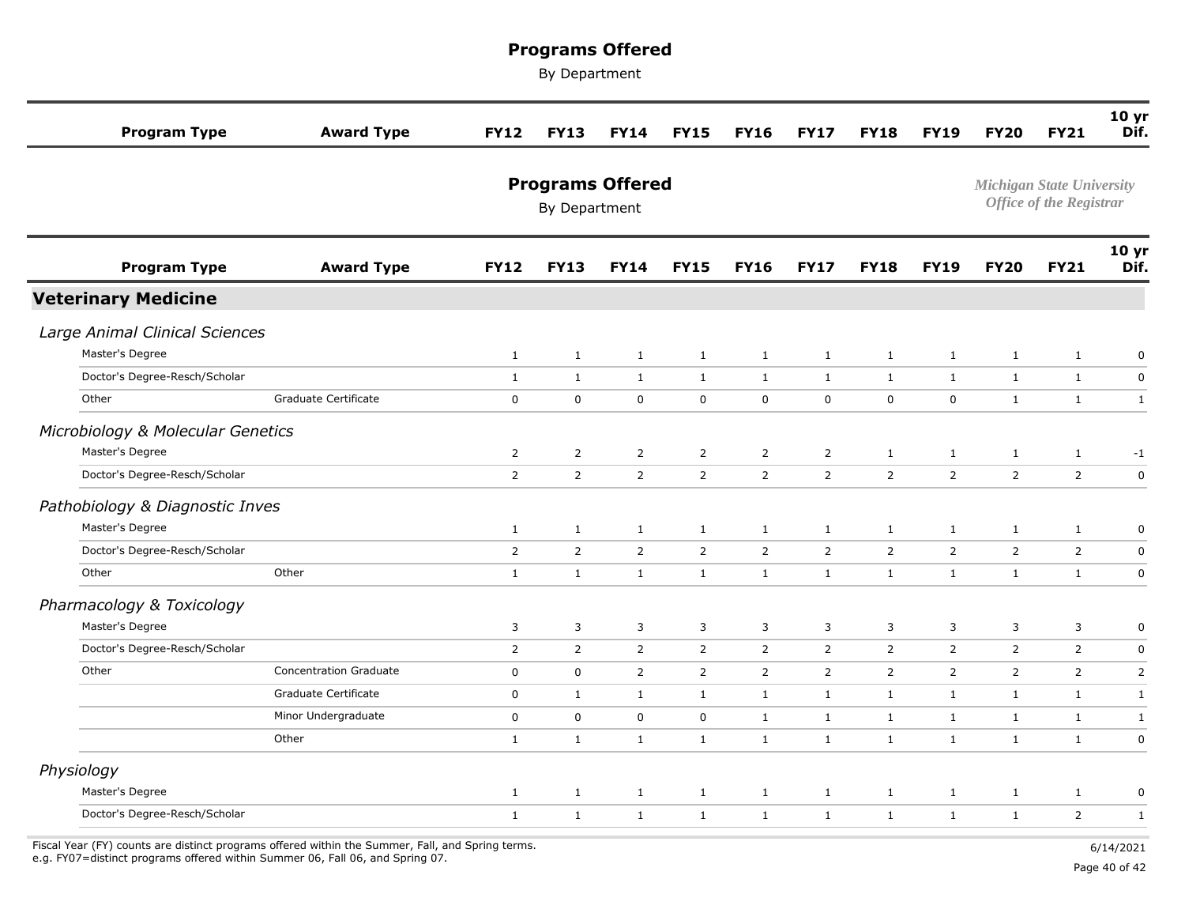# Programs Offered

By Department

Michigan State University
Office of the Registrar

| Program Type | Award Type | FY12 | FY13 | FY14 | FY15 | FY16 | FY17 | FY18 | FY19 | FY20 | FY21 | 10 yr Dif. |
|---|---|---|---|---|---|---|---|---|---|---|---|---|
| **Veterinary Medicine** | | | | | | | | | | | | |
| *Large Animal Clinical Sciences* | | | | | | | | | | | | |
| Master's Degree | | 1 | 1 | 1 | 1 | 1 | 1 | 1 | 1 | 1 | 1 | 0 |
| Doctor's Degree-Resch/Scholar | | 1 | 1 | 1 | 1 | 1 | 1 | 1 | 1 | 1 | 1 | 0 |
| Other | Graduate Certificate | 0 | 0 | 0 | 0 | 0 | 0 | 0 | 0 | 1 | 1 | 1 |
| *Microbiology & Molecular Genetics* | | | | | | | | | | | | |
| Master's Degree | | 2 | 2 | 2 | 2 | 2 | 2 | 1 | 1 | 1 | 1 | -1 |
| Doctor's Degree-Resch/Scholar | | 2 | 2 | 2 | 2 | 2 | 2 | 2 | 2 | 2 | 2 | 0 |
| *Pathobiology & Diagnostic Inves* | | | | | | | | | | | | |
| Master's Degree | | 1 | 1 | 1 | 1 | 1 | 1 | 1 | 1 | 1 | 1 | 0 |
| Doctor's Degree-Resch/Scholar | | 2 | 2 | 2 | 2 | 2 | 2 | 2 | 2 | 2 | 2 | 0 |
| Other | Other | 1 | 1 | 1 | 1 | 1 | 1 | 1 | 1 | 1 | 1 | 0 |
| *Pharmacology & Toxicology* | | | | | | | | | | | | |
| Master's Degree | | 3 | 3 | 3 | 3 | 3 | 3 | 3 | 3 | 3 | 3 | 0 |
| Doctor's Degree-Resch/Scholar | | 2 | 2 | 2 | 2 | 2 | 2 | 2 | 2 | 2 | 2 | 0 |
| Other | Concentration Graduate | 0 | 0 | 2 | 2 | 2 | 2 | 2 | 2 | 2 | 2 | 2 |
| | Graduate Certificate | 0 | 1 | 1 | 1 | 1 | 1 | 1 | 1 | 1 | 1 | 1 |
| | Minor Undergraduate | 0 | 0 | 0 | 0 | 1 | 1 | 1 | 1 | 1 | 1 | 1 |
| | Other | 1 | 1 | 1 | 1 | 1 | 1 | 1 | 1 | 1 | 1 | 0 |
| *Physiology* | | | | | | | | | | | | |
| Master's Degree | | 1 | 1 | 1 | 1 | 1 | 1 | 1 | 1 | 1 | 1 | 0 |
| Doctor's Degree-Resch/Scholar | | 1 | 1 | 1 | 1 | 1 | 1 | 1 | 1 | 1 | 2 | 1 |

Fiscal Year (FY) counts are distinct programs offered within the Summer, Fall, and Spring terms.
e.g. FY07=distinct programs offered within Summer 06, Fall 06, and Spring 07.

6/14/2021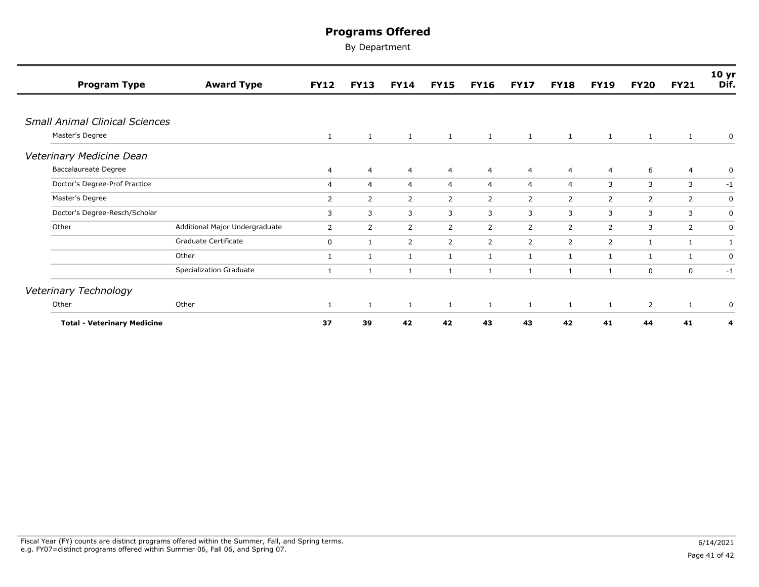# Programs Offered

By Department

| Program Type | Award Type | FY12 | FY13 | FY14 | FY15 | FY16 | FY17 | FY18 | FY19 | FY20 | FY21 | 10 yr Dif. |
|---|---|---|---|---|---|---|---|---|---|---|---|---|
| ***Small Animal Clinical Sciences*** | | | | | | | | | | | | |
| Master's Degree | | 1 | 1 | 1 | 1 | 1 | 1 | 1 | 1 | 1 | 1 | 0 |
| ***Veterinary Medicine Dean*** | | | | | | | | | | | | |
| Baccalaureate Degree | | 4 | 4 | 4 | 4 | 4 | 4 | 4 | 4 | 6 | 4 | 0 |
| Doctor's Degree-Prof Practice | | 4 | 4 | 4 | 4 | 4 | 4 | 4 | 3 | 3 | 3 | -1 |
| Master's Degree | | 2 | 2 | 2 | 2 | 2 | 2 | 2 | 2 | 2 | 2 | 0 |
| Doctor's Degree-Resch/Scholar | | 3 | 3 | 3 | 3 | 3 | 3 | 3 | 3 | 3 | 3 | 0 |
| Other | Additional Major Undergraduate | 2 | 2 | 2 | 2 | 2 | 2 | 2 | 2 | 3 | 2 | 0 |
| | Graduate Certificate | 0 | 1 | 2 | 2 | 2 | 2 | 2 | 2 | 1 | 1 | 1 |
| | Other | 1 | 1 | 1 | 1 | 1 | 1 | 1 | 1 | 1 | 1 | 0 |
| | Specialization Graduate | 1 | 1 | 1 | 1 | 1 | 1 | 1 | 1 | 0 | 0 | -1 |
| ***Veterinary Technology*** | | | | | | | | | | | | |
| Other | Other | 1 | 1 | 1 | 1 | 1 | 1 | 1 | 1 | 2 | 1 | 0 |
| **Total - Veterinary Medicine** | | **37** | **39** | **42** | **42** | **43** | **43** | **42** | **41** | **44** | **41** | **4** |

Fiscal Year (FY) counts are distinct programs offered within the Summer, Fall, and Spring terms.
e.g. FY07=distinct programs offered within Summer 06, Fall 06, and Spring 07.

6/14/2021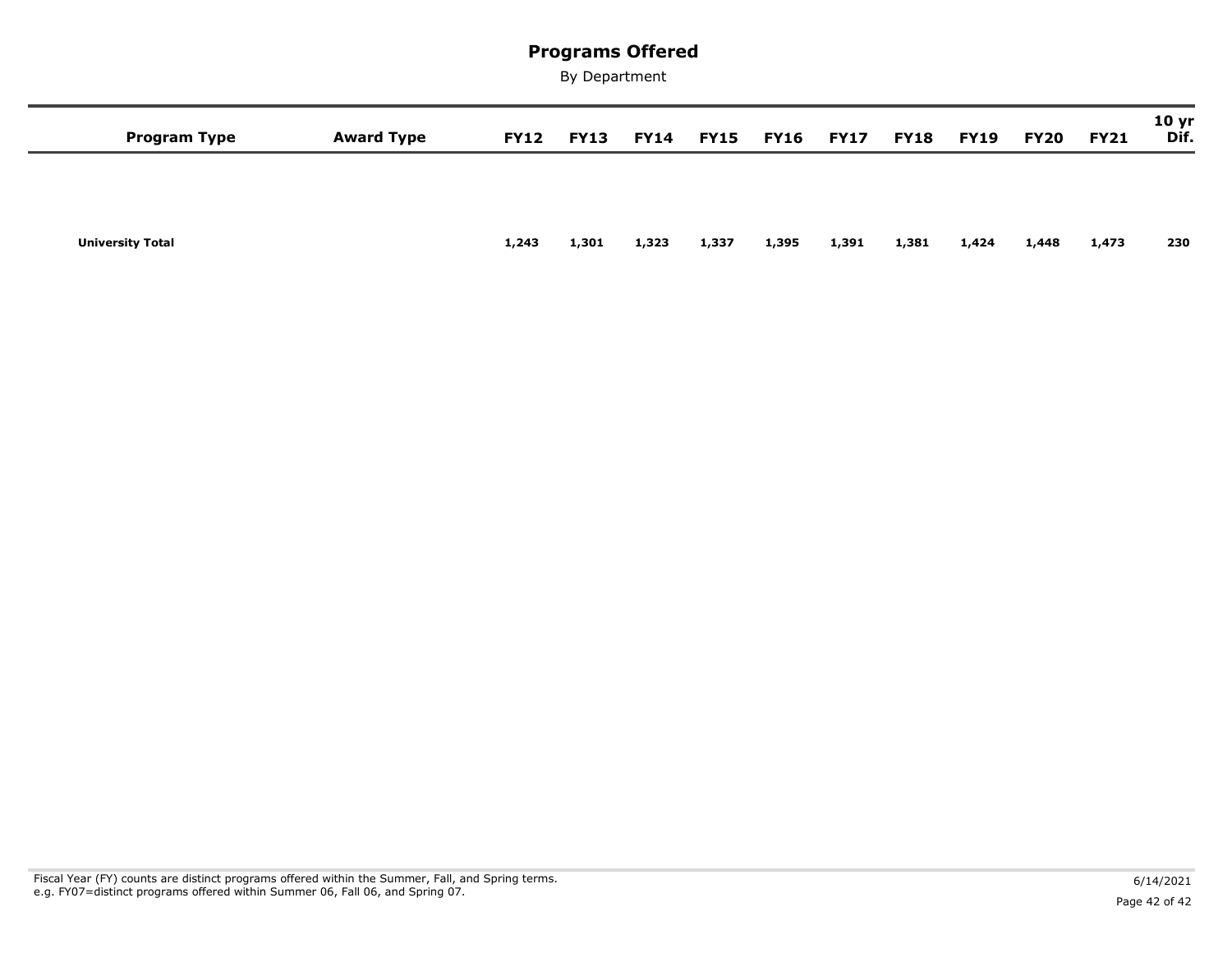# Programs Offered

By Department

| Program Type | Award Type | FY12 | FY13 | FY14 | FY15 | FY16 | FY17 | FY18 | FY19 | FY20 | FY21 | 10 yr Dif. |
|---|---|---|---|---|---|---|---|---|---|---|---|---|
| **University Total** | | **1,243** | **1,301** | **1,323** | **1,337** | **1,395** | **1,391** | **1,381** | **1,424** | **1,448** | **1,473** | **230** |

Fiscal Year (FY) counts are distinct programs offered within the Summer, Fall, and Spring terms.
e.g. FY07=distinct programs offered within Summer 06, Fall 06, and Spring 07.

6/14/2021